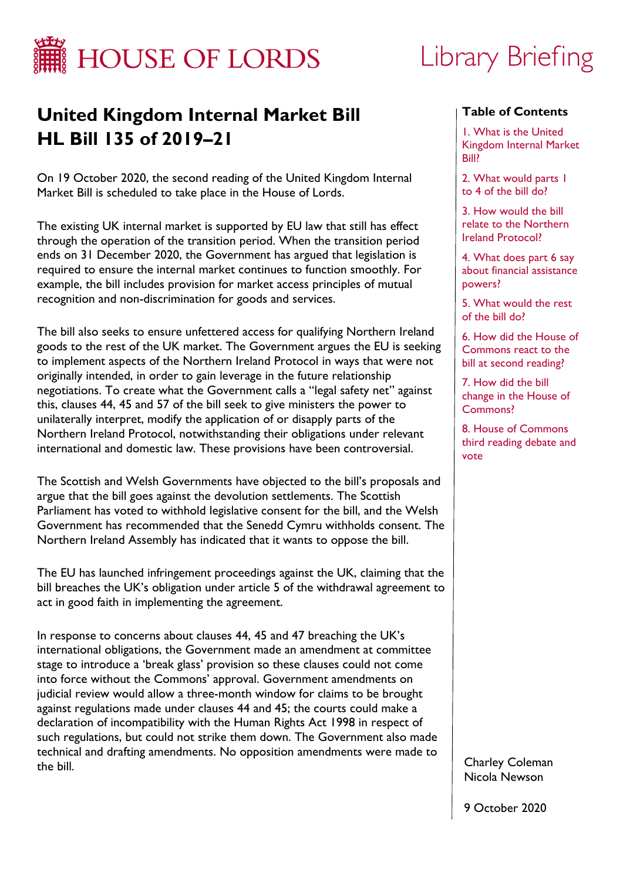HOUSE OF LORDS

Library Briefing

# United Kingdom Internal Market Bill HL Bill 135 of 2019–21

On 19 October 2020, the second reading of the United Kingdom Internal Market Bill is scheduled to take place in the House of Lords.

The existing UK internal market is supported by EU law that still has effect through the operation of the transition period. When the transition period ends on 31 December 2020, the Government has argued that legislation is required to ensure the internal market continues to function smoothly. For example, the bill includes provision for market access principles of mutual recognition and non-discrimination for goods and services.

The bill also seeks to ensure unfettered access for qualifying Northern Ireland goods to the rest of the UK market. The Government argues the EU is seeking to implement aspects of the Northern Ireland Protocol in ways that were not originally intended, in order to gain leverage in the future relationship negotiations. To create what the Government calls a "legal safety net" against this, clauses 44, 45 and 57 of the bill seek to give ministers the power to unilaterally interpret, modify the application of or disapply parts of the Northern Ireland Protocol, notwithstanding their obligations under relevant international and domestic law. These provisions have been controversial.

The Scottish and Welsh Governments have objected to the bill's proposals and argue that the bill goes against the devolution settlements. The Scottish Parliament has voted to withhold legislative consent for the bill, and the Welsh Government has recommended that the Senedd Cymru withholds consent. The Northern Ireland Assembly has indicated that it wants to oppose the bill.

The EU has launched infringement proceedings against the UK, claiming that the bill breaches the UK's obligation under article 5 of the withdrawal agreement to act in good faith in implementing the agreement.

In response to concerns about clauses 44, 45 and 47 breaching the UK's international obligations, the Government made an amendment at committee stage to introduce a 'break glass' provision so these clauses could not come into force without the Commons' approval. Government amendments on judicial review would allow a three-month window for claims to be brought against regulations made under clauses 44 and 45; the courts could make a declaration of incompatibility with the Human Rights Act 1998 in respect of such regulations, but could not strike them down. The Government also made technical and drafting amendments. No opposition amendments were made to the bill.

**Table of Contents**

1. What is the United Kingdom Internal Market Bill?
2. What would parts 1 to 4 of the bill do?
3. How would the bill relate to the Northern Ireland Protocol?
4. What does part 6 say about financial assistance powers?
5. What would the rest of the bill do?
6. How did the House of Commons react to the bill at second reading?
7. How did the bill change in the House of Commons?
8. House of Commons third reading debate and vote

Charley Coleman
Nicola Newson

9 October 2020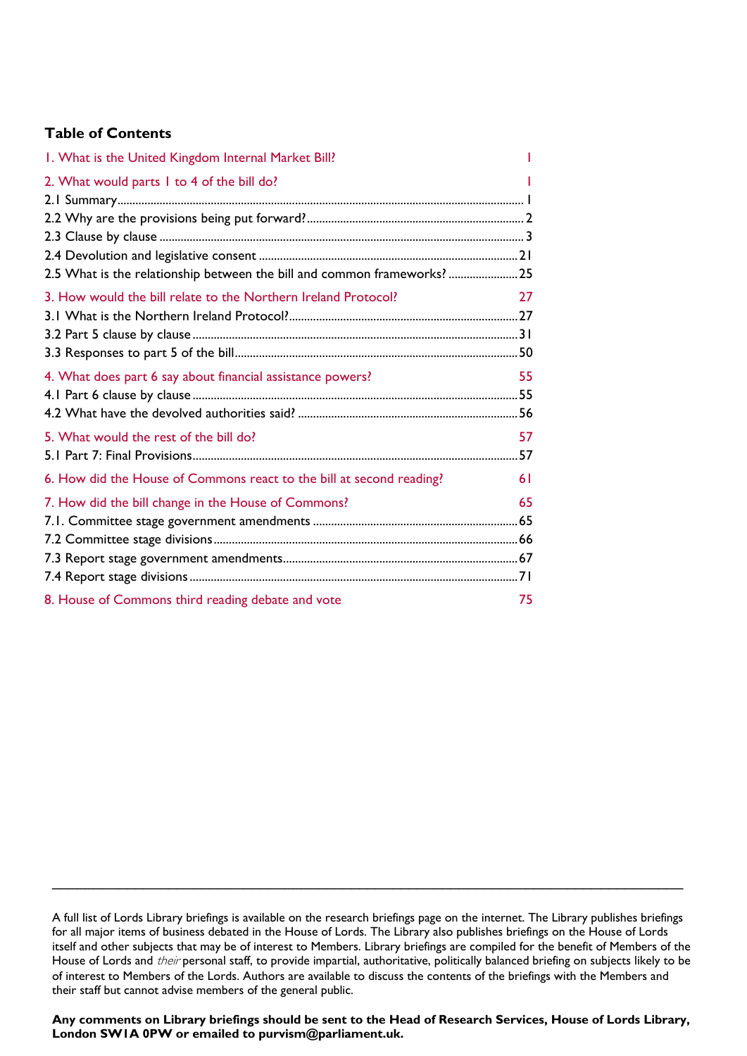## Table of Contents

1. What is the United Kingdom Internal Market Bill? 1

2. What would parts 1 to 4 of the bill do? 1

2.1 Summary 1

2.2 Why are the provisions being put forward? 2

2.3 Clause by clause 3

2.4 Devolution and legislative consent 21

2.5 What is the relationship between the bill and common frameworks? 25

3. How would the bill relate to the Northern Ireland Protocol? 27

3.1 What is the Northern Ireland Protocol? 27

3.2 Part 5 clause by clause 31

3.3 Responses to part 5 of the bill 50

4. What does part 6 say about financial assistance powers? 55

4.1 Part 6 clause by clause 55

4.2 What have the devolved authorities said? 56

5. What would the rest of the bill do? 57

5.1 Part 7: Final Provisions 57

6. How did the House of Commons react to the bill at second reading? 61

7. How did the bill change in the House of Commons? 65

7.1. Committee stage government amendments 65

7.2 Committee stage divisions 66

7.3 Report stage government amendments 67

7.4 Report stage divisions 71

8. House of Commons third reading debate and vote 75

---

A full list of Lords Library briefings is available on the research briefings page on the internet. The Library publishes briefings for all major items of business debated in the House of Lords. The Library also publishes briefings on the House of Lords itself and other subjects that may be of interest to Members. Library briefings are compiled for the benefit of Members of the House of Lords and *their* personal staff, to provide impartial, authoritative, politically balanced briefing on subjects likely to be of interest to Members of the Lords. Authors are available to discuss the contents of the briefings with the Members and their staff but cannot advise members of the general public.

**Any comments on Library briefings should be sent to the Head of Research Services, House of Lords Library, London SW1A 0PW or emailed to purvism@parliament.uk.**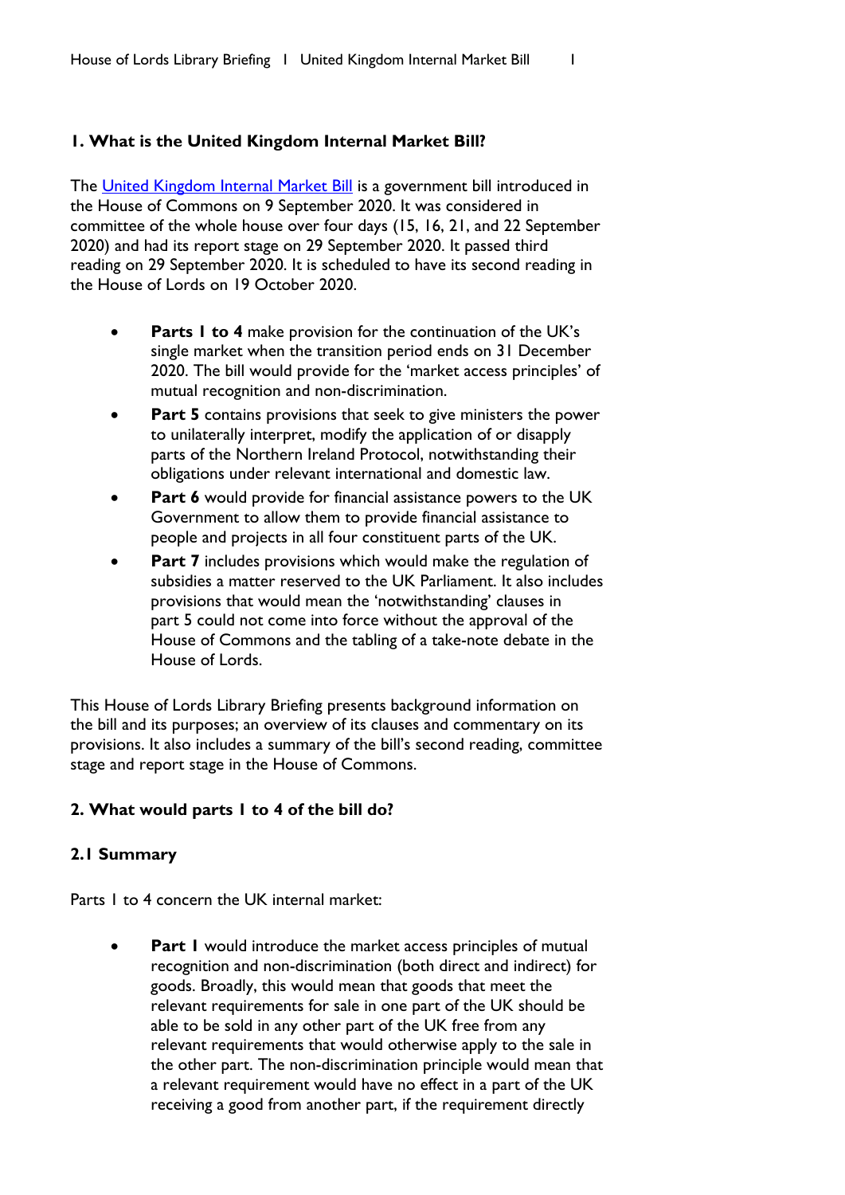## 1. What is the United Kingdom Internal Market Bill?

The United Kingdom Internal Market Bill is a government bill introduced in the House of Commons on 9 September 2020. It was considered in committee of the whole house over four days (15, 16, 21, and 22 September 2020) and had its report stage on 29 September 2020. It passed third reading on 29 September 2020. It is scheduled to have its second reading in the House of Lords on 19 October 2020.

- **Parts 1 to 4** make provision for the continuation of the UK's single market when the transition period ends on 31 December 2020. The bill would provide for the 'market access principles' of mutual recognition and non-discrimination.
- **Part 5** contains provisions that seek to give ministers the power to unilaterally interpret, modify the application of or disapply parts of the Northern Ireland Protocol, notwithstanding their obligations under relevant international and domestic law.
- **Part 6** would provide for financial assistance powers to the UK Government to allow them to provide financial assistance to people and projects in all four constituent parts of the UK.
- **Part 7** includes provisions which would make the regulation of subsidies a matter reserved to the UK Parliament. It also includes provisions that would mean the 'notwithstanding' clauses in part 5 could not come into force without the approval of the House of Commons and the tabling of a take-note debate in the House of Lords.

This House of Lords Library Briefing presents background information on the bill and its purposes; an overview of its clauses and commentary on its provisions. It also includes a summary of the bill's second reading, committee stage and report stage in the House of Commons.

## 2. What would parts 1 to 4 of the bill do?

### 2.1 Summary

Parts 1 to 4 concern the UK internal market:

- **Part 1** would introduce the market access principles of mutual recognition and non-discrimination (both direct and indirect) for goods. Broadly, this would mean that goods that meet the relevant requirements for sale in one part of the UK should be able to be sold in any other part of the UK free from any relevant requirements that would otherwise apply to the sale in the other part. The non-discrimination principle would mean that a relevant requirement would have no effect in a part of the UK receiving a good from another part, if the requirement directly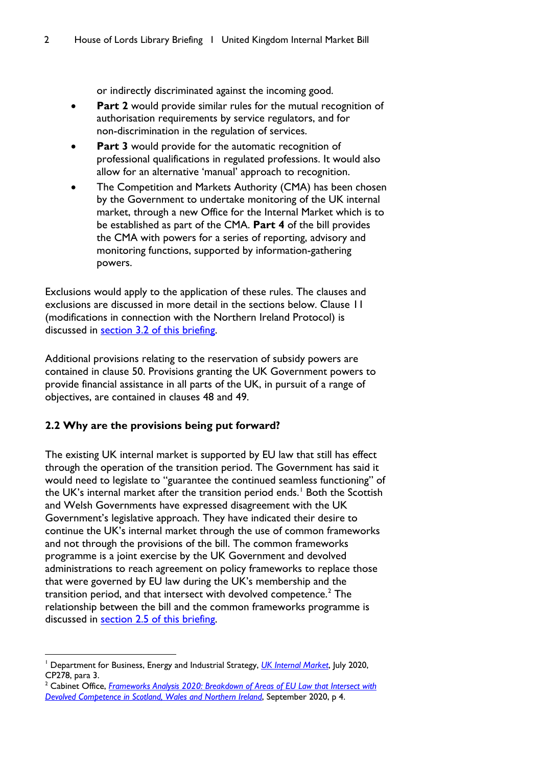or indirectly discriminated against the incoming good.

- **Part 2** would provide similar rules for the mutual recognition of authorisation requirements by service regulators, and for non-discrimination in the regulation of services.
- **Part 3** would provide for the automatic recognition of professional qualifications in regulated professions. It would also allow for an alternative 'manual' approach to recognition.
- The Competition and Markets Authority (CMA) has been chosen by the Government to undertake monitoring of the UK internal market, through a new Office for the Internal Market which is to be established as part of the CMA. **Part 4** of the bill provides the CMA with powers for a series of reporting, advisory and monitoring functions, supported by information-gathering powers.

Exclusions would apply to the application of these rules. The clauses and exclusions are discussed in more detail in the sections below. Clause 11 (modifications in connection with the Northern Ireland Protocol) is discussed in section 3.2 of this briefing.

Additional provisions relating to the reservation of subsidy powers are contained in clause 50. Provisions granting the UK Government powers to provide financial assistance in all parts of the UK, in pursuit of a range of objectives, are contained in clauses 48 and 49.

### 2.2 Why are the provisions being put forward?

The existing UK internal market is supported by EU law that still has effect through the operation of the transition period. The Government has said it would need to legislate to "guarantee the continued seamless functioning" of the UK's internal market after the transition period ends.[1] Both the Scottish and Welsh Governments have expressed disagreement with the UK Government's legislative approach. They have indicated their desire to continue the UK's internal market through the use of common frameworks and not through the provisions of the bill. The common frameworks programme is a joint exercise by the UK Government and devolved administrations to reach agreement on policy frameworks to replace those that were governed by EU law during the UK's membership and the transition period, and that intersect with devolved competence.[2] The relationship between the bill and the common frameworks programme is discussed in section 2.5 of this briefing.

---

[1] Department for Business, Energy and Industrial Strategy, *UK Internal Market*, July 2020, CP278, para 3.

[2] Cabinet Office, *Frameworks Analysis 2020: Breakdown of Areas of EU Law that Intersect with Devolved Competence in Scotland, Wales and Northern Ireland*, September 2020, p 4.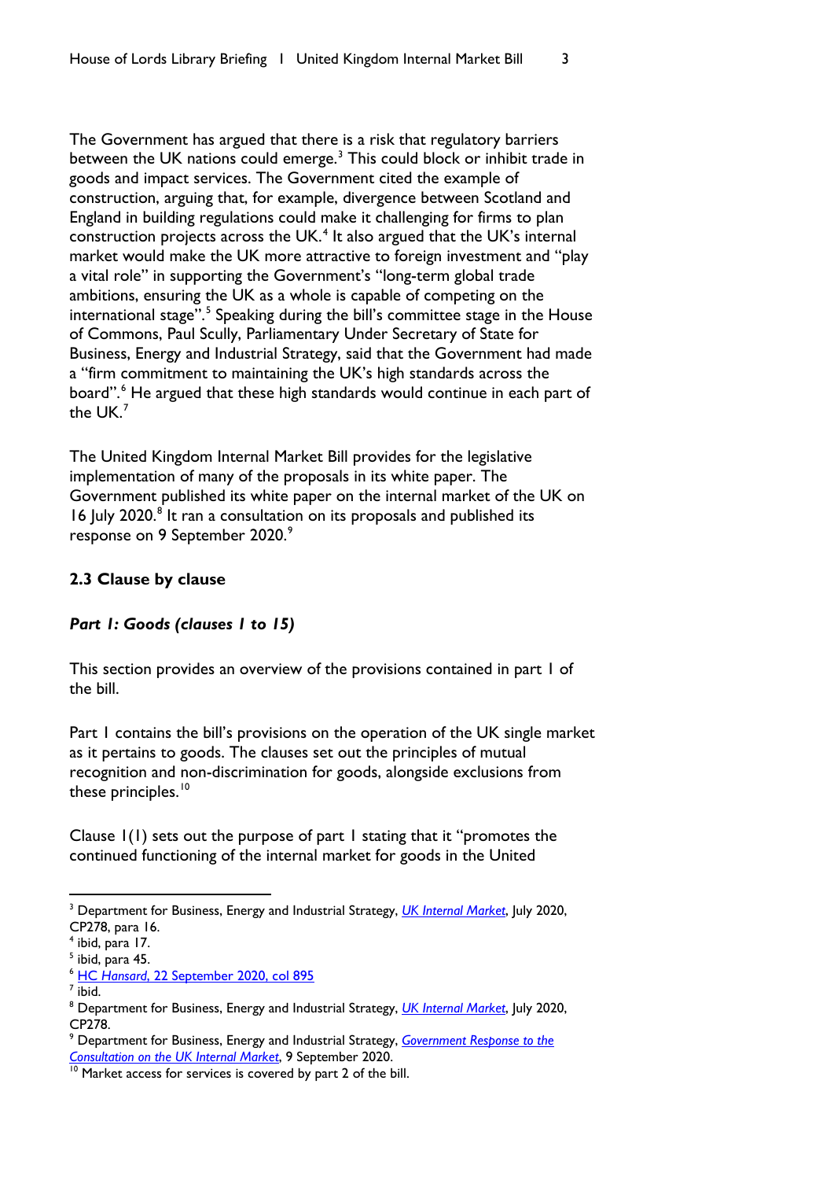The Government has argued that there is a risk that regulatory barriers between the UK nations could emerge.[3] This could block or inhibit trade in goods and impact services. The Government cited the example of construction, arguing that, for example, divergence between Scotland and England in building regulations could make it challenging for firms to plan construction projects across the UK.[4] It also argued that the UK's internal market would make the UK more attractive to foreign investment and "play a vital role" in supporting the Government's "long-term global trade ambitions, ensuring the UK as a whole is capable of competing on the international stage".[5] Speaking during the bill's committee stage in the House of Commons, Paul Scully, Parliamentary Under Secretary of State for Business, Energy and Industrial Strategy, said that the Government had made a "firm commitment to maintaining the UK's high standards across the board".[6] He argued that these high standards would continue in each part of the UK.[7]

The United Kingdom Internal Market Bill provides for the legislative implementation of many of the proposals in its white paper. The Government published its white paper on the internal market of the UK on 16 July 2020.[8] It ran a consultation on its proposals and published its response on 9 September 2020.[9]

### 2.3 Clause by clause

#### *Part 1: Goods (clauses 1 to 15)*

This section provides an overview of the provisions contained in part 1 of the bill.

Part 1 contains the bill's provisions on the operation of the UK single market as it pertains to goods. The clauses set out the principles of mutual recognition and non-discrimination for goods, alongside exclusions from these principles.[10]

Clause 1(1) sets out the purpose of part 1 stating that it "promotes the continued functioning of the internal market for goods in the United

---

[3] Department for Business, Energy and Industrial Strategy, *UK Internal Market*, July 2020, CP278, para 16.
[4] ibid, para 17.
[5] ibid, para 45.
[6] HC *Hansard*, 22 September 2020, col 895
[7] ibid.
[8] Department for Business, Energy and Industrial Strategy, *UK Internal Market*, July 2020, CP278.
[9] Department for Business, Energy and Industrial Strategy, *Government Response to the Consultation on the UK Internal Market*, 9 September 2020.
[10] Market access for services is covered by part 2 of the bill.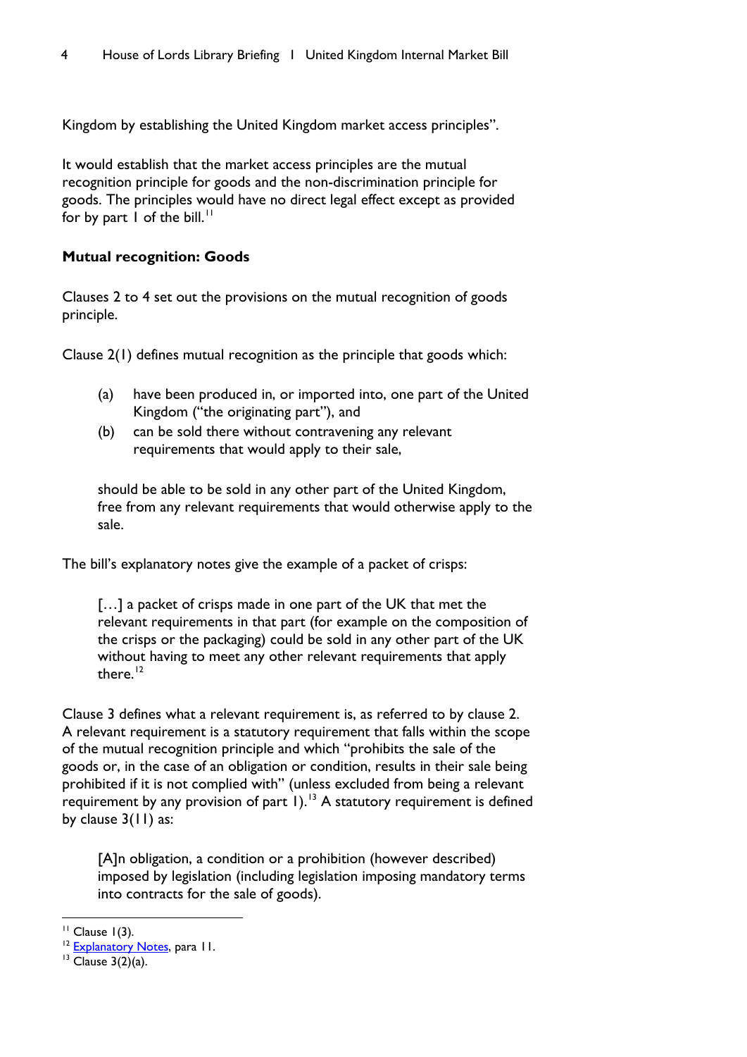Kingdom by establishing the United Kingdom market access principles".

It would establish that the market access principles are the mutual recognition principle for goods and the non-discrimination principle for goods. The principles would have no direct legal effect except as provided for by part 1 of the bill.[11]

**Mutual recognition: Goods**

Clauses 2 to 4 set out the provisions on the mutual recognition of goods principle.

Clause 2(1) defines mutual recognition as the principle that goods which:

(a) have been produced in, or imported into, one part of the United Kingdom ("the originating part"), and
(b) can be sold there without contravening any relevant requirements that would apply to their sale,

> should be able to be sold in any other part of the United Kingdom, free from any relevant requirements that would otherwise apply to the sale.

The bill's explanatory notes give the example of a packet of crisps:

> […] a packet of crisps made in one part of the UK that met the relevant requirements in that part (for example on the composition of the crisps or the packaging) could be sold in any other part of the UK without having to meet any other relevant requirements that apply there.[12]

Clause 3 defines what a relevant requirement is, as referred to by clause 2. A relevant requirement is a statutory requirement that falls within the scope of the mutual recognition principle and which "prohibits the sale of the goods or, in the case of an obligation or condition, results in their sale being prohibited if it is not complied with" (unless excluded from being a relevant requirement by any provision of part 1).[13] A statutory requirement is defined by clause 3(11) as:

> [A]n obligation, a condition or a prohibition (however described) imposed by legislation (including legislation imposing mandatory terms into contracts for the sale of goods).

---

[11] Clause 1(3).
[12] Explanatory Notes, para 11.
[13] Clause 3(2)(a).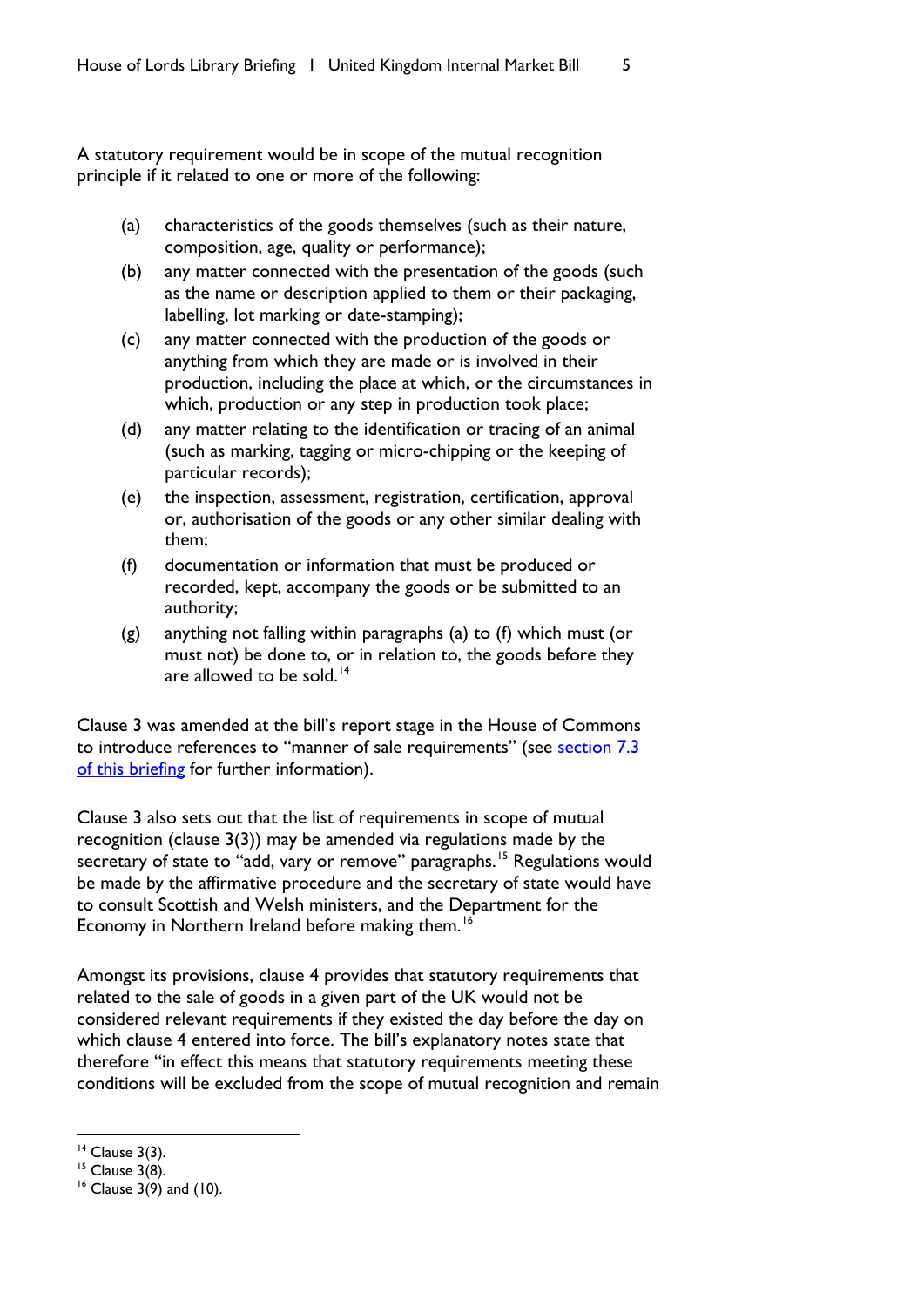A statutory requirement would be in scope of the mutual recognition principle if it related to one or more of the following:

(a) characteristics of the goods themselves (such as their nature, composition, age, quality or performance);

(b) any matter connected with the presentation of the goods (such as the name or description applied to them or their packaging, labelling, lot marking or date-stamping);

(c) any matter connected with the production of the goods or anything from which they are made or is involved in their production, including the place at which, or the circumstances in which, production or any step in production took place;

(d) any matter relating to the identification or tracing of an animal (such as marking, tagging or micro-chipping or the keeping of particular records);

(e) the inspection, assessment, registration, certification, approval or, authorisation of the goods or any other similar dealing with them;

(f) documentation or information that must be produced or recorded, kept, accompany the goods or be submitted to an authority;

(g) anything not falling within paragraphs (a) to (f) which must (or must not) be done to, or in relation to, the goods before they are allowed to be sold.[14]

Clause 3 was amended at the bill's report stage in the House of Commons to introduce references to "manner of sale requirements" (see [section 7.3 of this briefing]() for further information).

Clause 3 also sets out that the list of requirements in scope of mutual recognition (clause 3(3)) may be amended via regulations made by the secretary of state to "add, vary or remove" paragraphs.[15] Regulations would be made by the affirmative procedure and the secretary of state would have to consult Scottish and Welsh ministers, and the Department for the Economy in Northern Ireland before making them.[16]

Amongst its provisions, clause 4 provides that statutory requirements that related to the sale of goods in a given part of the UK would not be considered relevant requirements if they existed the day before the day on which clause 4 entered into force. The bill's explanatory notes state that therefore "in effect this means that statutory requirements meeting these conditions will be excluded from the scope of mutual recognition and remain

[14] Clause 3(3).

[15] Clause 3(8).

[16] Clause 3(9) and (10).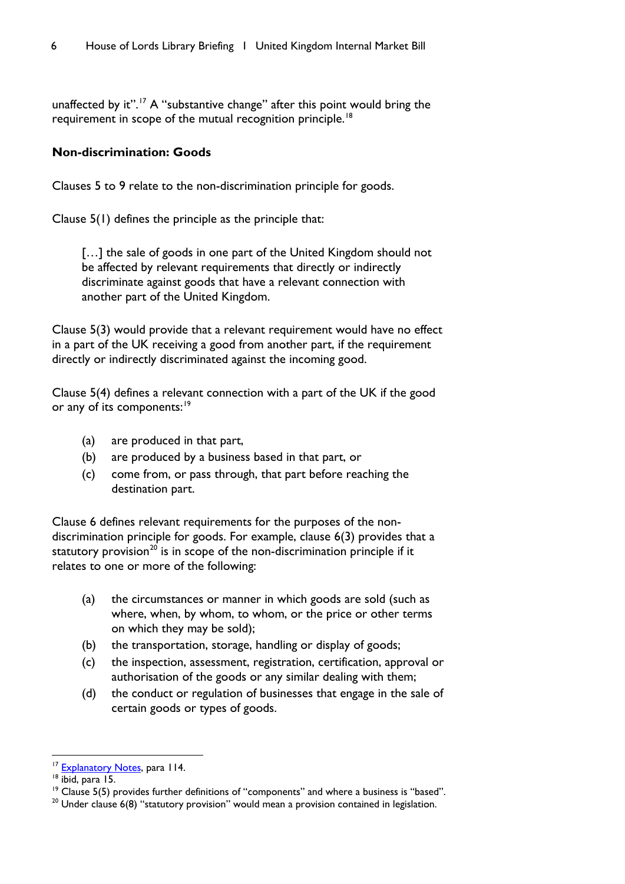unaffected by it".[17] A "substantive change" after this point would bring the requirement in scope of the mutual recognition principle.[18]

### Non-discrimination: Goods

Clauses 5 to 9 relate to the non-discrimination principle for goods.

Clause 5(1) defines the principle as the principle that:

> […] the sale of goods in one part of the United Kingdom should not be affected by relevant requirements that directly or indirectly discriminate against goods that have a relevant connection with another part of the United Kingdom.

Clause 5(3) would provide that a relevant requirement would have no effect in a part of the UK receiving a good from another part, if the requirement directly or indirectly discriminated against the incoming good.

Clause 5(4) defines a relevant connection with a part of the UK if the good or any of its components:[19]

- (a) are produced in that part,
- (b) are produced by a business based in that part, or
- (c) come from, or pass through, that part before reaching the destination part.

Clause 6 defines relevant requirements for the purposes of the non-discrimination principle for goods. For example, clause 6(3) provides that a statutory provision[20] is in scope of the non-discrimination principle if it relates to one or more of the following:

- (a) the circumstances or manner in which goods are sold (such as where, when, by whom, to whom, or the price or other terms on which they may be sold);
- (b) the transportation, storage, handling or display of goods;
- (c) the inspection, assessment, registration, certification, approval or authorisation of the goods or any similar dealing with them;
- (d) the conduct or regulation of businesses that engage in the sale of certain goods or types of goods.

---

[17] Explanatory Notes, para 114.

[18] ibid, para 15.

[19] Clause 5(5) provides further definitions of "components" and where a business is "based".

[20] Under clause 6(8) "statutory provision" would mean a provision contained in legislation.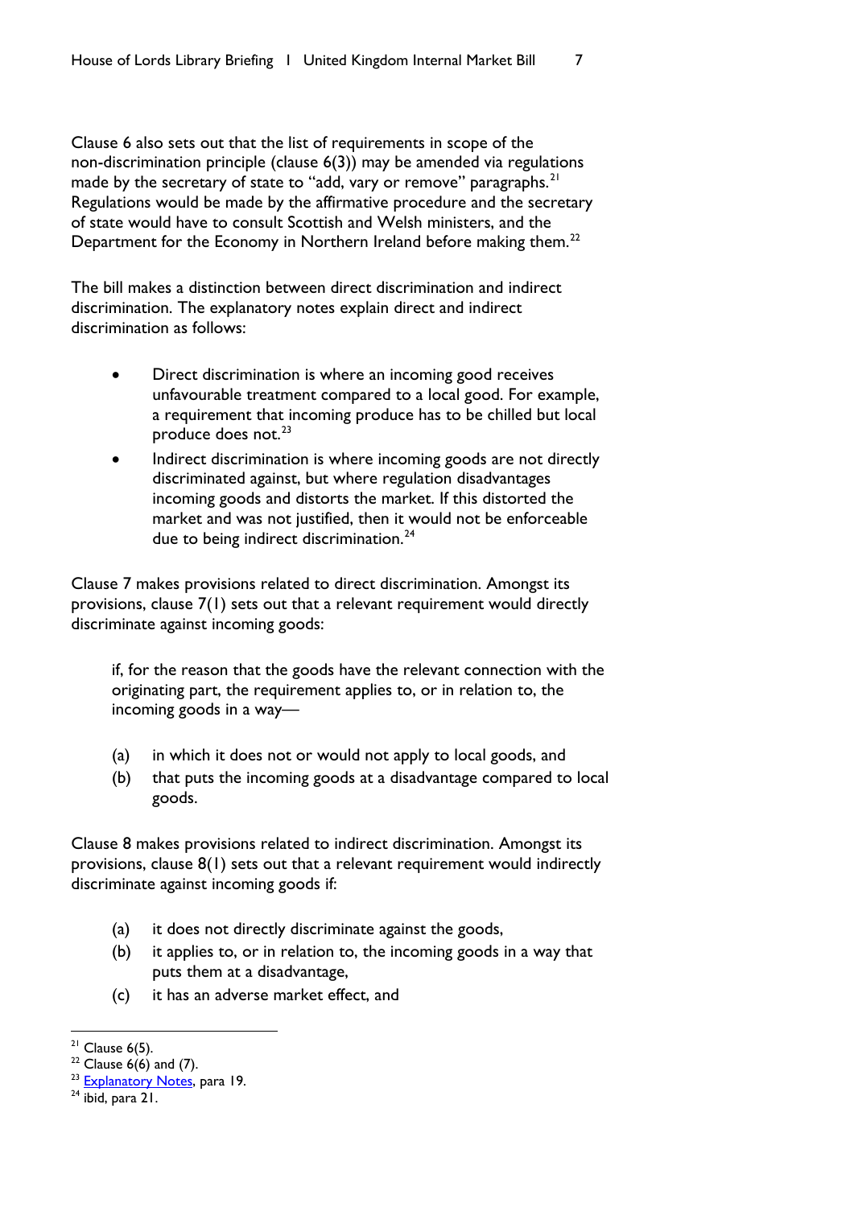Clause 6 also sets out that the list of requirements in scope of the non-discrimination principle (clause 6(3)) may be amended via regulations made by the secretary of state to "add, vary or remove" paragraphs.[21] Regulations would be made by the affirmative procedure and the secretary of state would have to consult Scottish and Welsh ministers, and the Department for the Economy in Northern Ireland before making them.[22]

The bill makes a distinction between direct discrimination and indirect discrimination. The explanatory notes explain direct and indirect discrimination as follows:

- Direct discrimination is where an incoming good receives unfavourable treatment compared to a local good. For example, a requirement that incoming produce has to be chilled but local produce does not.[23]
- Indirect discrimination is where incoming goods are not directly discriminated against, but where regulation disadvantages incoming goods and distorts the market. If this distorted the market and was not justified, then it would not be enforceable due to being indirect discrimination.[24]

Clause 7 makes provisions related to direct discrimination. Amongst its provisions, clause 7(1) sets out that a relevant requirement would directly discriminate against incoming goods:

> if, for the reason that the goods have the relevant connection with the originating part, the requirement applies to, or in relation to, the incoming goods in a way—
>
> (a) in which it does not or would not apply to local goods, and
> (b) that puts the incoming goods at a disadvantage compared to local goods.

Clause 8 makes provisions related to indirect discrimination. Amongst its provisions, clause 8(1) sets out that a relevant requirement would indirectly discriminate against incoming goods if:

> (a) it does not directly discriminate against the goods,
> (b) it applies to, or in relation to, the incoming goods in a way that puts them at a disadvantage,
> (c) it has an adverse market effect, and

---

[21] Clause 6(5).

[22] Clause 6(6) and (7).

[23] Explanatory Notes, para 19.

[24] ibid, para 21.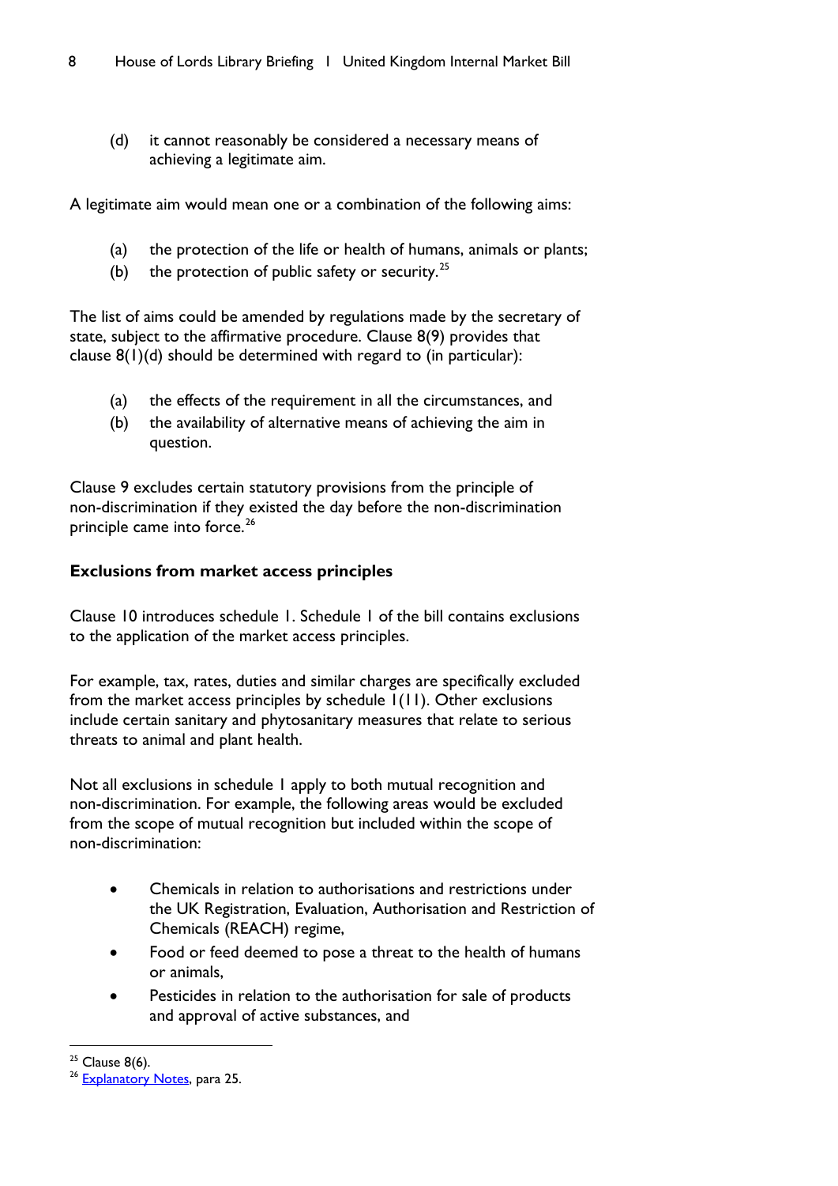(d) it cannot reasonably be considered a necessary means of achieving a legitimate aim.

A legitimate aim would mean one or a combination of the following aims:

(a) the protection of the life or health of humans, animals or plants;
(b) the protection of public safety or security.[25]

The list of aims could be amended by regulations made by the secretary of state, subject to the affirmative procedure. Clause 8(9) provides that clause 8(1)(d) should be determined with regard to (in particular):

(a) the effects of the requirement in all the circumstances, and
(b) the availability of alternative means of achieving the aim in question.

Clause 9 excludes certain statutory provisions from the principle of non-discrimination if they existed the day before the non-discrimination principle came into force.[26]

**Exclusions from market access principles**

Clause 10 introduces schedule 1. Schedule 1 of the bill contains exclusions to the application of the market access principles.

For example, tax, rates, duties and similar charges are specifically excluded from the market access principles by schedule 1(11). Other exclusions include certain sanitary and phytosanitary measures that relate to serious threats to animal and plant health.

Not all exclusions in schedule 1 apply to both mutual recognition and non-discrimination. For example, the following areas would be excluded from the scope of mutual recognition but included within the scope of non-discrimination:

- Chemicals in relation to authorisations and restrictions under the UK Registration, Evaluation, Authorisation and Restriction of Chemicals (REACH) regime,
- Food or feed deemed to pose a threat to the health of humans or animals,
- Pesticides in relation to the authorisation for sale of products and approval of active substances, and

[25] Clause 8(6).
[26] Explanatory Notes, para 25.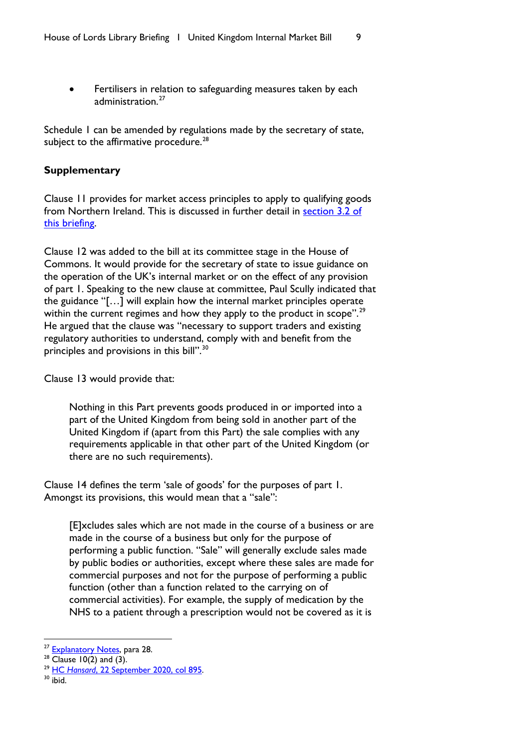- Fertilisers in relation to safeguarding measures taken by each administration.[27]

Schedule 1 can be amended by regulations made by the secretary of state, subject to the affirmative procedure.[28]

**Supplementary**

Clause 11 provides for market access principles to apply to qualifying goods from Northern Ireland. This is discussed in further detail in section 3.2 of this briefing.

Clause 12 was added to the bill at its committee stage in the House of Commons. It would provide for the secretary of state to issue guidance on the operation of the UK's internal market or on the effect of any provision of part 1. Speaking to the new clause at committee, Paul Scully indicated that the guidance "[…] will explain how the internal market principles operate within the current regimes and how they apply to the product in scope".[29] He argued that the clause was "necessary to support traders and existing regulatory authorities to understand, comply with and benefit from the principles and provisions in this bill".[30]

Clause 13 would provide that:

> Nothing in this Part prevents goods produced in or imported into a part of the United Kingdom from being sold in another part of the United Kingdom if (apart from this Part) the sale complies with any requirements applicable in that other part of the United Kingdom (or there are no such requirements).

Clause 14 defines the term 'sale of goods' for the purposes of part 1. Amongst its provisions, this would mean that a "sale":

> [E]xcludes sales which are not made in the course of a business or are made in the course of a business but only for the purpose of performing a public function. "Sale" will generally exclude sales made by public bodies or authorities, except where these sales are made for commercial purposes and not for the purpose of performing a public function (other than a function related to the carrying on of commercial activities). For example, the supply of medication by the NHS to a patient through a prescription would not be covered as it is

---

[27] Explanatory Notes, para 28.

[28] Clause 10(2) and (3).

[29] HC *Hansard*, 22 September 2020, col 895.

[30] ibid.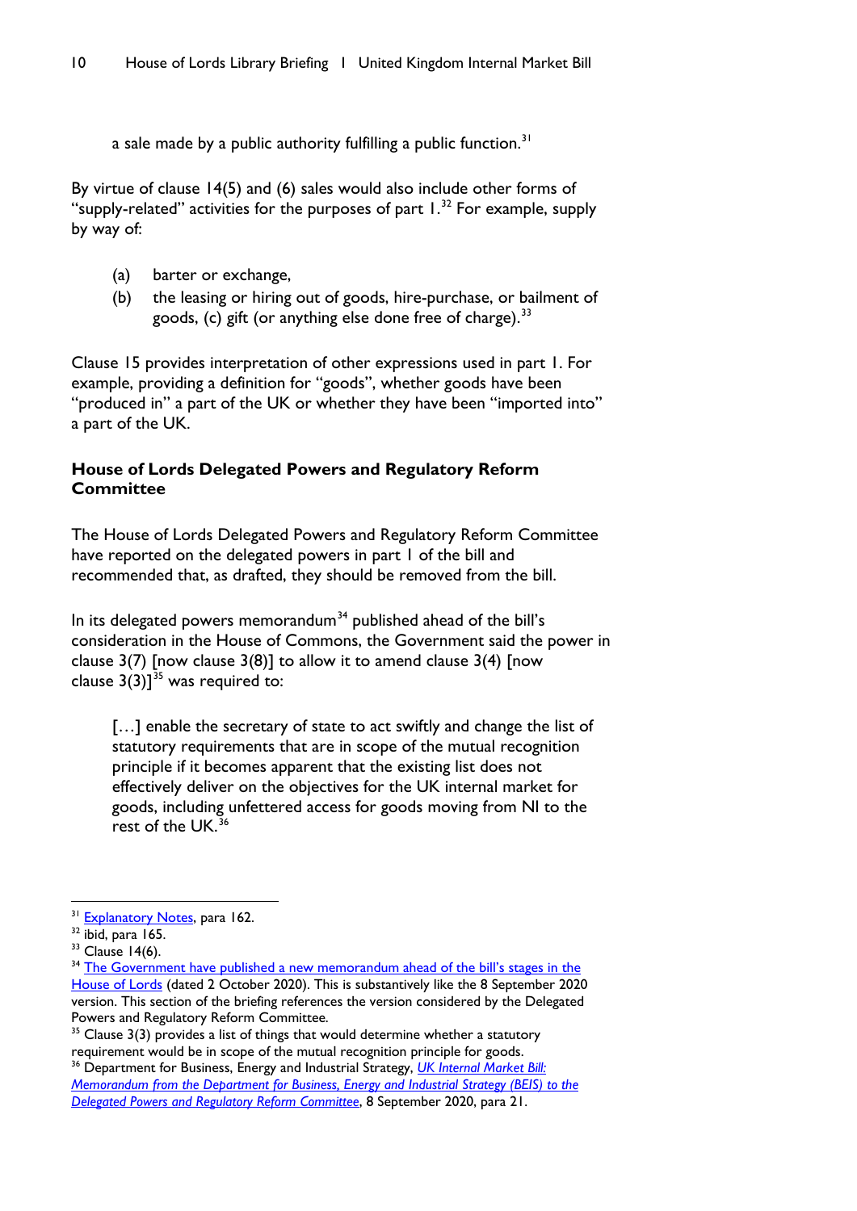a sale made by a public authority fulfilling a public function.[31]

By virtue of clause 14(5) and (6) sales would also include other forms of "supply-related" activities for the purposes of part 1.[32] For example, supply by way of:

(a) barter or exchange,
(b) the leasing or hiring out of goods, hire-purchase, or bailment of goods, (c) gift (or anything else done free of charge).[33]

Clause 15 provides interpretation of other expressions used in part 1. For example, providing a definition for "goods", whether goods have been "produced in" a part of the UK or whether they have been "imported into" a part of the UK.

### House of Lords Delegated Powers and Regulatory Reform Committee

The House of Lords Delegated Powers and Regulatory Reform Committee have reported on the delegated powers in part 1 of the bill and recommended that, as drafted, they should be removed from the bill.

In its delegated powers memorandum[34] published ahead of the bill's consideration in the House of Commons, the Government said the power in clause 3(7) [now clause 3(8)] to allow it to amend clause 3(4) [now clause 3(3)][35] was required to:

> […] enable the secretary of state to act swiftly and change the list of statutory requirements that are in scope of the mutual recognition principle if it becomes apparent that the existing list does not effectively deliver on the objectives for the UK internal market for goods, including unfettered access for goods moving from NI to the rest of the UK.[36]

---

[31] Explanatory Notes, para 162.
[32] ibid, para 165.
[33] Clause 14(6).
[34] The Government have published a new memorandum ahead of the bill's stages in the House of Lords (dated 2 October 2020). This is substantively like the 8 September 2020 version. This section of the briefing references the version considered by the Delegated Powers and Regulatory Reform Committee.
[35] Clause 3(3) provides a list of things that would determine whether a statutory requirement would be in scope of the mutual recognition principle for goods.
[36] Department for Business, Energy and Industrial Strategy, *UK Internal Market Bill: Memorandum from the Department for Business, Energy and Industrial Strategy (BEIS) to the Delegated Powers and Regulatory Reform Committee*, 8 September 2020, para 21.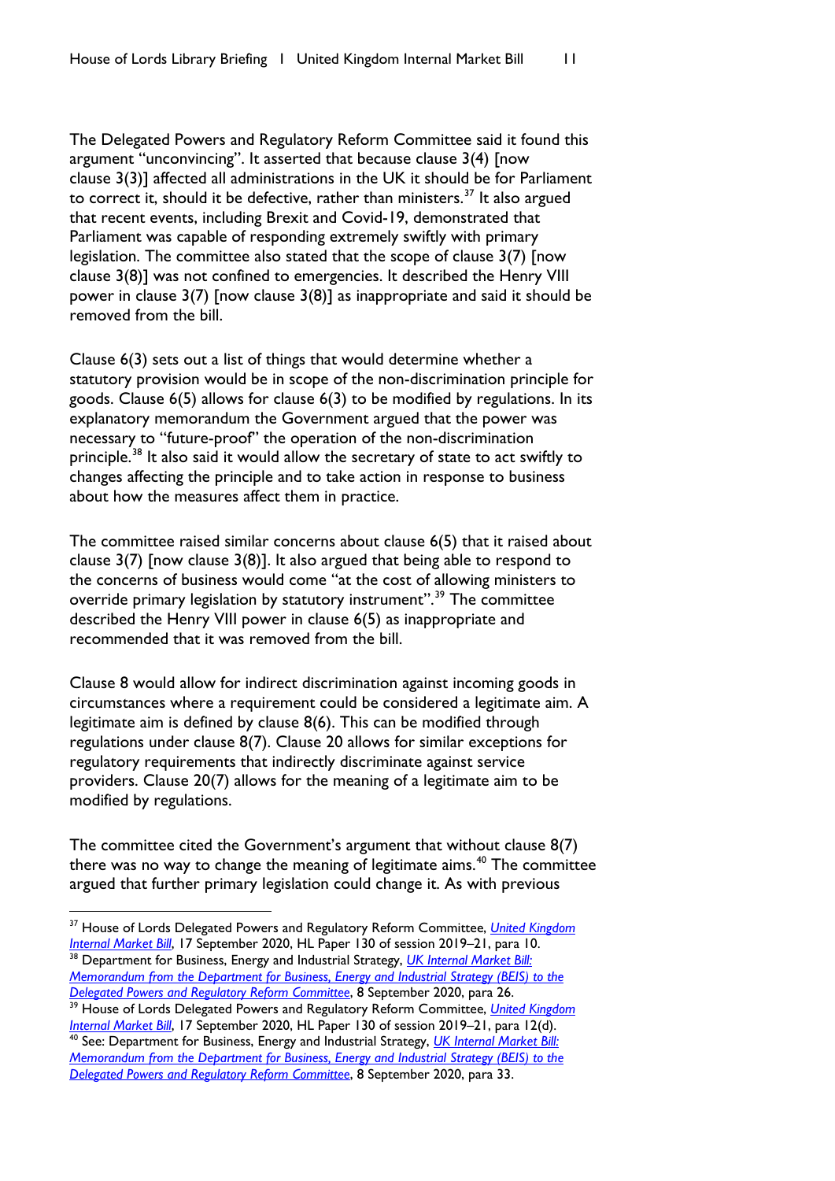The Delegated Powers and Regulatory Reform Committee said it found this argument "unconvincing". It asserted that because clause 3(4) [now clause 3(3)] affected all administrations in the UK it should be for Parliament to correct it, should it be defective, rather than ministers.[37] It also argued that recent events, including Brexit and Covid-19, demonstrated that Parliament was capable of responding extremely swiftly with primary legislation. The committee also stated that the scope of clause 3(7) [now clause 3(8)] was not confined to emergencies. It described the Henry VIII power in clause 3(7) [now clause 3(8)] as inappropriate and said it should be removed from the bill.

Clause 6(3) sets out a list of things that would determine whether a statutory provision would be in scope of the non-discrimination principle for goods. Clause 6(5) allows for clause 6(3) to be modified by regulations. In its explanatory memorandum the Government argued that the power was necessary to "future-proof" the operation of the non-discrimination principle.[38] It also said it would allow the secretary of state to act swiftly to changes affecting the principle and to take action in response to business about how the measures affect them in practice.

The committee raised similar concerns about clause 6(5) that it raised about clause 3(7) [now clause 3(8)]. It also argued that being able to respond to the concerns of business would come "at the cost of allowing ministers to override primary legislation by statutory instrument".[39] The committee described the Henry VIII power in clause 6(5) as inappropriate and recommended that it was removed from the bill.

Clause 8 would allow for indirect discrimination against incoming goods in circumstances where a requirement could be considered a legitimate aim. A legitimate aim is defined by clause 8(6). This can be modified through regulations under clause 8(7). Clause 20 allows for similar exceptions for regulatory requirements that indirectly discriminate against service providers. Clause 20(7) allows for the meaning of a legitimate aim to be modified by regulations.

The committee cited the Government's argument that without clause 8(7) there was no way to change the meaning of legitimate aims.[40] The committee argued that further primary legislation could change it. As with previous

---

[37] House of Lords Delegated Powers and Regulatory Reform Committee, *United Kingdom Internal Market Bill*, 17 September 2020, HL Paper 130 of session 2019–21, para 10.

[38] Department for Business, Energy and Industrial Strategy, *UK Internal Market Bill: Memorandum from the Department for Business, Energy and Industrial Strategy (BEIS) to the Delegated Powers and Regulatory Reform Committee*, 8 September 2020, para 26.

[39] House of Lords Delegated Powers and Regulatory Reform Committee, *United Kingdom Internal Market Bill*, 17 September 2020, HL Paper 130 of session 2019–21, para 12(d).

[40] See: Department for Business, Energy and Industrial Strategy, *UK Internal Market Bill: Memorandum from the Department for Business, Energy and Industrial Strategy (BEIS) to the Delegated Powers and Regulatory Reform Committee*, 8 September 2020, para 33.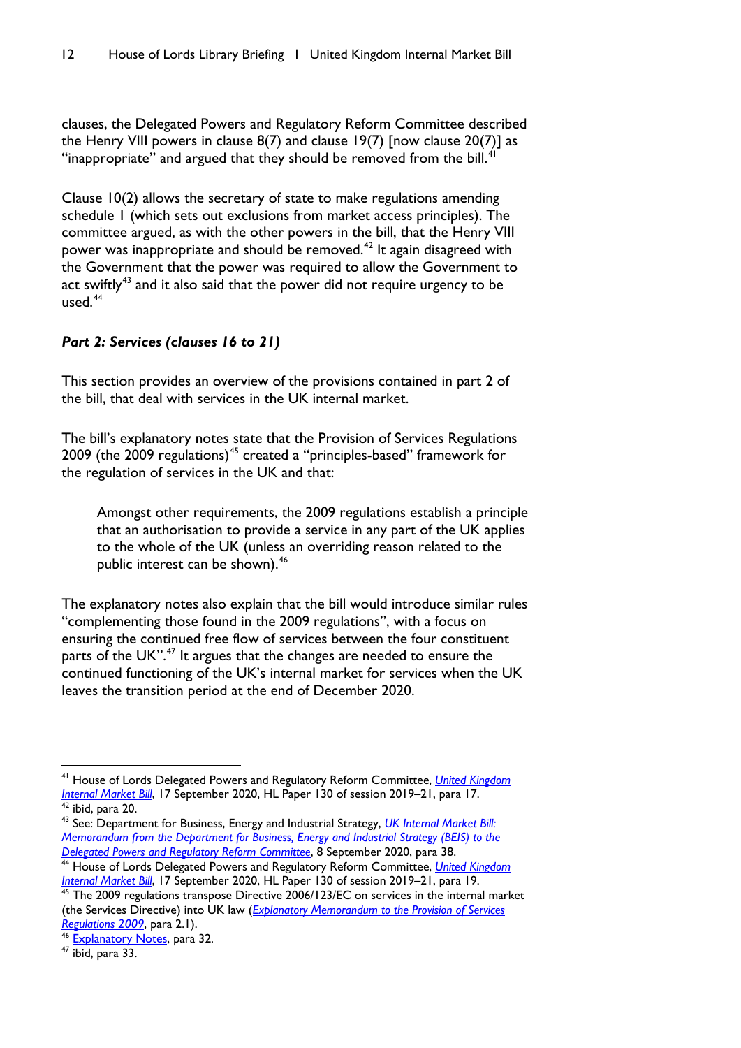clauses, the Delegated Powers and Regulatory Reform Committee described the Henry VIII powers in clause 8(7) and clause 19(7) [now clause 20(7)] as "inappropriate" and argued that they should be removed from the bill.[41]

Clause 10(2) allows the secretary of state to make regulations amending schedule 1 (which sets out exclusions from market access principles). The committee argued, as with the other powers in the bill, that the Henry VIII power was inappropriate and should be removed.[42] It again disagreed with the Government that the power was required to allow the Government to act swiftly[43] and it also said that the power did not require urgency to be used.[44]

### *Part 2: Services (clauses 16 to 21)*

This section provides an overview of the provisions contained in part 2 of the bill, that deal with services in the UK internal market.

The bill's explanatory notes state that the Provision of Services Regulations 2009 (the 2009 regulations)[45] created a "principles-based" framework for the regulation of services in the UK and that:

> Amongst other requirements, the 2009 regulations establish a principle that an authorisation to provide a service in any part of the UK applies to the whole of the UK (unless an overriding reason related to the public interest can be shown).[46]

The explanatory notes also explain that the bill would introduce similar rules "complementing those found in the 2009 regulations", with a focus on ensuring the continued free flow of services between the four constituent parts of the UK".[47] It argues that the changes are needed to ensure the continued functioning of the UK's internal market for services when the UK leaves the transition period at the end of December 2020.

---

[41] House of Lords Delegated Powers and Regulatory Reform Committee, *United Kingdom Internal Market Bill*, 17 September 2020, HL Paper 130 of session 2019–21, para 17.
[42] ibid, para 20.
[43] See: Department for Business, Energy and Industrial Strategy, *UK Internal Market Bill: Memorandum from the Department for Business, Energy and Industrial Strategy (BEIS) to the Delegated Powers and Regulatory Reform Committee*, 8 September 2020, para 38.
[44] House of Lords Delegated Powers and Regulatory Reform Committee, *United Kingdom Internal Market Bill*, 17 September 2020, HL Paper 130 of session 2019–21, para 19.
[45] The 2009 regulations transpose Directive 2006/123/EC on services in the internal market (the Services Directive) into UK law (*Explanatory Memorandum to the Provision of Services Regulations 2009*, para 2.1).
[46] Explanatory Notes, para 32.
[47] ibid, para 33.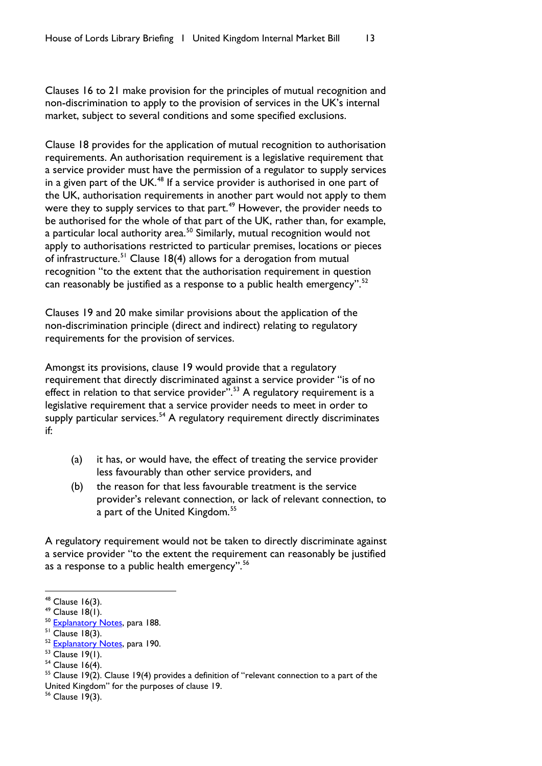Clauses 16 to 21 make provision for the principles of mutual recognition and non-discrimination to apply to the provision of services in the UK's internal market, subject to several conditions and some specified exclusions.

Clause 18 provides for the application of mutual recognition to authorisation requirements. An authorisation requirement is a legislative requirement that a service provider must have the permission of a regulator to supply services in a given part of the UK.[48] If a service provider is authorised in one part of the UK, authorisation requirements in another part would not apply to them were they to supply services to that part.[49] However, the provider needs to be authorised for the whole of that part of the UK, rather than, for example, a particular local authority area.[50] Similarly, mutual recognition would not apply to authorisations restricted to particular premises, locations or pieces of infrastructure.[51] Clause 18(4) allows for a derogation from mutual recognition "to the extent that the authorisation requirement in question can reasonably be justified as a response to a public health emergency".[52]

Clauses 19 and 20 make similar provisions about the application of the non-discrimination principle (direct and indirect) relating to regulatory requirements for the provision of services.

Amongst its provisions, clause 19 would provide that a regulatory requirement that directly discriminated against a service provider "is of no effect in relation to that service provider".[53] A regulatory requirement is a legislative requirement that a service provider needs to meet in order to supply particular services.[54] A regulatory requirement directly discriminates if:

(a) it has, or would have, the effect of treating the service provider less favourably than other service providers, and
(b) the reason for that less favourable treatment is the service provider's relevant connection, or lack of relevant connection, to a part of the United Kingdom.[55]

A regulatory requirement would not be taken to directly discriminate against a service provider "to the extent the requirement can reasonably be justified as a response to a public health emergency".[56]

---

[48] Clause 16(3).
[49] Clause 18(1).
[50] Explanatory Notes, para 188.
[51] Clause 18(3).
[52] Explanatory Notes, para 190.
[53] Clause 19(1).
[54] Clause 16(4).
[55] Clause 19(2). Clause 19(4) provides a definition of "relevant connection to a part of the United Kingdom" for the purposes of clause 19.
[56] Clause 19(3).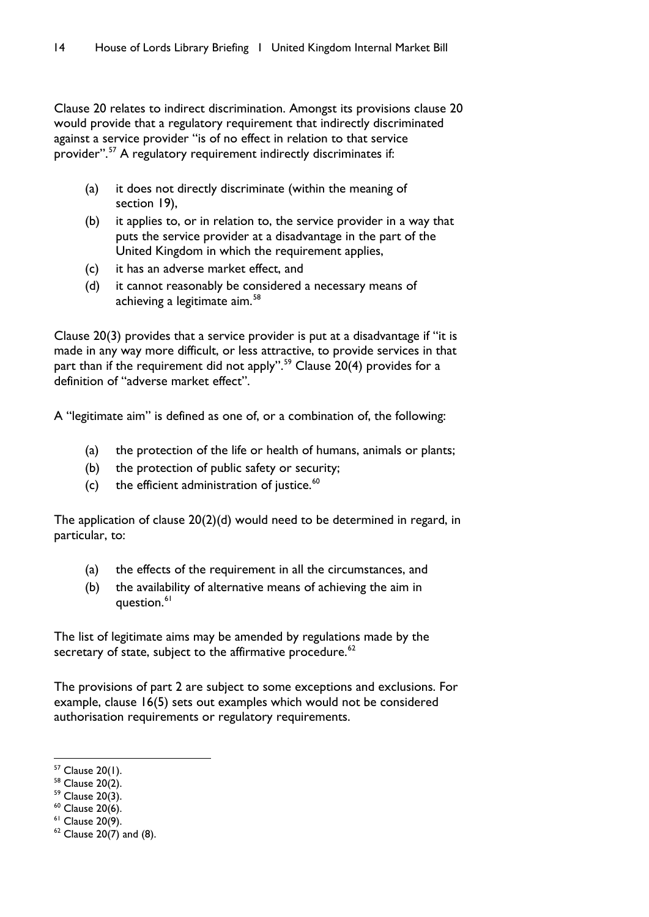Clause 20 relates to indirect discrimination. Amongst its provisions clause 20 would provide that a regulatory requirement that indirectly discriminated against a service provider "is of no effect in relation to that service provider".[57] A regulatory requirement indirectly discriminates if:

> (a) it does not directly discriminate (within the meaning of section 19),
> (b) it applies to, or in relation to, the service provider in a way that puts the service provider at a disadvantage in the part of the United Kingdom in which the requirement applies,
> (c) it has an adverse market effect, and
> (d) it cannot reasonably be considered a necessary means of achieving a legitimate aim.[58]

Clause 20(3) provides that a service provider is put at a disadvantage if "it is made in any way more difficult, or less attractive, to provide services in that part than if the requirement did not apply".[59] Clause 20(4) provides for a definition of "adverse market effect".

A "legitimate aim" is defined as one of, or a combination of, the following:

> (a) the protection of the life or health of humans, animals or plants;
> (b) the protection of public safety or security;
> (c) the efficient administration of justice.[60]

The application of clause 20(2)(d) would need to be determined in regard, in particular, to:

> (a) the effects of the requirement in all the circumstances, and
> (b) the availability of alternative means of achieving the aim in question.[61]

The list of legitimate aims may be amended by regulations made by the secretary of state, subject to the affirmative procedure.[62]

The provisions of part 2 are subject to some exceptions and exclusions. For example, clause 16(5) sets out examples which would not be considered authorisation requirements or regulatory requirements.

---

[57] Clause 20(1).
[58] Clause 20(2).
[59] Clause 20(3).
[60] Clause 20(6).
[61] Clause 20(9).
[62] Clause 20(7) and (8).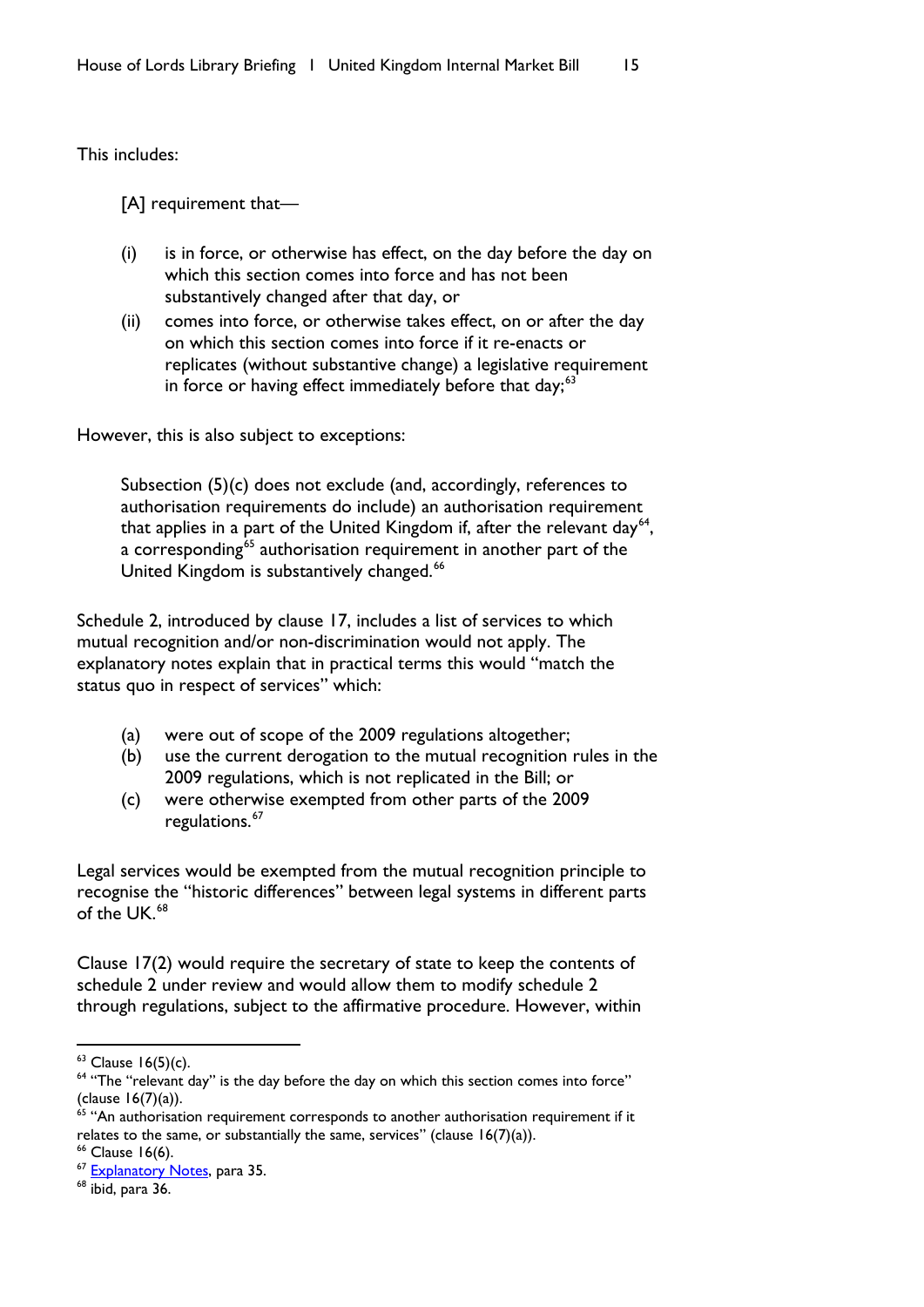This includes:

> [A] requirement that—
>
> (i) is in force, or otherwise has effect, on the day before the day on which this section comes into force and has not been substantively changed after that day, or
>
> (ii) comes into force, or otherwise takes effect, on or after the day on which this section comes into force if it re-enacts or replicates (without substantive change) a legislative requirement in force or having effect immediately before that day;[63]

However, this is also subject to exceptions:

> Subsection (5)(c) does not exclude (and, accordingly, references to authorisation requirements do include) an authorisation requirement that applies in a part of the United Kingdom if, after the relevant day[64], a corresponding[65] authorisation requirement in another part of the United Kingdom is substantively changed.[66]

Schedule 2, introduced by clause 17, includes a list of services to which mutual recognition and/or non-discrimination would not apply. The explanatory notes explain that in practical terms this would "match the status quo in respect of services" which:

> (a) were out of scope of the 2009 regulations altogether;
>
> (b) use the current derogation to the mutual recognition rules in the 2009 regulations, which is not replicated in the Bill; or
>
> (c) were otherwise exempted from other parts of the 2009 regulations.[67]

Legal services would be exempted from the mutual recognition principle to recognise the "historic differences" between legal systems in different parts of the UK.[68]

Clause 17(2) would require the secretary of state to keep the contents of schedule 2 under review and would allow them to modify schedule 2 through regulations, subject to the affirmative procedure. However, within

---

[63] Clause 16(5)(c).

[64] "The "relevant day" is the day before the day on which this section comes into force" (clause 16(7)(a)).

[65] "An authorisation requirement corresponds to another authorisation requirement if it relates to the same, or substantially the same, services" (clause 16(7)(a)).

[66] Clause 16(6).

[67] Explanatory Notes, para 35.

[68] ibid, para 36.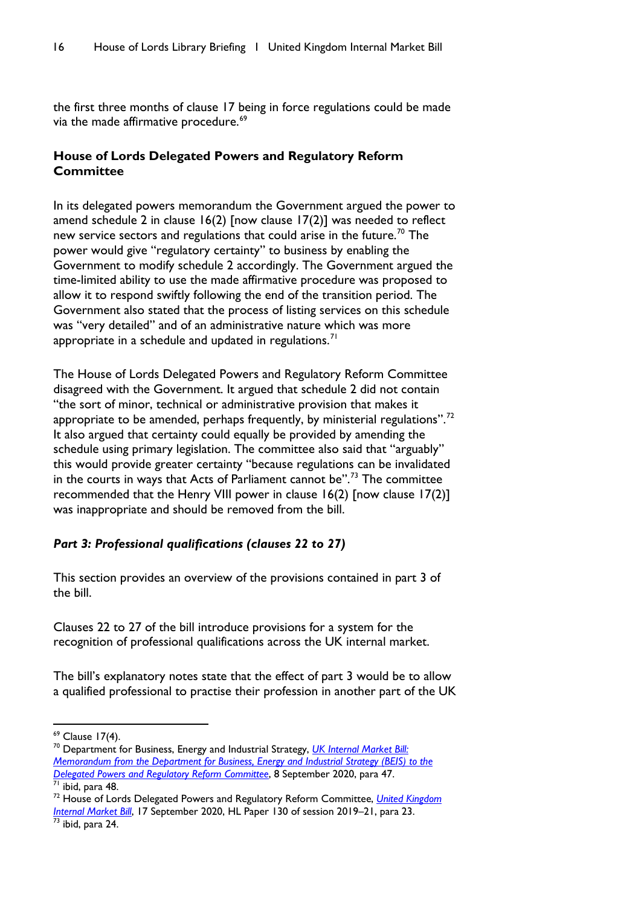the first three months of clause 17 being in force regulations could be made via the made affirmative procedure.[69]

### House of Lords Delegated Powers and Regulatory Reform Committee

In its delegated powers memorandum the Government argued the power to amend schedule 2 in clause 16(2) [now clause 17(2)] was needed to reflect new service sectors and regulations that could arise in the future.[70] The power would give "regulatory certainty" to business by enabling the Government to modify schedule 2 accordingly. The Government argued the time-limited ability to use the made affirmative procedure was proposed to allow it to respond swiftly following the end of the transition period. The Government also stated that the process of listing services on this schedule was "very detailed" and of an administrative nature which was more appropriate in a schedule and updated in regulations.[71]

The House of Lords Delegated Powers and Regulatory Reform Committee disagreed with the Government. It argued that schedule 2 did not contain "the sort of minor, technical or administrative provision that makes it appropriate to be amended, perhaps frequently, by ministerial regulations".[72] It also argued that certainty could equally be provided by amending the schedule using primary legislation. The committee also said that "arguably" this would provide greater certainty "because regulations can be invalidated in the courts in ways that Acts of Parliament cannot be".[73] The committee recommended that the Henry VIII power in clause 16(2) [now clause 17(2)] was inappropriate and should be removed from the bill.

### *Part 3: Professional qualifications (clauses 22 to 27)*

This section provides an overview of the provisions contained in part 3 of the bill.

Clauses 22 to 27 of the bill introduce provisions for a system for the recognition of professional qualifications across the UK internal market.

The bill's explanatory notes state that the effect of part 3 would be to allow a qualified professional to practise their profession in another part of the UK

---

[69] Clause 17(4).

[70] Department for Business, Energy and Industrial Strategy, *UK Internal Market Bill: Memorandum from the Department for Business, Energy and Industrial Strategy (BEIS) to the Delegated Powers and Regulatory Reform Committee*, 8 September 2020, para 47.

[71] ibid, para 48.

[72] House of Lords Delegated Powers and Regulatory Reform Committee, *United Kingdom Internal Market Bill*, 17 September 2020, HL Paper 130 of session 2019–21, para 23.

[73] ibid, para 24.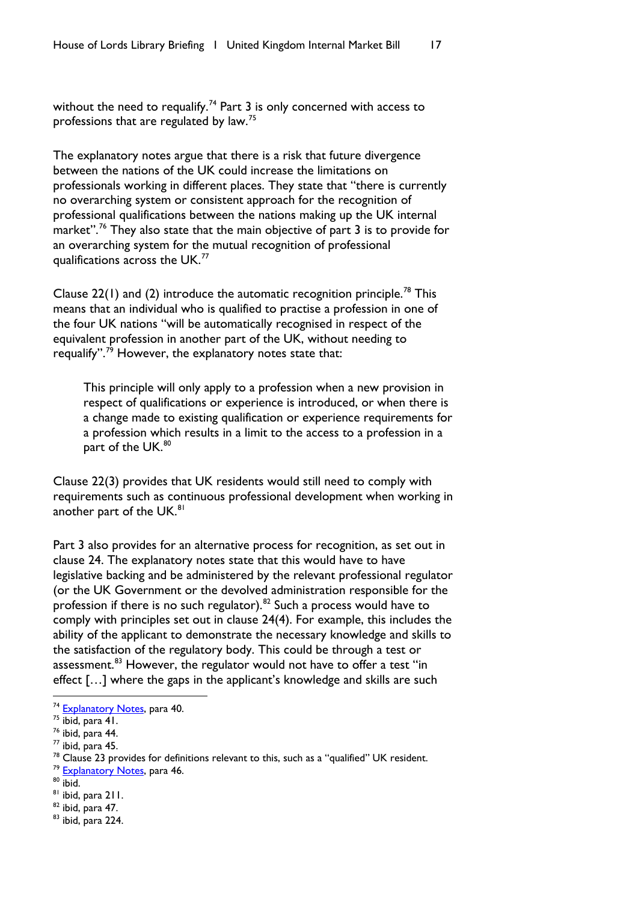without the need to requalify.[74] Part 3 is only concerned with access to professions that are regulated by law.[75]

The explanatory notes argue that there is a risk that future divergence between the nations of the UK could increase the limitations on professionals working in different places. They state that "there is currently no overarching system or consistent approach for the recognition of professional qualifications between the nations making up the UK internal market".[76] They also state that the main objective of part 3 is to provide for an overarching system for the mutual recognition of professional qualifications across the UK.[77]

Clause 22(1) and (2) introduce the automatic recognition principle.[78] This means that an individual who is qualified to practise a profession in one of the four UK nations "will be automatically recognised in respect of the equivalent profession in another part of the UK, without needing to requalify".[79] However, the explanatory notes state that:

> This principle will only apply to a profession when a new provision in respect of qualifications or experience is introduced, or when there is a change made to existing qualification or experience requirements for a profession which results in a limit to the access to a profession in a part of the UK.[80]

Clause 22(3) provides that UK residents would still need to comply with requirements such as continuous professional development when working in another part of the UK.[81]

Part 3 also provides for an alternative process for recognition, as set out in clause 24. The explanatory notes state that this would have to have legislative backing and be administered by the relevant professional regulator (or the UK Government or the devolved administration responsible for the profession if there is no such regulator).[82] Such a process would have to comply with principles set out in clause 24(4). For example, this includes the ability of the applicant to demonstrate the necessary knowledge and skills to the satisfaction of the regulatory body. This could be through a test or assessment.[83] However, the regulator would not have to offer a test "in effect […] where the gaps in the applicant's knowledge and skills are such

---

[74] Explanatory Notes, para 40.
[75] ibid, para 41.
[76] ibid, para 44.
[77] ibid, para 45.
[78] Clause 23 provides for definitions relevant to this, such as a "qualified" UK resident.
[79] Explanatory Notes, para 46.
[80] ibid.
[81] ibid, para 211.
[82] ibid, para 47.
[83] ibid, para 224.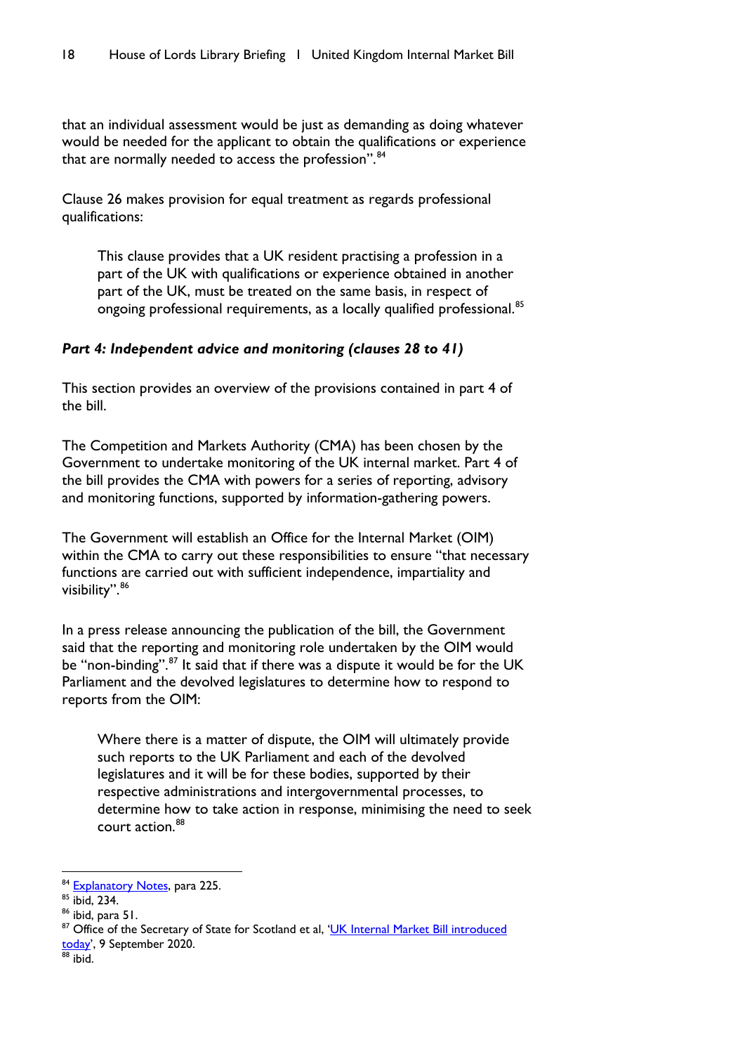that an individual assessment would be just as demanding as doing whatever would be needed for the applicant to obtain the qualifications or experience that are normally needed to access the profession".[84]

Clause 26 makes provision for equal treatment as regards professional qualifications:

> This clause provides that a UK resident practising a profession in a part of the UK with qualifications or experience obtained in another part of the UK, must be treated on the same basis, in respect of ongoing professional requirements, as a locally qualified professional.[85]

### *Part 4: Independent advice and monitoring (clauses 28 to 41)*

This section provides an overview of the provisions contained in part 4 of the bill.

The Competition and Markets Authority (CMA) has been chosen by the Government to undertake monitoring of the UK internal market. Part 4 of the bill provides the CMA with powers for a series of reporting, advisory and monitoring functions, supported by information-gathering powers.

The Government will establish an Office for the Internal Market (OIM) within the CMA to carry out these responsibilities to ensure "that necessary functions are carried out with sufficient independence, impartiality and visibility".[86]

In a press release announcing the publication of the bill, the Government said that the reporting and monitoring role undertaken by the OIM would be "non-binding".[87] It said that if there was a dispute it would be for the UK Parliament and the devolved legislatures to determine how to respond to reports from the OIM:

> Where there is a matter of dispute, the OIM will ultimately provide such reports to the UK Parliament and each of the devolved legislatures and it will be for these bodies, supported by their respective administrations and intergovernmental processes, to determine how to take action in response, minimising the need to seek court action.[88]

---

[84] Explanatory Notes, para 225.
[85] ibid, 234.
[86] ibid, para 51.
[87] Office of the Secretary of State for Scotland et al, 'UK Internal Market Bill introduced today', 9 September 2020.
[88] ibid.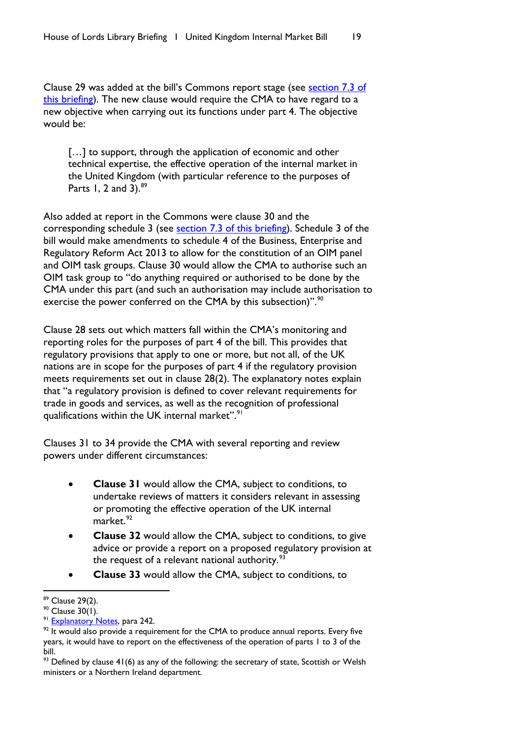Clause 29 was added at the bill's Commons report stage (see section 7.3 of this briefing). The new clause would require the CMA to have regard to a new objective when carrying out its functions under part 4. The objective would be:

> […] to support, through the application of economic and other technical expertise, the effective operation of the internal market in the United Kingdom (with particular reference to the purposes of Parts 1, 2 and 3).[89]

Also added at report in the Commons were clause 30 and the corresponding schedule 3 (see section 7.3 of this briefing). Schedule 3 of the bill would make amendments to schedule 4 of the Business, Enterprise and Regulatory Reform Act 2013 to allow for the constitution of an OIM panel and OIM task groups. Clause 30 would allow the CMA to authorise such an OIM task group to "do anything required or authorised to be done by the CMA under this part (and such an authorisation may include authorisation to exercise the power conferred on the CMA by this subsection)".[90]

Clause 28 sets out which matters fall within the CMA's monitoring and reporting roles for the purposes of part 4 of the bill. This provides that regulatory provisions that apply to one or more, but not all, of the UK nations are in scope for the purposes of part 4 if the regulatory provision meets requirements set out in clause 28(2). The explanatory notes explain that "a regulatory provision is defined to cover relevant requirements for trade in goods and services, as well as the recognition of professional qualifications within the UK internal market".[91]

Clauses 31 to 34 provide the CMA with several reporting and review powers under different circumstances:

- **Clause 31** would allow the CMA, subject to conditions, to undertake reviews of matters it considers relevant in assessing or promoting the effective operation of the UK internal market.[92]
- **Clause 32** would allow the CMA, subject to conditions, to give advice or provide a report on a proposed regulatory provision at the request of a relevant national authority.[93]
- **Clause 33** would allow the CMA, subject to conditions, to

---

[89] Clause 29(2).

[90] Clause 30(1).

[91] Explanatory Notes, para 242.

[92] It would also provide a requirement for the CMA to produce annual reports. Every five years, it would have to report on the effectiveness of the operation of parts 1 to 3 of the bill.

[93] Defined by clause 41(6) as any of the following: the secretary of state, Scottish or Welsh ministers or a Northern Ireland department.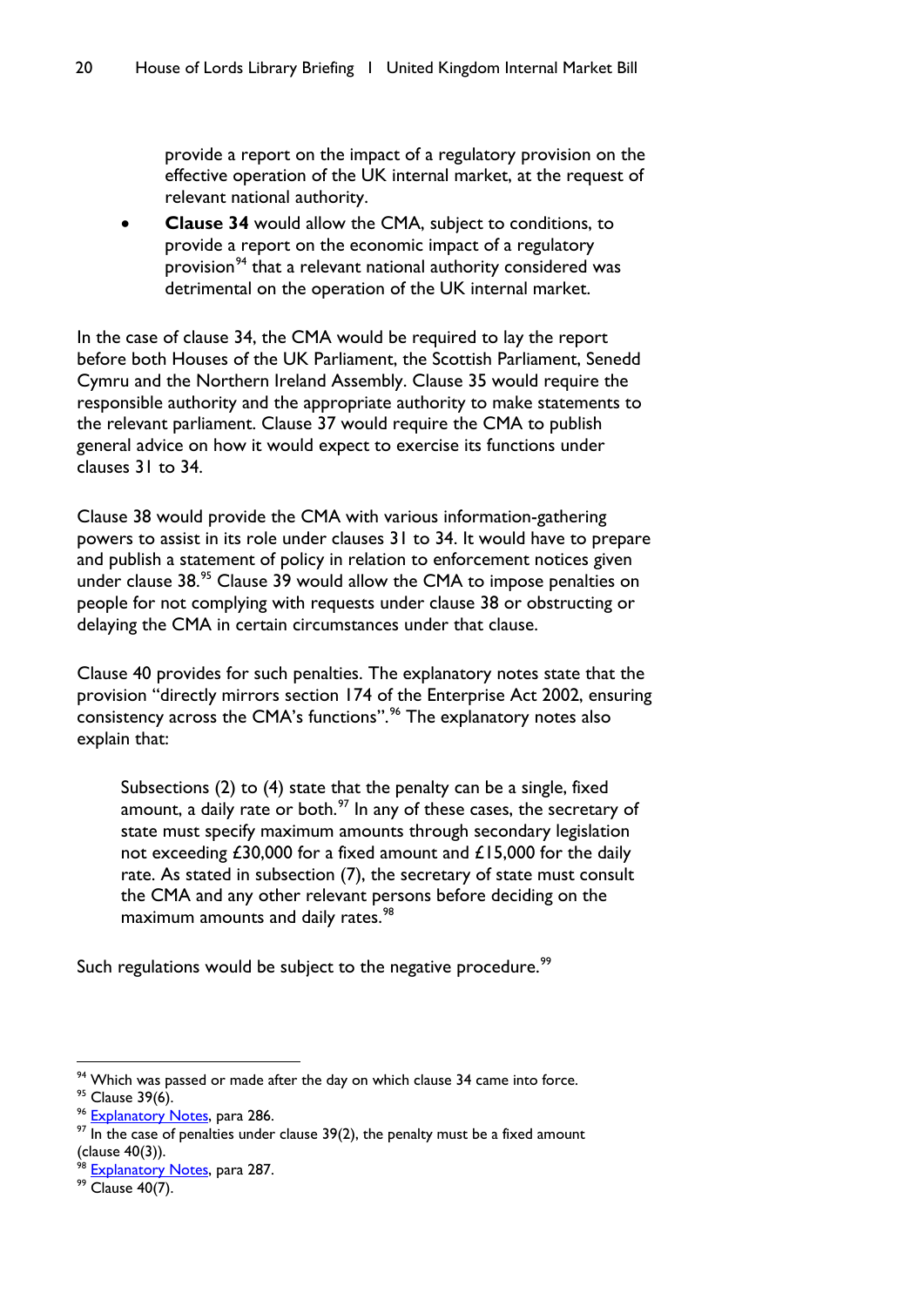provide a report on the impact of a regulatory provision on the effective operation of the UK internal market, at the request of relevant national authority.

- **Clause 34** would allow the CMA, subject to conditions, to provide a report on the economic impact of a regulatory provision[94] that a relevant national authority considered was detrimental on the operation of the UK internal market.

In the case of clause 34, the CMA would be required to lay the report before both Houses of the UK Parliament, the Scottish Parliament, Senedd Cymru and the Northern Ireland Assembly. Clause 35 would require the responsible authority and the appropriate authority to make statements to the relevant parliament. Clause 37 would require the CMA to publish general advice on how it would expect to exercise its functions under clauses 31 to 34.

Clause 38 would provide the CMA with various information-gathering powers to assist in its role under clauses 31 to 34. It would have to prepare and publish a statement of policy in relation to enforcement notices given under clause 38.[95] Clause 39 would allow the CMA to impose penalties on people for not complying with requests under clause 38 or obstructing or delaying the CMA in certain circumstances under that clause.

Clause 40 provides for such penalties. The explanatory notes state that the provision "directly mirrors section 174 of the Enterprise Act 2002, ensuring consistency across the CMA's functions".[96] The explanatory notes also explain that:

> Subsections (2) to (4) state that the penalty can be a single, fixed amount, a daily rate or both.[97] In any of these cases, the secretary of state must specify maximum amounts through secondary legislation not exceeding £30,000 for a fixed amount and £15,000 for the daily rate. As stated in subsection (7), the secretary of state must consult the CMA and any other relevant persons before deciding on the maximum amounts and daily rates.[98]

Such regulations would be subject to the negative procedure.[99]

---

[94] Which was passed or made after the day on which clause 34 came into force.
[95] Clause 39(6).
[96] Explanatory Notes, para 286.
[97] In the case of penalties under clause 39(2), the penalty must be a fixed amount (clause 40(3)).
[98] Explanatory Notes, para 287.
[99] Clause 40(7).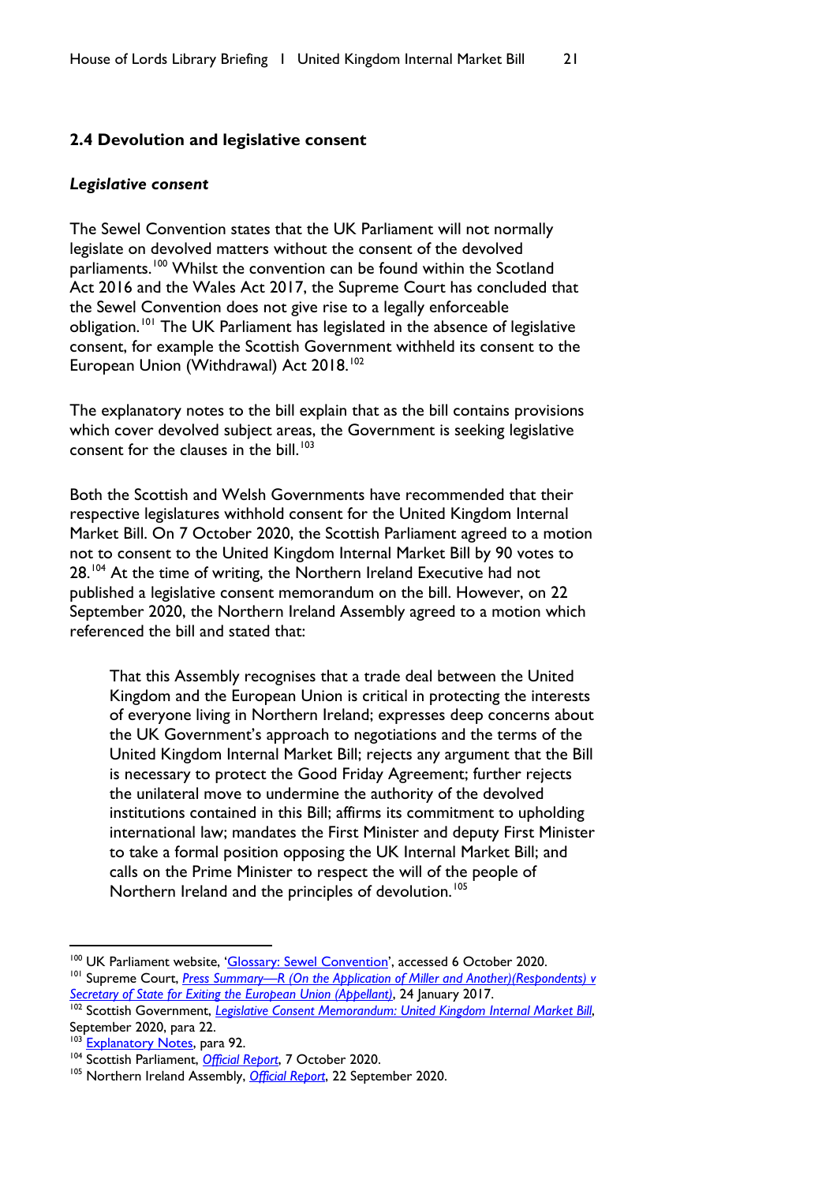### 2.4 Devolution and legislative consent

#### *Legislative consent*

The Sewel Convention states that the UK Parliament will not normally legislate on devolved matters without the consent of the devolved parliaments.[100] Whilst the convention can be found within the Scotland Act 2016 and the Wales Act 2017, the Supreme Court has concluded that the Sewel Convention does not give rise to a legally enforceable obligation.[101] The UK Parliament has legislated in the absence of legislative consent, for example the Scottish Government withheld its consent to the European Union (Withdrawal) Act 2018.[102]

The explanatory notes to the bill explain that as the bill contains provisions which cover devolved subject areas, the Government is seeking legislative consent for the clauses in the bill.[103]

Both the Scottish and Welsh Governments have recommended that their respective legislatures withhold consent for the United Kingdom Internal Market Bill. On 7 October 2020, the Scottish Parliament agreed to a motion not to consent to the United Kingdom Internal Market Bill by 90 votes to 28.[104] At the time of writing, the Northern Ireland Executive had not published a legislative consent memorandum on the bill. However, on 22 September 2020, the Northern Ireland Assembly agreed to a motion which referenced the bill and stated that:

> That this Assembly recognises that a trade deal between the United Kingdom and the European Union is critical in protecting the interests of everyone living in Northern Ireland; expresses deep concerns about the UK Government's approach to negotiations and the terms of the United Kingdom Internal Market Bill; rejects any argument that the Bill is necessary to protect the Good Friday Agreement; further rejects the unilateral move to undermine the authority of the devolved institutions contained in this Bill; affirms its commitment to upholding international law; mandates the First Minister and deputy First Minister to take a formal position opposing the UK Internal Market Bill; and calls on the Prime Minister to respect the will of the people of Northern Ireland and the principles of devolution.[105]

---

[100] UK Parliament website, '[Glossary: Sewel Convention]', accessed 6 October 2020.
[101] Supreme Court, *[Press Summary—R (On the Application of Miller and Another)(Respondents) v Secretary of State for Exiting the European Union (Appellant)]*, 24 January 2017.
[102] Scottish Government, *[Legislative Consent Memorandum: United Kingdom Internal Market Bill]*, September 2020, para 22.
[103] [Explanatory Notes], para 92.
[104] Scottish Parliament, *[Official Report]*, 7 October 2020.
[105] Northern Ireland Assembly, *[Official Report]*, 22 September 2020.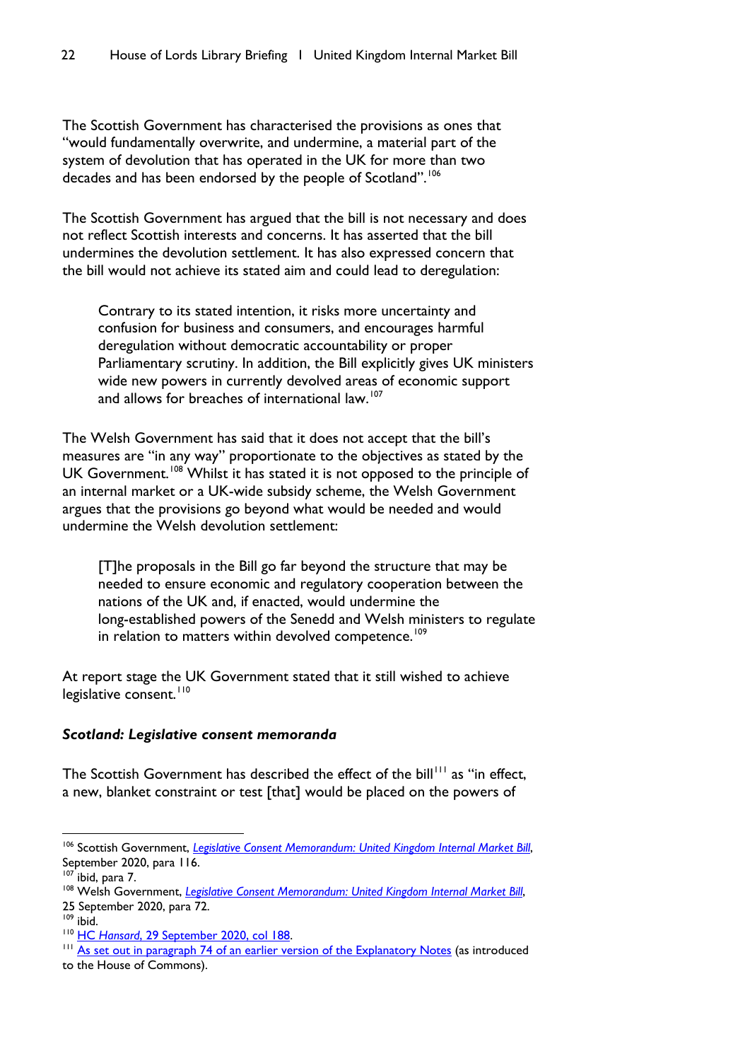The Scottish Government has characterised the provisions as ones that "would fundamentally overwrite, and undermine, a material part of the system of devolution that has operated in the UK for more than two decades and has been endorsed by the people of Scotland".[106]

The Scottish Government has argued that the bill is not necessary and does not reflect Scottish interests and concerns. It has asserted that the bill undermines the devolution settlement. It has also expressed concern that the bill would not achieve its stated aim and could lead to deregulation:

> Contrary to its stated intention, it risks more uncertainty and confusion for business and consumers, and encourages harmful deregulation without democratic accountability or proper Parliamentary scrutiny. In addition, the Bill explicitly gives UK ministers wide new powers in currently devolved areas of economic support and allows for breaches of international law.[107]

The Welsh Government has said that it does not accept that the bill's measures are "in any way" proportionate to the objectives as stated by the UK Government.[108] Whilst it has stated it is not opposed to the principle of an internal market or a UK-wide subsidy scheme, the Welsh Government argues that the provisions go beyond what would be needed and would undermine the Welsh devolution settlement:

> [T]he proposals in the Bill go far beyond the structure that may be needed to ensure economic and regulatory cooperation between the nations of the UK and, if enacted, would undermine the long-established powers of the Senedd and Welsh ministers to regulate in relation to matters within devolved competence.[109]

At report stage the UK Government stated that it still wished to achieve legislative consent.[110]

### *Scotland: Legislative consent memoranda*

The Scottish Government has described the effect of the bill[111] as "in effect, a new, blanket constraint or test [that] would be placed on the powers of

---

[106] Scottish Government, *Legislative Consent Memorandum: United Kingdom Internal Market Bill*, September 2020, para 116.

[107] ibid, para 7.

[108] Welsh Government, *Legislative Consent Memorandum: United Kingdom Internal Market Bill*, 25 September 2020, para 72.

[109] ibid.

[110] HC *Hansard*, 29 September 2020, col 188.

[111] As set out in paragraph 74 of an earlier version of the Explanatory Notes (as introduced to the House of Commons).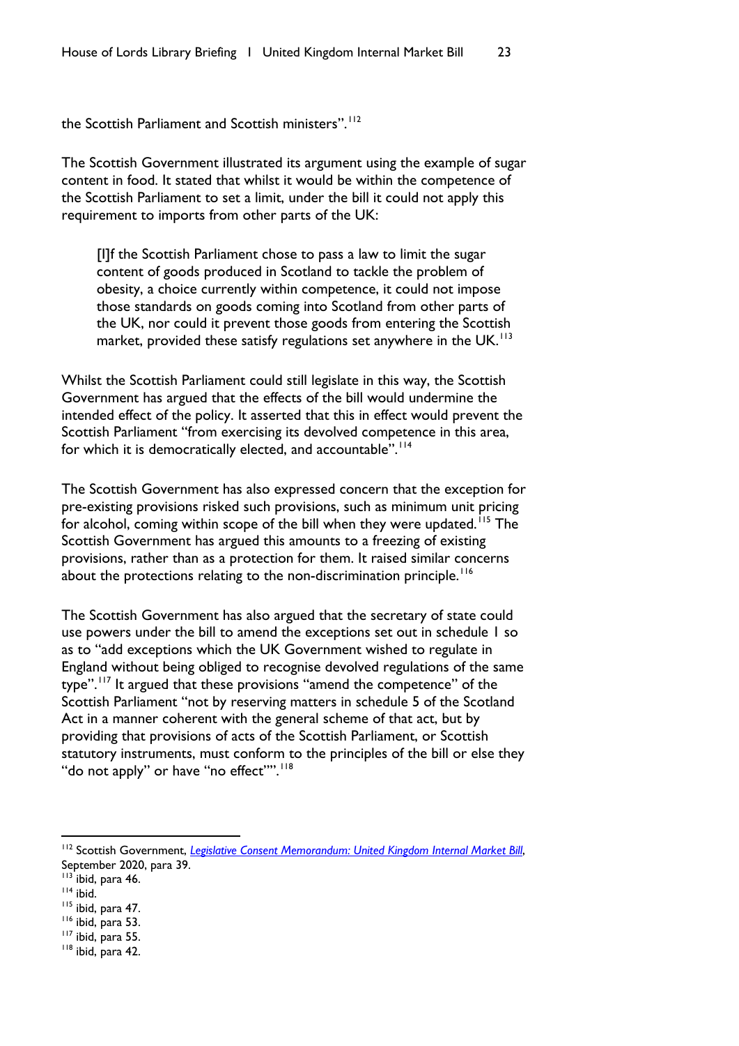the Scottish Parliament and Scottish ministers".[112]

The Scottish Government illustrated its argument using the example of sugar content in food. It stated that whilst it would be within the competence of the Scottish Parliament to set a limit, under the bill it could not apply this requirement to imports from other parts of the UK:

> [I]f the Scottish Parliament chose to pass a law to limit the sugar content of goods produced in Scotland to tackle the problem of obesity, a choice currently within competence, it could not impose those standards on goods coming into Scotland from other parts of the UK, nor could it prevent those goods from entering the Scottish market, provided these satisfy regulations set anywhere in the UK.[113]

Whilst the Scottish Parliament could still legislate in this way, the Scottish Government has argued that the effects of the bill would undermine the intended effect of the policy. It asserted that this in effect would prevent the Scottish Parliament "from exercising its devolved competence in this area, for which it is democratically elected, and accountable".[114]

The Scottish Government has also expressed concern that the exception for pre-existing provisions risked such provisions, such as minimum unit pricing for alcohol, coming within scope of the bill when they were updated.[115] The Scottish Government has argued this amounts to a freezing of existing provisions, rather than as a protection for them. It raised similar concerns about the protections relating to the non-discrimination principle.[116]

The Scottish Government has also argued that the secretary of state could use powers under the bill to amend the exceptions set out in schedule 1 so as to "add exceptions which the UK Government wished to regulate in England without being obliged to recognise devolved regulations of the same type".[117] It argued that these provisions "amend the competence" of the Scottish Parliament "not by reserving matters in schedule 5 of the Scotland Act in a manner coherent with the general scheme of that act, but by providing that provisions of acts of the Scottish Parliament, or Scottish statutory instruments, must conform to the principles of the bill or else they "do not apply" or have "no effect"".[118]

---

[112] Scottish Government, *Legislative Consent Memorandum: United Kingdom Internal Market Bill*, September 2020, para 39.
[113] ibid, para 46.
[114] ibid.
[115] ibid, para 47.
[116] ibid, para 53.
[117] ibid, para 55.
[118] ibid, para 42.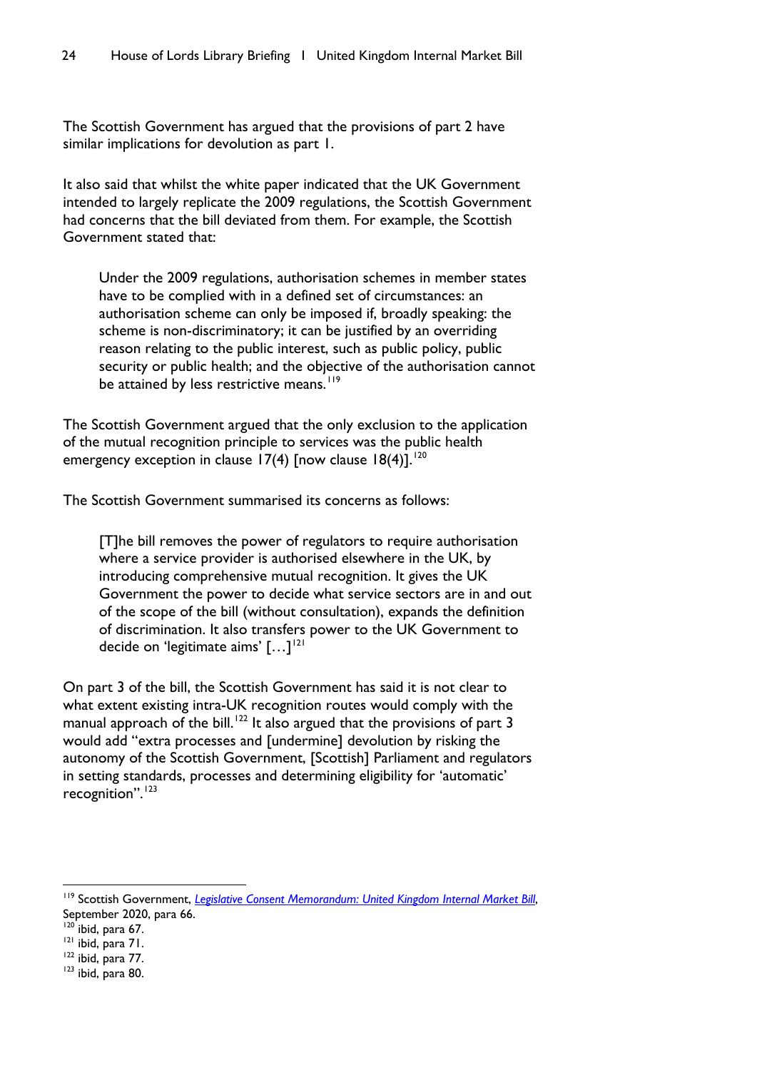The Scottish Government has argued that the provisions of part 2 have similar implications for devolution as part 1.

It also said that whilst the white paper indicated that the UK Government intended to largely replicate the 2009 regulations, the Scottish Government had concerns that the bill deviated from them. For example, the Scottish Government stated that:

> Under the 2009 regulations, authorisation schemes in member states have to be complied with in a defined set of circumstances: an authorisation scheme can only be imposed if, broadly speaking: the scheme is non-discriminatory; it can be justified by an overriding reason relating to the public interest, such as public policy, public security or public health; and the objective of the authorisation cannot be attained by less restrictive means.[119]

The Scottish Government argued that the only exclusion to the application of the mutual recognition principle to services was the public health emergency exception in clause 17(4) [now clause 18(4)].[120]

The Scottish Government summarised its concerns as follows:

> [T]he bill removes the power of regulators to require authorisation where a service provider is authorised elsewhere in the UK, by introducing comprehensive mutual recognition. It gives the UK Government the power to decide what service sectors are in and out of the scope of the bill (without consultation), expands the definition of discrimination. It also transfers power to the UK Government to decide on 'legitimate aims' […][121]

On part 3 of the bill, the Scottish Government has said it is not clear to what extent existing intra-UK recognition routes would comply with the manual approach of the bill.[122] It also argued that the provisions of part 3 would add "extra processes and [undermine] devolution by risking the autonomy of the Scottish Government, [Scottish] Parliament and regulators in setting standards, processes and determining eligibility for 'automatic' recognition".[123]

---

[119] Scottish Government, *Legislative Consent Memorandum: United Kingdom Internal Market Bill*, September 2020, para 66.
[120] ibid, para 67.
[121] ibid, para 71.
[122] ibid, para 77.
[123] ibid, para 80.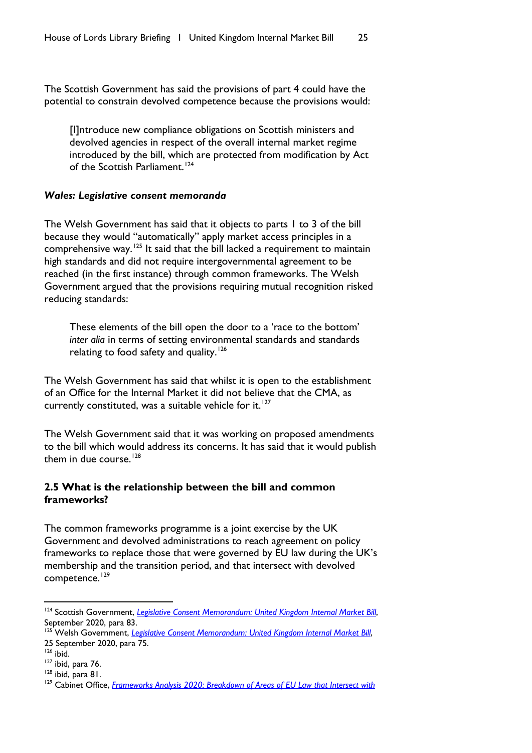The Scottish Government has said the provisions of part 4 could have the potential to constrain devolved competence because the provisions would:

> [I]ntroduce new compliance obligations on Scottish ministers and devolved agencies in respect of the overall internal market regime introduced by the bill, which are protected from modification by Act of the Scottish Parliament.[124]

### *Wales: Legislative consent memoranda*

The Welsh Government has said that it objects to parts 1 to 3 of the bill because they would "automatically" apply market access principles in a comprehensive way.[125] It said that the bill lacked a requirement to maintain high standards and did not require intergovernmental agreement to be reached (in the first instance) through common frameworks. The Welsh Government argued that the provisions requiring mutual recognition risked reducing standards:

> These elements of the bill open the door to a 'race to the bottom' *inter alia* in terms of setting environmental standards and standards relating to food safety and quality.[126]

The Welsh Government has said that whilst it is open to the establishment of an Office for the Internal Market it did not believe that the CMA, as currently constituted, was a suitable vehicle for it.[127]

The Welsh Government said that it was working on proposed amendments to the bill which would address its concerns. It has said that it would publish them in due course.[128]

## 2.5 What is the relationship between the bill and common frameworks?

The common frameworks programme is a joint exercise by the UK Government and devolved administrations to reach agreement on policy frameworks to replace those that were governed by EU law during the UK's membership and the transition period, and that intersect with devolved competence.[129]

---

[124] Scottish Government, *Legislative Consent Memorandum: United Kingdom Internal Market Bill*, September 2020, para 83.

[125] Welsh Government, *Legislative Consent Memorandum: United Kingdom Internal Market Bill*, 25 September 2020, para 75.

[126] ibid.

[127] ibid, para 76.

[128] ibid, para 81.

[129] Cabinet Office, *Frameworks Analysis 2020: Breakdown of Areas of EU Law that Intersect with*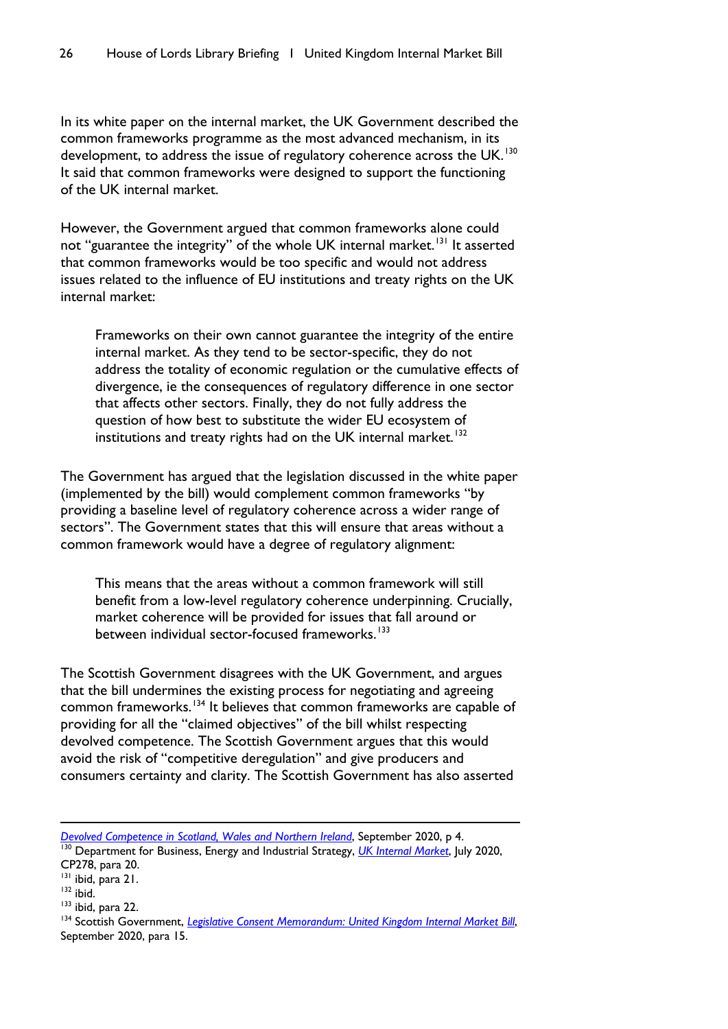In its white paper on the internal market, the UK Government described the common frameworks programme as the most advanced mechanism, in its development, to address the issue of regulatory coherence across the UK.[130] It said that common frameworks were designed to support the functioning of the UK internal market.

However, the Government argued that common frameworks alone could not "guarantee the integrity" of the whole UK internal market.[131] It asserted that common frameworks would be too specific and would not address issues related to the influence of EU institutions and treaty rights on the UK internal market:

> Frameworks on their own cannot guarantee the integrity of the entire internal market. As they tend to be sector-specific, they do not address the totality of economic regulation or the cumulative effects of divergence, ie the consequences of regulatory difference in one sector that affects other sectors. Finally, they do not fully address the question of how best to substitute the wider EU ecosystem of institutions and treaty rights had on the UK internal market.[132]

The Government has argued that the legislation discussed in the white paper (implemented by the bill) would complement common frameworks "by providing a baseline level of regulatory coherence across a wider range of sectors". The Government states that this will ensure that areas without a common framework would have a degree of regulatory alignment:

> This means that the areas without a common framework will still benefit from a low-level regulatory coherence underpinning. Crucially, market coherence will be provided for issues that fall around or between individual sector-focused frameworks.[133]

The Scottish Government disagrees with the UK Government, and argues that the bill undermines the existing process for negotiating and agreeing common frameworks.[134] It believes that common frameworks are capable of providing for all the "claimed objectives" of the bill whilst respecting devolved competence. The Scottish Government argues that this would avoid the risk of "competitive deregulation" and give producers and consumers certainty and clarity. The Scottish Government has also asserted

---

*Devolved Competence in Scotland, Wales and Northern Ireland*, September 2020, p 4.

[130] Department for Business, Energy and Industrial Strategy, *UK Internal Market*, July 2020, CP278, para 20.

[131] ibid, para 21.

[132] ibid.

[133] ibid, para 22.

[134] Scottish Government, *Legislative Consent Memorandum: United Kingdom Internal Market Bill*, September 2020, para 15.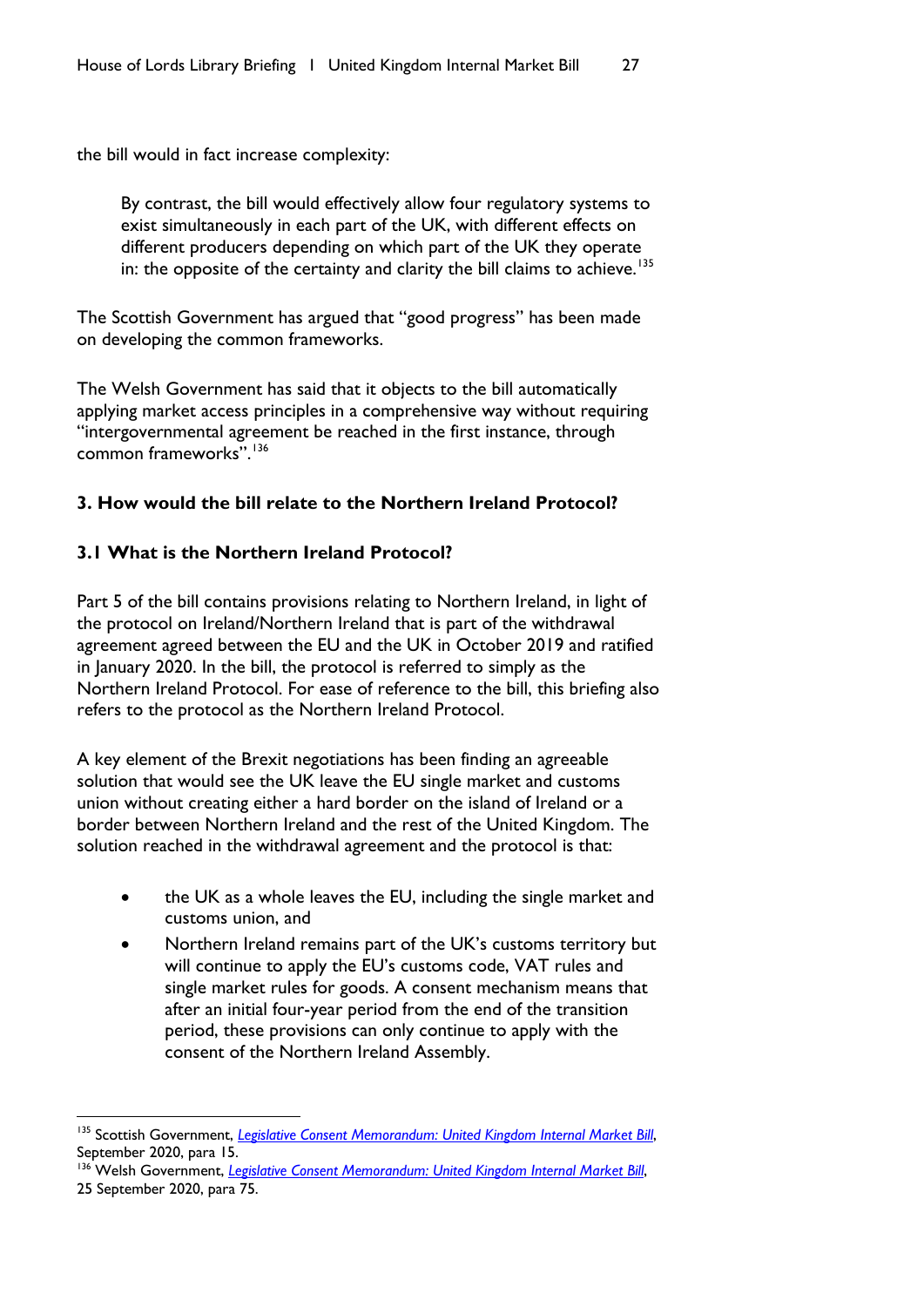the bill would in fact increase complexity:

> By contrast, the bill would effectively allow four regulatory systems to exist simultaneously in each part of the UK, with different effects on different producers depending on which part of the UK they operate in: the opposite of the certainty and clarity the bill claims to achieve.[135]

The Scottish Government has argued that "good progress" has been made on developing the common frameworks.

The Welsh Government has said that it objects to the bill automatically applying market access principles in a comprehensive way without requiring "intergovernmental agreement be reached in the first instance, through common frameworks".[136]

## 3. How would the bill relate to the Northern Ireland Protocol?

### 3.1 What is the Northern Ireland Protocol?

Part 5 of the bill contains provisions relating to Northern Ireland, in light of the protocol on Ireland/Northern Ireland that is part of the withdrawal agreement agreed between the EU and the UK in October 2019 and ratified in January 2020. In the bill, the protocol is referred to simply as the Northern Ireland Protocol. For ease of reference to the bill, this briefing also refers to the protocol as the Northern Ireland Protocol.

A key element of the Brexit negotiations has been finding an agreeable solution that would see the UK leave the EU single market and customs union without creating either a hard border on the island of Ireland or a border between Northern Ireland and the rest of the United Kingdom. The solution reached in the withdrawal agreement and the protocol is that:

- the UK as a whole leaves the EU, including the single market and customs union, and
- Northern Ireland remains part of the UK's customs territory but will continue to apply the EU's customs code, VAT rules and single market rules for goods. A consent mechanism means that after an initial four-year period from the end of the transition period, these provisions can only continue to apply with the consent of the Northern Ireland Assembly.

---

[135] Scottish Government, *Legislative Consent Memorandum: United Kingdom Internal Market Bill*, September 2020, para 15.

[136] Welsh Government, *Legislative Consent Memorandum: United Kingdom Internal Market Bill*, 25 September 2020, para 75.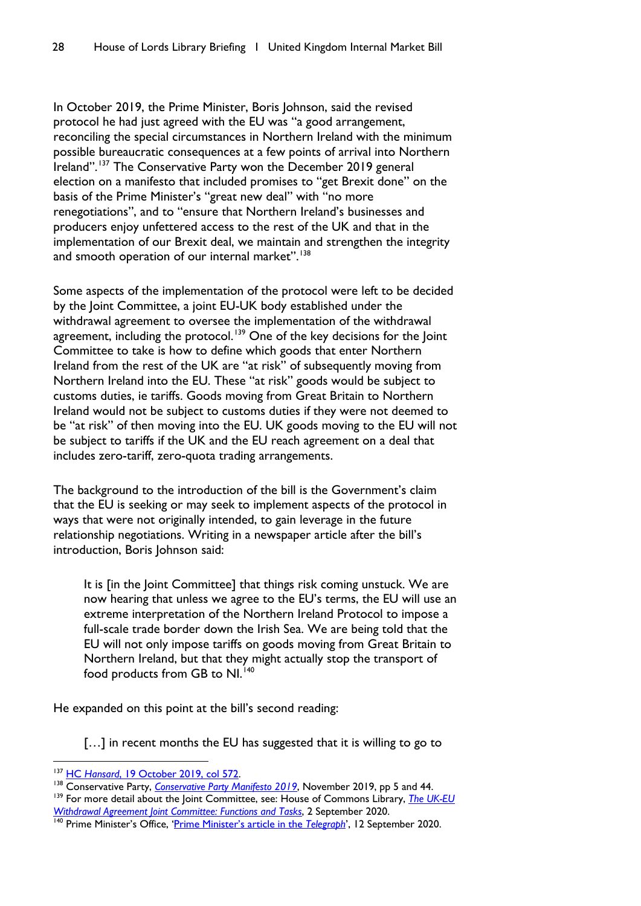In October 2019, the Prime Minister, Boris Johnson, said the revised protocol he had just agreed with the EU was "a good arrangement, reconciling the special circumstances in Northern Ireland with the minimum possible bureaucratic consequences at a few points of arrival into Northern Ireland".[137] The Conservative Party won the December 2019 general election on a manifesto that included promises to "get Brexit done" on the basis of the Prime Minister's "great new deal" with "no more renegotiations", and to "ensure that Northern Ireland's businesses and producers enjoy unfettered access to the rest of the UK and that in the implementation of our Brexit deal, we maintain and strengthen the integrity and smooth operation of our internal market".[138]

Some aspects of the implementation of the protocol were left to be decided by the Joint Committee, a joint EU-UK body established under the withdrawal agreement to oversee the implementation of the withdrawal agreement, including the protocol.[139] One of the key decisions for the Joint Committee to take is how to define which goods that enter Northern Ireland from the rest of the UK are "at risk" of subsequently moving from Northern Ireland into the EU. These "at risk" goods would be subject to customs duties, ie tariffs. Goods moving from Great Britain to Northern Ireland would not be subject to customs duties if they were not deemed to be "at risk" of then moving into the EU. UK goods moving to the EU will not be subject to tariffs if the UK and the EU reach agreement on a deal that includes zero-tariff, zero-quota trading arrangements.

The background to the introduction of the bill is the Government's claim that the EU is seeking or may seek to implement aspects of the protocol in ways that were not originally intended, to gain leverage in the future relationship negotiations. Writing in a newspaper article after the bill's introduction, Boris Johnson said:

> It is [in the Joint Committee] that things risk coming unstuck. We are now hearing that unless we agree to the EU's terms, the EU will use an extreme interpretation of the Northern Ireland Protocol to impose a full-scale trade border down the Irish Sea. We are being told that the EU will not only impose tariffs on goods moving from Great Britain to Northern Ireland, but that they might actually stop the transport of food products from GB to NI.[140]

He expanded on this point at the bill's second reading:

> […] in recent months the EU has suggested that it is willing to go to

---

[137] HC *Hansard*, 19 October 2019, col 572.

[138] Conservative Party, *Conservative Party Manifesto 2019*, November 2019, pp 5 and 44.

[139] For more detail about the Joint Committee, see: House of Commons Library, *The UK-EU Withdrawal Agreement Joint Committee: Functions and Tasks*, 2 September 2020.

[140] Prime Minister's Office, 'Prime Minister's article in the *Telegraph*', 12 September 2020.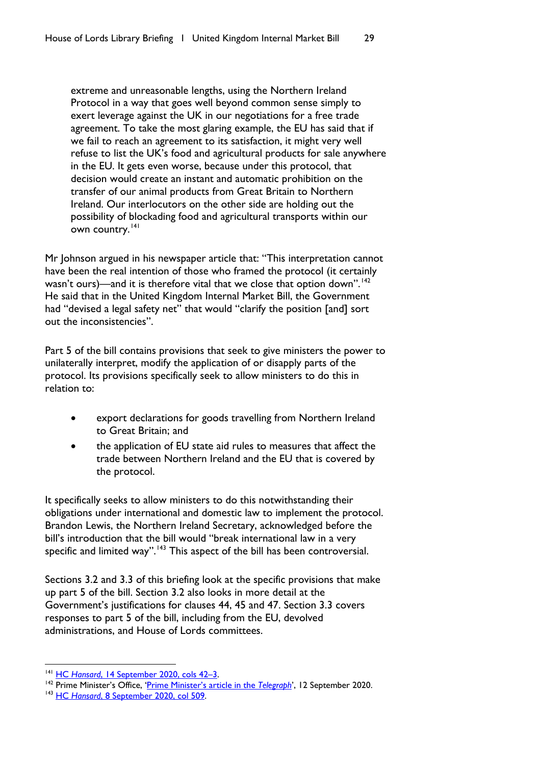> extreme and unreasonable lengths, using the Northern Ireland Protocol in a way that goes well beyond common sense simply to exert leverage against the UK in our negotiations for a free trade agreement. To take the most glaring example, the EU has said that if we fail to reach an agreement to its satisfaction, it might very well refuse to list the UK's food and agricultural products for sale anywhere in the EU. It gets even worse, because under this protocol, that decision would create an instant and automatic prohibition on the transfer of our animal products from Great Britain to Northern Ireland. Our interlocutors on the other side are holding out the possibility of blockading food and agricultural transports within our own country.[141]

Mr Johnson argued in his newspaper article that: "This interpretation cannot have been the real intention of those who framed the protocol (it certainly wasn't ours)—and it is therefore vital that we close that option down".[142] He said that in the United Kingdom Internal Market Bill, the Government had "devised a legal safety net" that would "clarify the position [and] sort out the inconsistencies".

Part 5 of the bill contains provisions that seek to give ministers the power to unilaterally interpret, modify the application of or disapply parts of the protocol. Its provisions specifically seek to allow ministers to do this in relation to:

- export declarations for goods travelling from Northern Ireland to Great Britain; and
- the application of EU state aid rules to measures that affect the trade between Northern Ireland and the EU that is covered by the protocol.

It specifically seeks to allow ministers to do this notwithstanding their obligations under international and domestic law to implement the protocol. Brandon Lewis, the Northern Ireland Secretary, acknowledged before the bill's introduction that the bill would "break international law in a very specific and limited way".[143] This aspect of the bill has been controversial.

Sections 3.2 and 3.3 of this briefing look at the specific provisions that make up part 5 of the bill. Section 3.2 also looks in more detail at the Government's justifications for clauses 44, 45 and 47. Section 3.3 covers responses to part 5 of the bill, including from the EU, devolved administrations, and House of Lords committees.

---

[141] HC *Hansard*, 14 September 2020, cols 42–3.

[142] Prime Minister's Office, 'Prime Minister's article in the *Telegraph*', 12 September 2020.

[143] HC *Hansard*, 8 September 2020, col 509.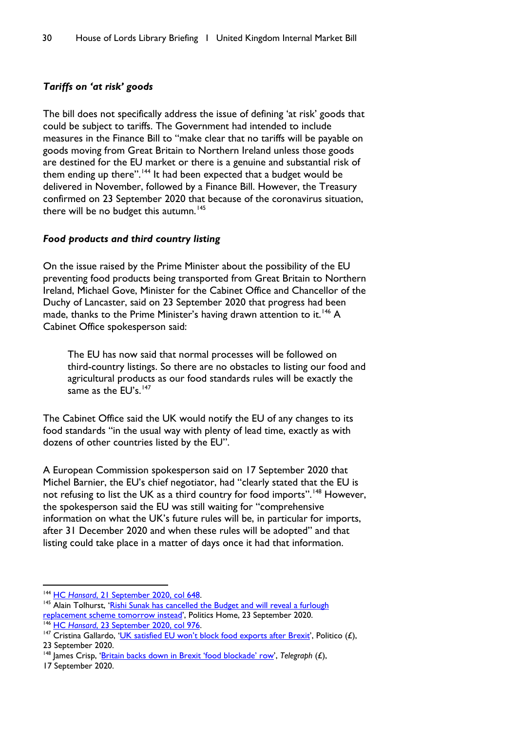### *Tariffs on 'at risk' goods*

The bill does not specifically address the issue of defining 'at risk' goods that could be subject to tariffs. The Government had intended to include measures in the Finance Bill to "make clear that no tariffs will be payable on goods moving from Great Britain to Northern Ireland unless those goods are destined for the EU market or there is a genuine and substantial risk of them ending up there".[144] It had been expected that a budget would be delivered in November, followed by a Finance Bill. However, the Treasury confirmed on 23 September 2020 that because of the coronavirus situation, there will be no budget this autumn.[145]

### *Food products and third country listing*

On the issue raised by the Prime Minister about the possibility of the EU preventing food products being transported from Great Britain to Northern Ireland, Michael Gove, Minister for the Cabinet Office and Chancellor of the Duchy of Lancaster, said on 23 September 2020 that progress had been made, thanks to the Prime Minister's having drawn attention to it.[146] A Cabinet Office spokesperson said:

> The EU has now said that normal processes will be followed on third-country listings. So there are no obstacles to listing our food and agricultural products as our food standards rules will be exactly the same as the EU's.[147]

The Cabinet Office said the UK would notify the EU of any changes to its food standards "in the usual way with plenty of lead time, exactly as with dozens of other countries listed by the EU".

A European Commission spokesperson said on 17 September 2020 that Michel Barnier, the EU's chief negotiator, had "clearly stated that the EU is not refusing to list the UK as a third country for food imports".[148] However, the spokesperson said the EU was still waiting for "comprehensive information on what the UK's future rules will be, in particular for imports, after 31 December 2020 and when these rules will be adopted" and that listing could take place in a matter of days once it had that information.

---

[144] HC *Hansard*, 21 September 2020, col 648.

[145] Alain Tolhurst, 'Rishi Sunak has cancelled the Budget and will reveal a furlough replacement scheme tomorrow instead', Politics Home, 23 September 2020.

[146] HC *Hansard*, 23 September 2020, col 976.

[147] Cristina Gallardo, 'UK satisfied EU won't block food exports after Brexit', Politico (£), 23 September 2020.

[148] James Crisp, 'Britain backs down in Brexit 'food blockade' row', *Telegraph* (£), 17 September 2020.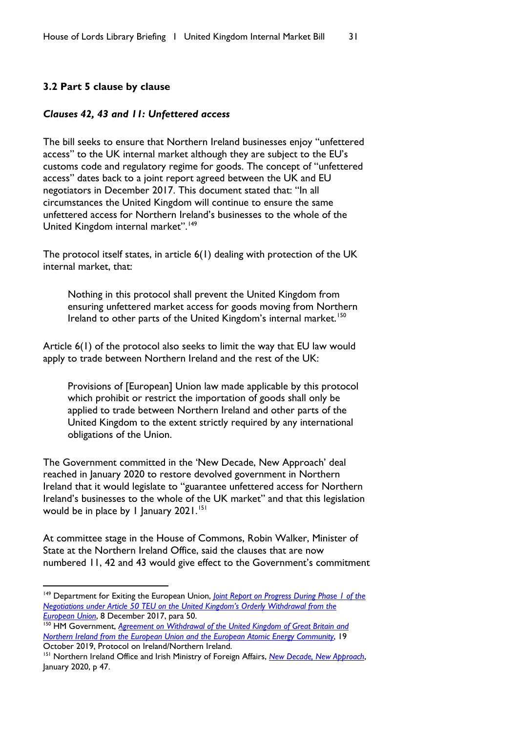### 3.2 Part 5 clause by clause

#### *Clauses 42, 43 and 11: Unfettered access*

The bill seeks to ensure that Northern Ireland businesses enjoy "unfettered access" to the UK internal market although they are subject to the EU's customs code and regulatory regime for goods. The concept of "unfettered access" dates back to a joint report agreed between the UK and EU negotiators in December 2017. This document stated that: "In all circumstances the United Kingdom will continue to ensure the same unfettered access for Northern Ireland's businesses to the whole of the United Kingdom internal market".[149]

The protocol itself states, in article 6(1) dealing with protection of the UK internal market, that:

> Nothing in this protocol shall prevent the United Kingdom from ensuring unfettered market access for goods moving from Northern Ireland to other parts of the United Kingdom's internal market.[150]

Article 6(1) of the protocol also seeks to limit the way that EU law would apply to trade between Northern Ireland and the rest of the UK:

> Provisions of [European] Union law made applicable by this protocol which prohibit or restrict the importation of goods shall only be applied to trade between Northern Ireland and other parts of the United Kingdom to the extent strictly required by any international obligations of the Union.

The Government committed in the 'New Decade, New Approach' deal reached in January 2020 to restore devolved government in Northern Ireland that it would legislate to "guarantee unfettered access for Northern Ireland's businesses to the whole of the UK market" and that this legislation would be in place by 1 January 2021.[151]

At committee stage in the House of Commons, Robin Walker, Minister of State at the Northern Ireland Office, said the clauses that are now numbered 11, 42 and 43 would give effect to the Government's commitment

---

[149] Department for Exiting the European Union, *Joint Report on Progress During Phase 1 of the Negotiations under Article 50 TEU on the United Kingdom's Orderly Withdrawal from the European Union*, 8 December 2017, para 50.

[150] HM Government, *Agreement on Withdrawal of the United Kingdom of Great Britain and Northern Ireland from the European Union and the European Atomic Energy Community*, 19 October 2019, Protocol on Ireland/Northern Ireland.

[151] Northern Ireland Office and Irish Ministry of Foreign Affairs, *New Decade, New Approach*, January 2020, p 47.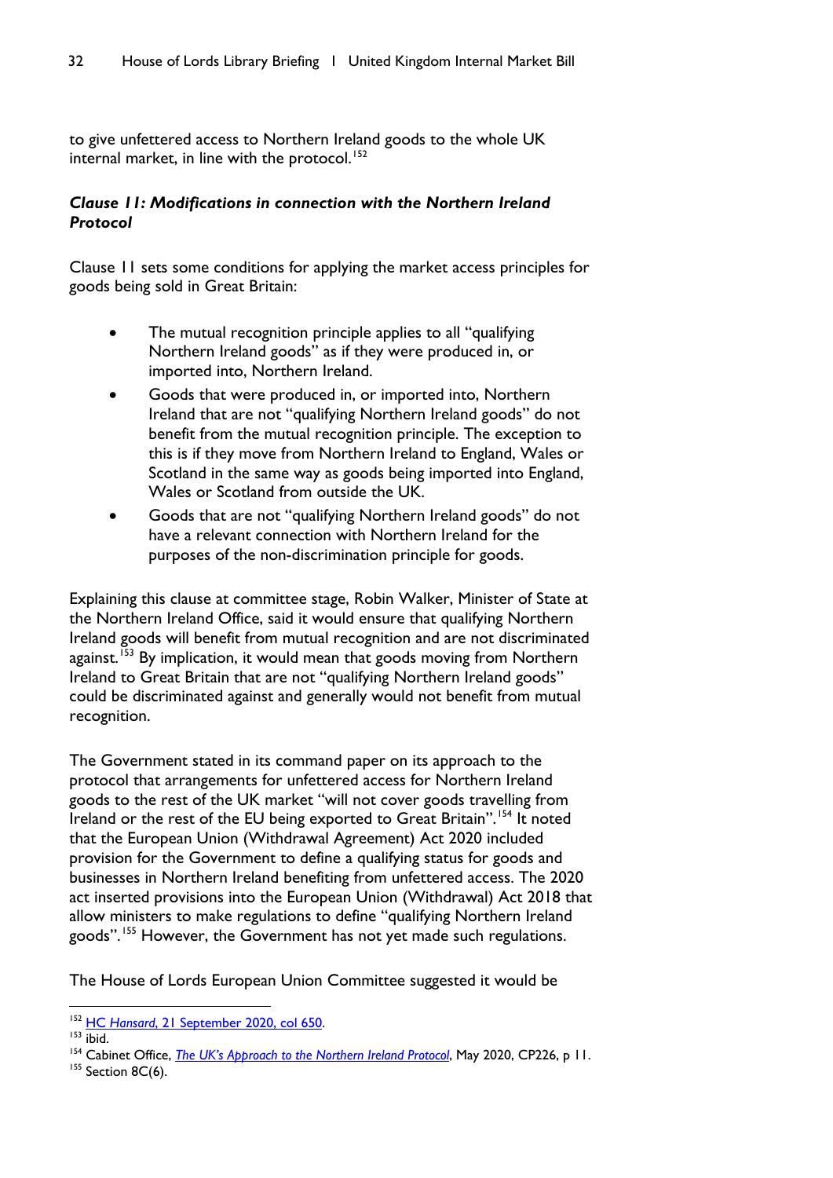to give unfettered access to Northern Ireland goods to the whole UK internal market, in line with the protocol.[152]

### *Clause 11: Modifications in connection with the Northern Ireland Protocol*

Clause 11 sets some conditions for applying the market access principles for goods being sold in Great Britain:

- The mutual recognition principle applies to all "qualifying Northern Ireland goods" as if they were produced in, or imported into, Northern Ireland.
- Goods that were produced in, or imported into, Northern Ireland that are not "qualifying Northern Ireland goods" do not benefit from the mutual recognition principle. The exception to this is if they move from Northern Ireland to England, Wales or Scotland in the same way as goods being imported into England, Wales or Scotland from outside the UK.
- Goods that are not "qualifying Northern Ireland goods" do not have a relevant connection with Northern Ireland for the purposes of the non-discrimination principle for goods.

Explaining this clause at committee stage, Robin Walker, Minister of State at the Northern Ireland Office, said it would ensure that qualifying Northern Ireland goods will benefit from mutual recognition and are not discriminated against.[153] By implication, it would mean that goods moving from Northern Ireland to Great Britain that are not "qualifying Northern Ireland goods" could be discriminated against and generally would not benefit from mutual recognition.

The Government stated in its command paper on its approach to the protocol that arrangements for unfettered access for Northern Ireland goods to the rest of the UK market "will not cover goods travelling from Ireland or the rest of the EU being exported to Great Britain".[154] It noted that the European Union (Withdrawal Agreement) Act 2020 included provision for the Government to define a qualifying status for goods and businesses in Northern Ireland benefiting from unfettered access. The 2020 act inserted provisions into the European Union (Withdrawal) Act 2018 that allow ministers to make regulations to define "qualifying Northern Ireland goods".[155] However, the Government has not yet made such regulations.

The House of Lords European Union Committee suggested it would be

---

[152] HC *Hansard*, 21 September 2020, col 650.

[153] ibid.

[154] Cabinet Office, *The UK's Approach to the Northern Ireland Protocol*, May 2020, CP226, p 11.

[155] Section 8C(6).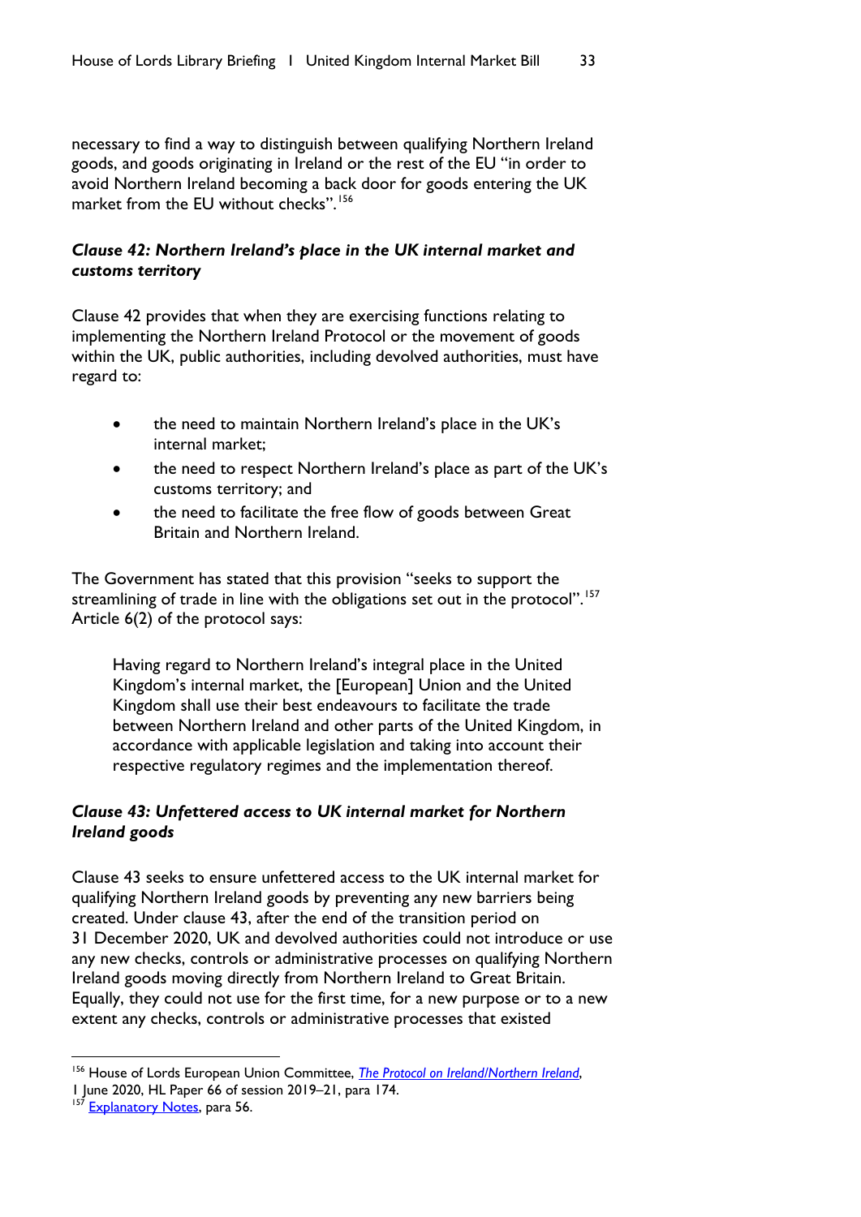necessary to find a way to distinguish between qualifying Northern Ireland goods, and goods originating in Ireland or the rest of the EU "in order to avoid Northern Ireland becoming a back door for goods entering the UK market from the EU without checks".[156]

### *Clause 42: Northern Ireland's place in the UK internal market and customs territory*

Clause 42 provides that when they are exercising functions relating to implementing the Northern Ireland Protocol or the movement of goods within the UK, public authorities, including devolved authorities, must have regard to:

- the need to maintain Northern Ireland's place in the UK's internal market;
- the need to respect Northern Ireland's place as part of the UK's customs territory; and
- the need to facilitate the free flow of goods between Great Britain and Northern Ireland.

The Government has stated that this provision "seeks to support the streamlining of trade in line with the obligations set out in the protocol".[157] Article 6(2) of the protocol says:

> Having regard to Northern Ireland's integral place in the United Kingdom's internal market, the [European] Union and the United Kingdom shall use their best endeavours to facilitate the trade between Northern Ireland and other parts of the United Kingdom, in accordance with applicable legislation and taking into account their respective regulatory regimes and the implementation thereof.

### *Clause 43: Unfettered access to UK internal market for Northern Ireland goods*

Clause 43 seeks to ensure unfettered access to the UK internal market for qualifying Northern Ireland goods by preventing any new barriers being created. Under clause 43, after the end of the transition period on 31 December 2020, UK and devolved authorities could not introduce or use any new checks, controls or administrative processes on qualifying Northern Ireland goods moving directly from Northern Ireland to Great Britain. Equally, they could not use for the first time, for a new purpose or to a new extent any checks, controls or administrative processes that existed

---

[156] House of Lords European Union Committee, *The Protocol on Ireland/Northern Ireland*, 1 June 2020, HL Paper 66 of session 2019–21, para 174.

[157] Explanatory Notes, para 56.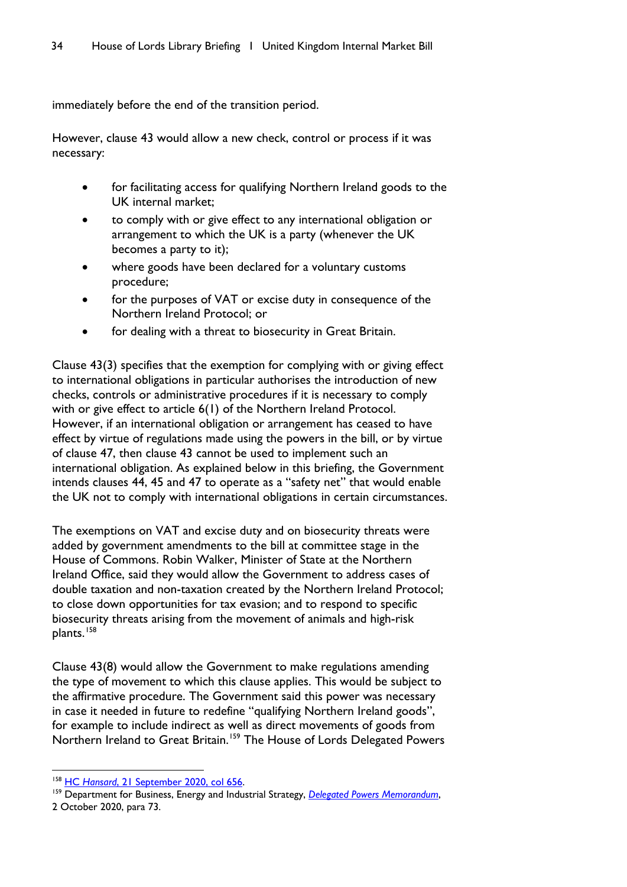immediately before the end of the transition period.

However, clause 43 would allow a new check, control or process if it was necessary:

- for facilitating access for qualifying Northern Ireland goods to the UK internal market;
- to comply with or give effect to any international obligation or arrangement to which the UK is a party (whenever the UK becomes a party to it);
- where goods have been declared for a voluntary customs procedure;
- for the purposes of VAT or excise duty in consequence of the Northern Ireland Protocol; or
- for dealing with a threat to biosecurity in Great Britain.

Clause 43(3) specifies that the exemption for complying with or giving effect to international obligations in particular authorises the introduction of new checks, controls or administrative procedures if it is necessary to comply with or give effect to article 6(1) of the Northern Ireland Protocol. However, if an international obligation or arrangement has ceased to have effect by virtue of regulations made using the powers in the bill, or by virtue of clause 47, then clause 43 cannot be used to implement such an international obligation. As explained below in this briefing, the Government intends clauses 44, 45 and 47 to operate as a "safety net" that would enable the UK not to comply with international obligations in certain circumstances.

The exemptions on VAT and excise duty and on biosecurity threats were added by government amendments to the bill at committee stage in the House of Commons. Robin Walker, Minister of State at the Northern Ireland Office, said they would allow the Government to address cases of double taxation and non-taxation created by the Northern Ireland Protocol; to close down opportunities for tax evasion; and to respond to specific biosecurity threats arising from the movement of animals and high-risk plants.[158]

Clause 43(8) would allow the Government to make regulations amending the type of movement to which this clause applies. This would be subject to the affirmative procedure. The Government said this power was necessary in case it needed in future to redefine "qualifying Northern Ireland goods", for example to include indirect as well as direct movements of goods from Northern Ireland to Great Britain.[159] The House of Lords Delegated Powers

---

[158] HC *Hansard*, 21 September 2020, col 656.

[159] Department for Business, Energy and Industrial Strategy, *Delegated Powers Memorandum*, 2 October 2020, para 73.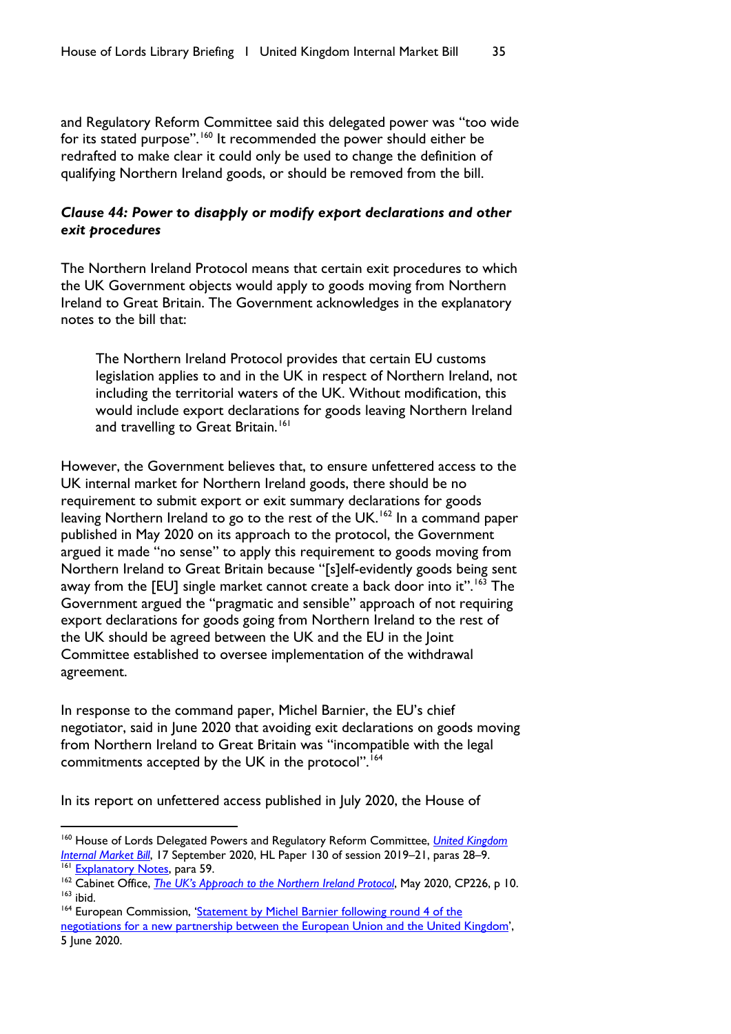and Regulatory Reform Committee said this delegated power was "too wide for its stated purpose".[160] It recommended the power should either be redrafted to make clear it could only be used to change the definition of qualifying Northern Ireland goods, or should be removed from the bill.

### *Clause 44: Power to disapply or modify export declarations and other exit procedures*

The Northern Ireland Protocol means that certain exit procedures to which the UK Government objects would apply to goods moving from Northern Ireland to Great Britain. The Government acknowledges in the explanatory notes to the bill that:

> The Northern Ireland Protocol provides that certain EU customs legislation applies to and in the UK in respect of Northern Ireland, not including the territorial waters of the UK. Without modification, this would include export declarations for goods leaving Northern Ireland and travelling to Great Britain.[161]

However, the Government believes that, to ensure unfettered access to the UK internal market for Northern Ireland goods, there should be no requirement to submit export or exit summary declarations for goods leaving Northern Ireland to go to the rest of the UK.[162] In a command paper published in May 2020 on its approach to the protocol, the Government argued it made "no sense" to apply this requirement to goods moving from Northern Ireland to Great Britain because "[s]elf-evidently goods being sent away from the [EU] single market cannot create a back door into it".[163] The Government argued the "pragmatic and sensible" approach of not requiring export declarations for goods going from Northern Ireland to the rest of the UK should be agreed between the UK and the EU in the Joint Committee established to oversee implementation of the withdrawal agreement.

In response to the command paper, Michel Barnier, the EU's chief negotiator, said in June 2020 that avoiding exit declarations on goods moving from Northern Ireland to Great Britain was "incompatible with the legal commitments accepted by the UK in the protocol".[164]

In its report on unfettered access published in July 2020, the House of

---

[160] House of Lords Delegated Powers and Regulatory Reform Committee, *United Kingdom Internal Market Bill*, 17 September 2020, HL Paper 130 of session 2019–21, paras 28–9.

[161] Explanatory Notes, para 59.

[162] Cabinet Office, *The UK's Approach to the Northern Ireland Protocol*, May 2020, CP226, p 10.

[163] ibid.

[164] European Commission, 'Statement by Michel Barnier following round 4 of the negotiations for a new partnership between the European Union and the United Kingdom', 5 June 2020.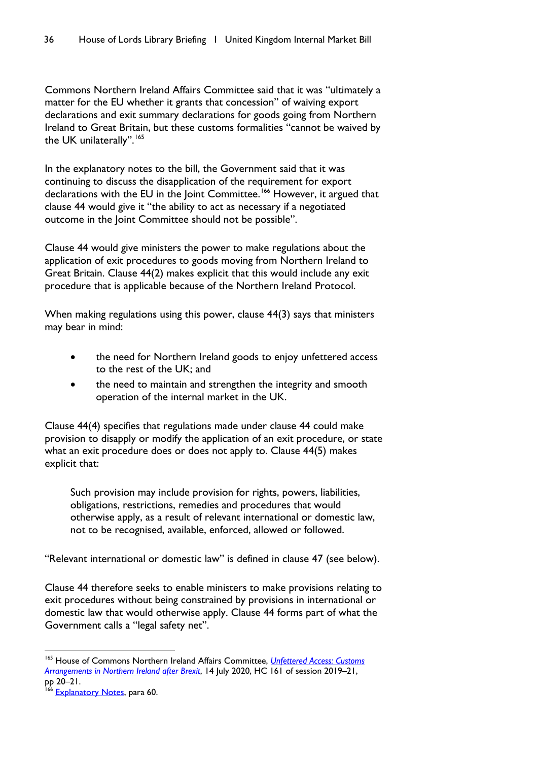Commons Northern Ireland Affairs Committee said that it was "ultimately a matter for the EU whether it grants that concession" of waiving export declarations and exit summary declarations for goods going from Northern Ireland to Great Britain, but these customs formalities "cannot be waived by the UK unilaterally".[165]

In the explanatory notes to the bill, the Government said that it was continuing to discuss the disapplication of the requirement for export declarations with the EU in the Joint Committee.[166] However, it argued that clause 44 would give it "the ability to act as necessary if a negotiated outcome in the Joint Committee should not be possible".

Clause 44 would give ministers the power to make regulations about the application of exit procedures to goods moving from Northern Ireland to Great Britain. Clause 44(2) makes explicit that this would include any exit procedure that is applicable because of the Northern Ireland Protocol.

When making regulations using this power, clause 44(3) says that ministers may bear in mind:

- the need for Northern Ireland goods to enjoy unfettered access to the rest of the UK; and
- the need to maintain and strengthen the integrity and smooth operation of the internal market in the UK.

Clause 44(4) specifies that regulations made under clause 44 could make provision to disapply or modify the application of an exit procedure, or state what an exit procedure does or does not apply to. Clause 44(5) makes explicit that:

> Such provision may include provision for rights, powers, liabilities, obligations, restrictions, remedies and procedures that would otherwise apply, as a result of relevant international or domestic law, not to be recognised, available, enforced, allowed or followed.

"Relevant international or domestic law" is defined in clause 47 (see below).

Clause 44 therefore seeks to enable ministers to make provisions relating to exit procedures without being constrained by provisions in international or domestic law that would otherwise apply. Clause 44 forms part of what the Government calls a "legal safety net".

---

[165] House of Commons Northern Ireland Affairs Committee, *Unfettered Access: Customs Arrangements in Northern Ireland after Brexit*, 14 July 2020, HC 161 of session 2019–21, pp 20–21.

[166] Explanatory Notes, para 60.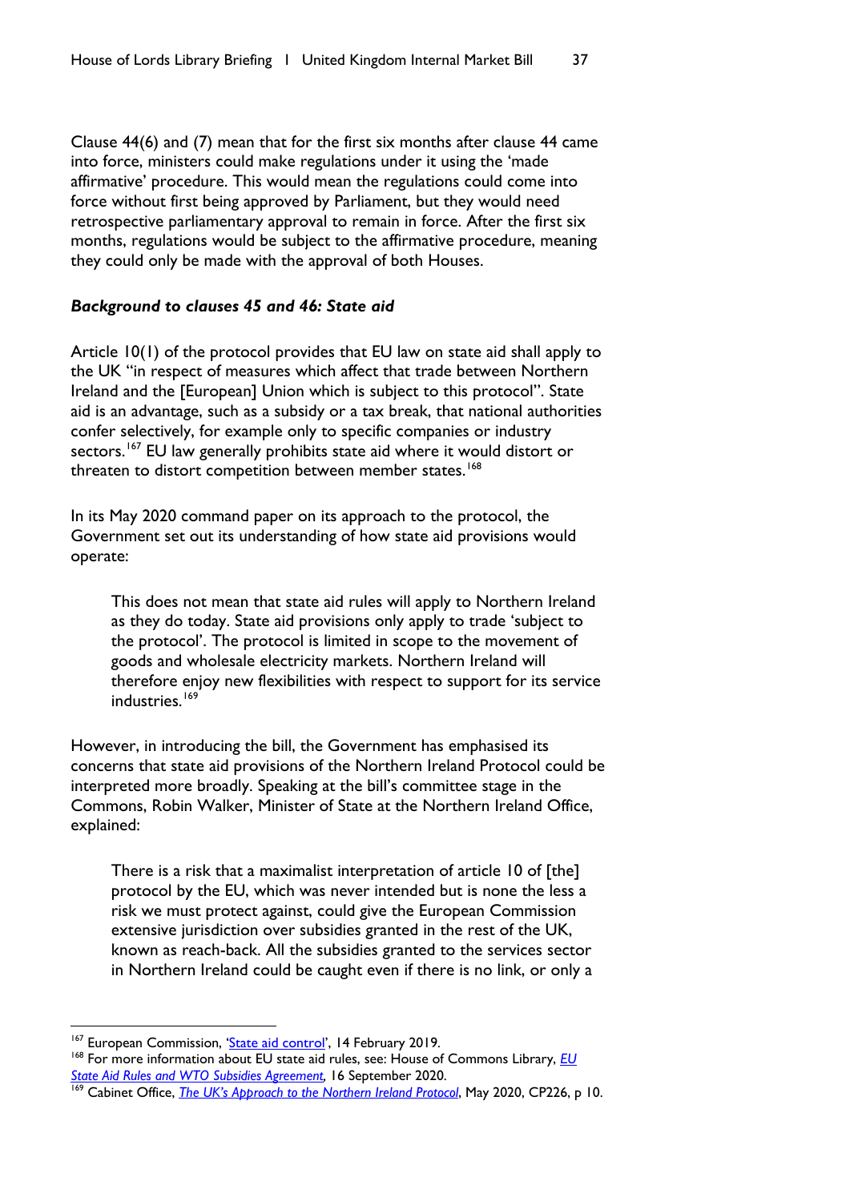Clause 44(6) and (7) mean that for the first six months after clause 44 came into force, ministers could make regulations under it using the 'made affirmative' procedure. This would mean the regulations could come into force without first being approved by Parliament, but they would need retrospective parliamentary approval to remain in force. After the first six months, regulations would be subject to the affirmative procedure, meaning they could only be made with the approval of both Houses.

### *Background to clauses 45 and 46: State aid*

Article 10(1) of the protocol provides that EU law on state aid shall apply to the UK "in respect of measures which affect that trade between Northern Ireland and the [European] Union which is subject to this protocol". State aid is an advantage, such as a subsidy or a tax break, that national authorities confer selectively, for example only to specific companies or industry sectors.[167] EU law generally prohibits state aid where it would distort or threaten to distort competition between member states.[168]

In its May 2020 command paper on its approach to the protocol, the Government set out its understanding of how state aid provisions would operate:

> This does not mean that state aid rules will apply to Northern Ireland as they do today. State aid provisions only apply to trade 'subject to the protocol'. The protocol is limited in scope to the movement of goods and wholesale electricity markets. Northern Ireland will therefore enjoy new flexibilities with respect to support for its service industries.[169]

However, in introducing the bill, the Government has emphasised its concerns that state aid provisions of the Northern Ireland Protocol could be interpreted more broadly. Speaking at the bill's committee stage in the Commons, Robin Walker, Minister of State at the Northern Ireland Office, explained:

> There is a risk that a maximalist interpretation of article 10 of [the] protocol by the EU, which was never intended but is none the less a risk we must protect against, could give the European Commission extensive jurisdiction over subsidies granted in the rest of the UK, known as reach-back. All the subsidies granted to the services sector in Northern Ireland could be caught even if there is no link, or only a

---

[167] European Commission, 'State aid control', 14 February 2019.

[168] For more information about EU state aid rules, see: House of Commons Library, *EU State Aid Rules and WTO Subsidies Agreement*, 16 September 2020.

[169] Cabinet Office, *The UK's Approach to the Northern Ireland Protocol*, May 2020, CP226, p 10.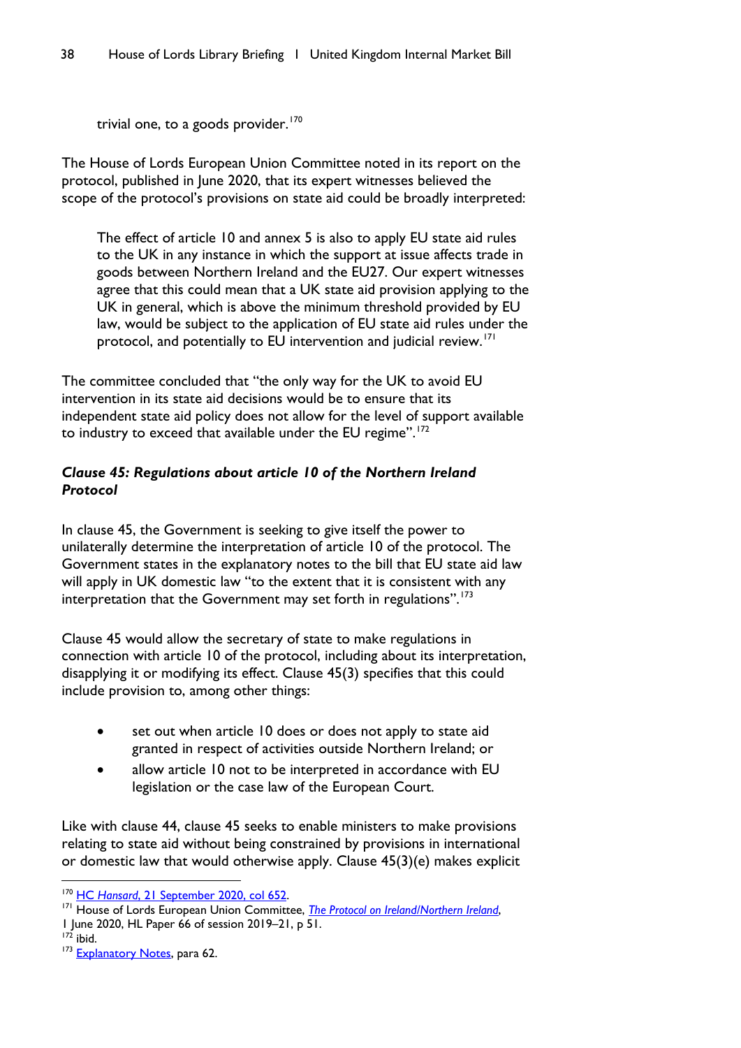trivial one, to a goods provider.[170]

The House of Lords European Union Committee noted in its report on the protocol, published in June 2020, that its expert witnesses believed the scope of the protocol's provisions on state aid could be broadly interpreted:

> The effect of article 10 and annex 5 is also to apply EU state aid rules to the UK in any instance in which the support at issue affects trade in goods between Northern Ireland and the EU27. Our expert witnesses agree that this could mean that a UK state aid provision applying to the UK in general, which is above the minimum threshold provided by EU law, would be subject to the application of EU state aid rules under the protocol, and potentially to EU intervention and judicial review.[171]

The committee concluded that "the only way for the UK to avoid EU intervention in its state aid decisions would be to ensure that its independent state aid policy does not allow for the level of support available to industry to exceed that available under the EU regime".[172]

#### *Clause 45: Regulations about article 10 of the Northern Ireland Protocol*

In clause 45, the Government is seeking to give itself the power to unilaterally determine the interpretation of article 10 of the protocol. The Government states in the explanatory notes to the bill that EU state aid law will apply in UK domestic law "to the extent that it is consistent with any interpretation that the Government may set forth in regulations".[173]

Clause 45 would allow the secretary of state to make regulations in connection with article 10 of the protocol, including about its interpretation, disapplying it or modifying its effect. Clause 45(3) specifies that this could include provision to, among other things:

- set out when article 10 does or does not apply to state aid granted in respect of activities outside Northern Ireland; or
- allow article 10 not to be interpreted in accordance with EU legislation or the case law of the European Court.

Like with clause 44, clause 45 seeks to enable ministers to make provisions relating to state aid without being constrained by provisions in international or domestic law that would otherwise apply. Clause 45(3)(e) makes explicit

---

[170] HC *Hansard*, 21 September 2020, col 652.

[171] House of Lords European Union Committee, *The Protocol on Ireland/Northern Ireland*, 1 June 2020, HL Paper 66 of session 2019–21, p 51.

[172] ibid.

[173] Explanatory Notes, para 62.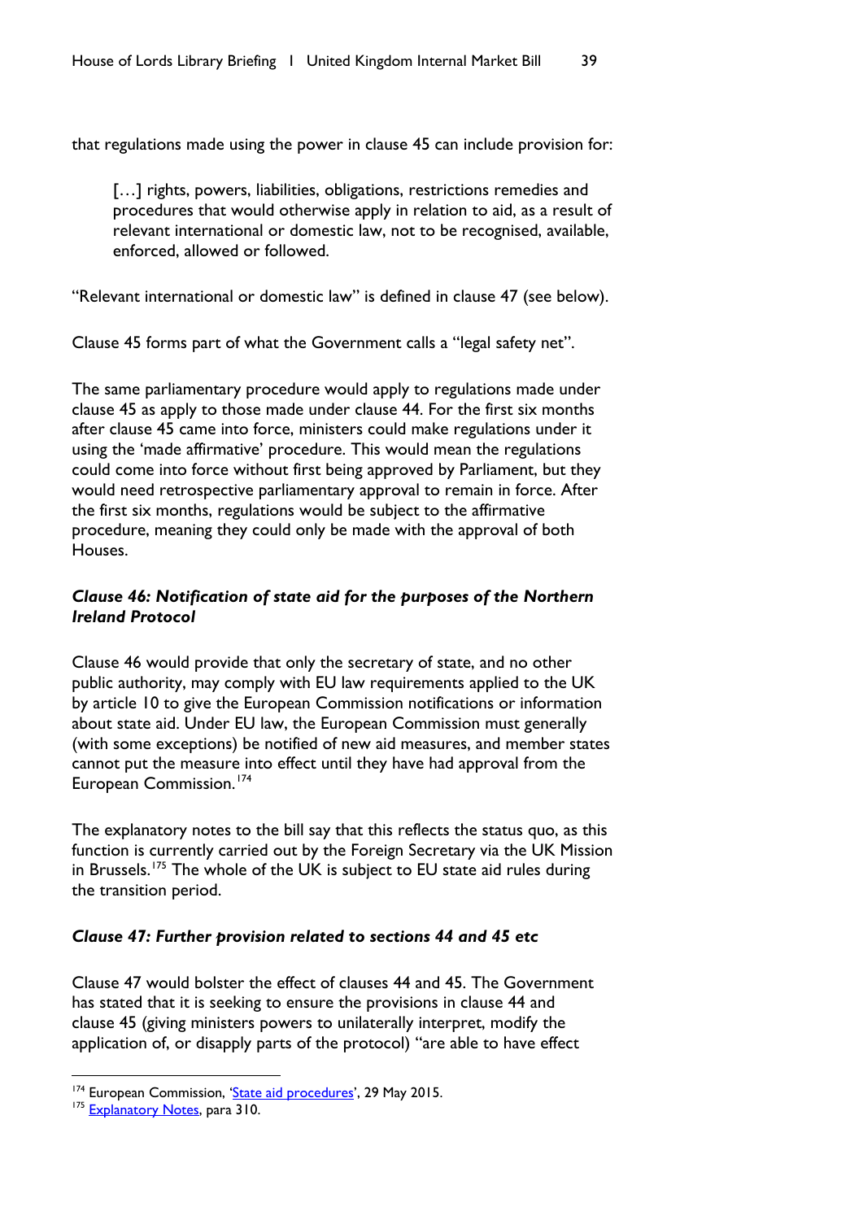that regulations made using the power in clause 45 can include provision for:

> […] rights, powers, liabilities, obligations, restrictions remedies and procedures that would otherwise apply in relation to aid, as a result of relevant international or domestic law, not to be recognised, available, enforced, allowed or followed.

"Relevant international or domestic law" is defined in clause 47 (see below).

Clause 45 forms part of what the Government calls a "legal safety net".

The same parliamentary procedure would apply to regulations made under clause 45 as apply to those made under clause 44. For the first six months after clause 45 came into force, ministers could make regulations under it using the 'made affirmative' procedure. This would mean the regulations could come into force without first being approved by Parliament, but they would need retrospective parliamentary approval to remain in force. After the first six months, regulations would be subject to the affirmative procedure, meaning they could only be made with the approval of both Houses.

### *Clause 46: Notification of state aid for the purposes of the Northern Ireland Protocol*

Clause 46 would provide that only the secretary of state, and no other public authority, may comply with EU law requirements applied to the UK by article 10 to give the European Commission notifications or information about state aid. Under EU law, the European Commission must generally (with some exceptions) be notified of new aid measures, and member states cannot put the measure into effect until they have had approval from the European Commission.[174]

The explanatory notes to the bill say that this reflects the status quo, as this function is currently carried out by the Foreign Secretary via the UK Mission in Brussels.[175] The whole of the UK is subject to EU state aid rules during the transition period.

### *Clause 47: Further provision related to sections 44 and 45 etc*

Clause 47 would bolster the effect of clauses 44 and 45. The Government has stated that it is seeking to ensure the provisions in clause 44 and clause 45 (giving ministers powers to unilaterally interpret, modify the application of, or disapply parts of the protocol) "are able to have effect

---

[174] European Commission, 'State aid procedures', 29 May 2015.

[175] Explanatory Notes, para 310.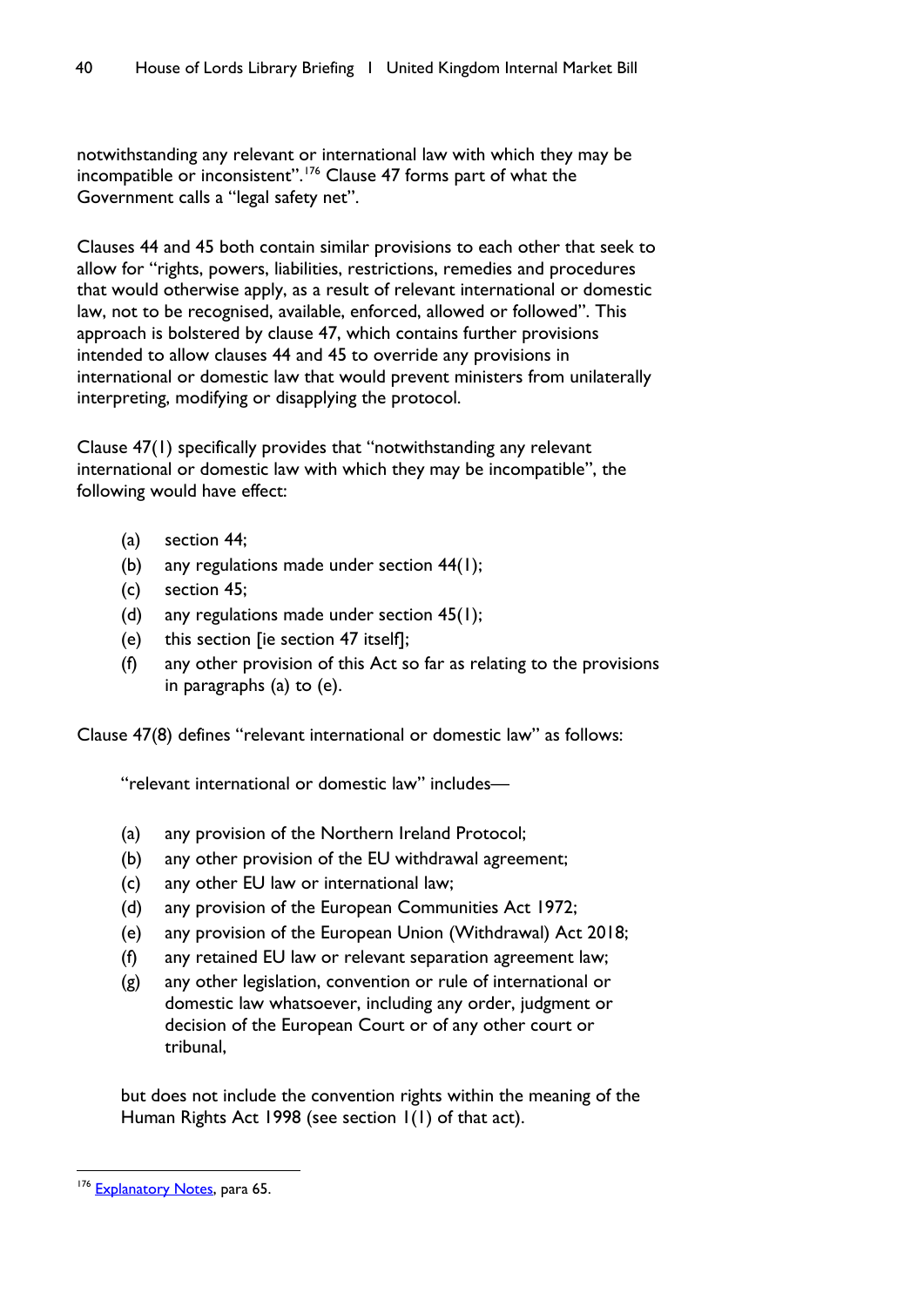notwithstanding any relevant or international law with which they may be incompatible or inconsistent”.[176] Clause 47 forms part of what the Government calls a “legal safety net”.

Clauses 44 and 45 both contain similar provisions to each other that seek to allow for “rights, powers, liabilities, restrictions, remedies and procedures that would otherwise apply, as a result of relevant international or domestic law, not to be recognised, available, enforced, allowed or followed”. This approach is bolstered by clause 47, which contains further provisions intended to allow clauses 44 and 45 to override any provisions in international or domestic law that would prevent ministers from unilaterally interpreting, modifying or disapplying the protocol.

Clause 47(1) specifically provides that “notwithstanding any relevant international or domestic law with which they may be incompatible”, the following would have effect:

- (a) section 44;
- (b) any regulations made under section 44(1);
- (c) section 45;
- (d) any regulations made under section 45(1);
- (e) this section [ie section 47 itself];
- (f) any other provision of this Act so far as relating to the provisions in paragraphs (a) to (e).

Clause 47(8) defines “relevant international or domestic law” as follows:

> “relevant international or domestic law” includes—
>
> - (a) any provision of the Northern Ireland Protocol;
> - (b) any other provision of the EU withdrawal agreement;
> - (c) any other EU law or international law;
> - (d) any provision of the European Communities Act 1972;
> - (e) any provision of the European Union (Withdrawal) Act 2018;
> - (f) any retained EU law or relevant separation agreement law;
> - (g) any other legislation, convention or rule of international or domestic law whatsoever, including any order, judgment or decision of the European Court or of any other court or tribunal,
>
> but does not include the convention rights within the meaning of the Human Rights Act 1998 (see section 1(1) of that act).

---

[176] Explanatory Notes, para 65.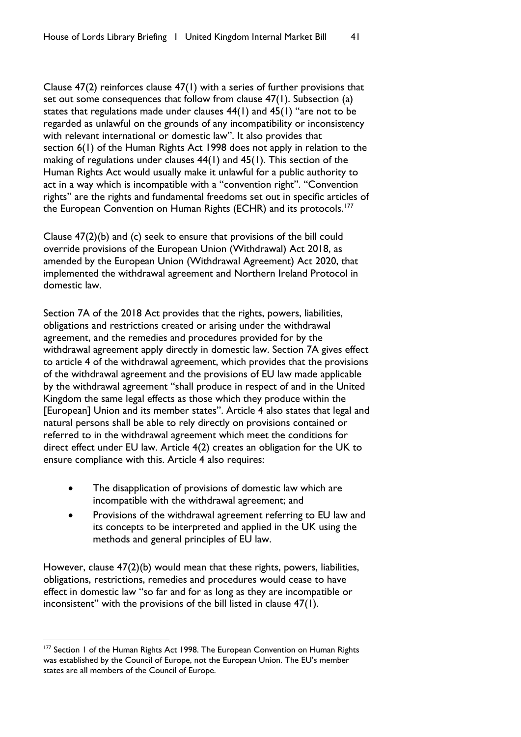Clause 47(2) reinforces clause 47(1) with a series of further provisions that set out some consequences that follow from clause 47(1). Subsection (a) states that regulations made under clauses 44(1) and 45(1) "are not to be regarded as unlawful on the grounds of any incompatibility or inconsistency with relevant international or domestic law". It also provides that section 6(1) of the Human Rights Act 1998 does not apply in relation to the making of regulations under clauses 44(1) and 45(1). This section of the Human Rights Act would usually make it unlawful for a public authority to act in a way which is incompatible with a "convention right". "Convention rights" are the rights and fundamental freedoms set out in specific articles of the European Convention on Human Rights (ECHR) and its protocols.[177]

Clause 47(2)(b) and (c) seek to ensure that provisions of the bill could override provisions of the European Union (Withdrawal) Act 2018, as amended by the European Union (Withdrawal Agreement) Act 2020, that implemented the withdrawal agreement and Northern Ireland Protocol in domestic law.

Section 7A of the 2018 Act provides that the rights, powers, liabilities, obligations and restrictions created or arising under the withdrawal agreement, and the remedies and procedures provided for by the withdrawal agreement apply directly in domestic law. Section 7A gives effect to article 4 of the withdrawal agreement, which provides that the provisions of the withdrawal agreement and the provisions of EU law made applicable by the withdrawal agreement "shall produce in respect of and in the United Kingdom the same legal effects as those which they produce within the [European] Union and its member states". Article 4 also states that legal and natural persons shall be able to rely directly on provisions contained or referred to in the withdrawal agreement which meet the conditions for direct effect under EU law. Article 4(2) creates an obligation for the UK to ensure compliance with this. Article 4 also requires:

- The disapplication of provisions of domestic law which are incompatible with the withdrawal agreement; and
- Provisions of the withdrawal agreement referring to EU law and its concepts to be interpreted and applied in the UK using the methods and general principles of EU law.

However, clause 47(2)(b) would mean that these rights, powers, liabilities, obligations, restrictions, remedies and procedures would cease to have effect in domestic law "so far and for as long as they are incompatible or inconsistent" with the provisions of the bill listed in clause 47(1).

---

[177] Section 1 of the Human Rights Act 1998. The European Convention on Human Rights was established by the Council of Europe, not the European Union. The EU's member states are all members of the Council of Europe.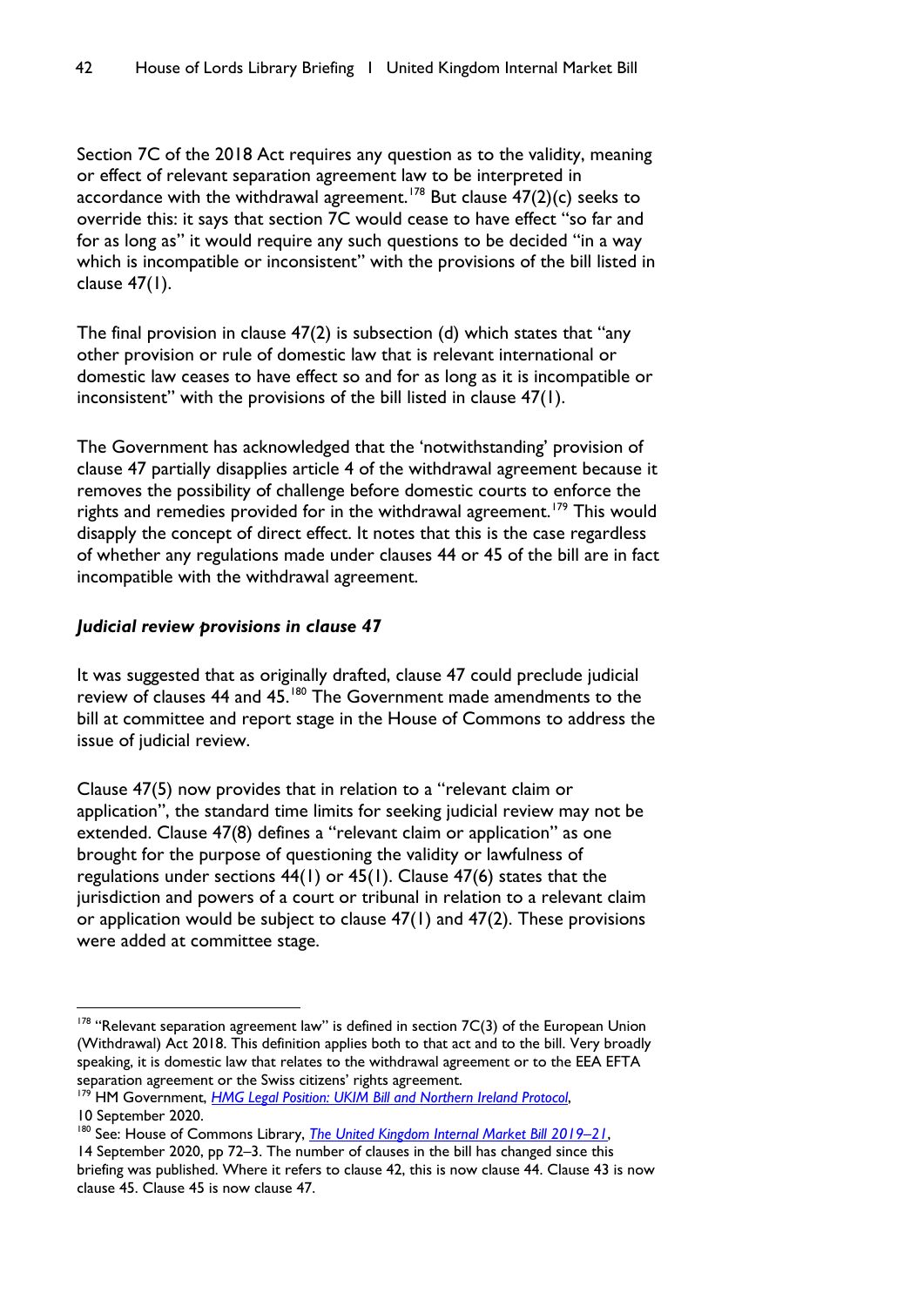Section 7C of the 2018 Act requires any question as to the validity, meaning or effect of relevant separation agreement law to be interpreted in accordance with the withdrawal agreement.[178] But clause 47(2)(c) seeks to override this: it says that section 7C would cease to have effect "so far and for as long as" it would require any such questions to be decided "in a way which is incompatible or inconsistent" with the provisions of the bill listed in clause 47(1).

The final provision in clause 47(2) is subsection (d) which states that "any other provision or rule of domestic law that is relevant international or domestic law ceases to have effect so and for as long as it is incompatible or inconsistent" with the provisions of the bill listed in clause 47(1).

The Government has acknowledged that the 'notwithstanding' provision of clause 47 partially disapplies article 4 of the withdrawal agreement because it removes the possibility of challenge before domestic courts to enforce the rights and remedies provided for in the withdrawal agreement.[179] This would disapply the concept of direct effect. It notes that this is the case regardless of whether any regulations made under clauses 44 or 45 of the bill are in fact incompatible with the withdrawal agreement.

***Judicial review provisions in clause 47***

It was suggested that as originally drafted, clause 47 could preclude judicial review of clauses 44 and 45.[180] The Government made amendments to the bill at committee and report stage in the House of Commons to address the issue of judicial review.

Clause 47(5) now provides that in relation to a "relevant claim or application", the standard time limits for seeking judicial review may not be extended. Clause 47(8) defines a "relevant claim or application" as one brought for the purpose of questioning the validity or lawfulness of regulations under sections 44(1) or 45(1). Clause 47(6) states that the jurisdiction and powers of a court or tribunal in relation to a relevant claim or application would be subject to clause 47(1) and 47(2). These provisions were added at committee stage.

---

[178] "Relevant separation agreement law" is defined in section 7C(3) of the European Union (Withdrawal) Act 2018. This definition applies both to that act and to the bill. Very broadly speaking, it is domestic law that relates to the withdrawal agreement or to the EEA EFTA separation agreement or the Swiss citizens' rights agreement.

[179] HM Government, *HMG Legal Position: UKIM Bill and Northern Ireland Protocol*, 10 September 2020.

[180] See: House of Commons Library, *The United Kingdom Internal Market Bill 2019–21*, 14 September 2020, pp 72–3. The number of clauses in the bill has changed since this briefing was published. Where it refers to clause 42, this is now clause 44. Clause 43 is now clause 45. Clause 45 is now clause 47.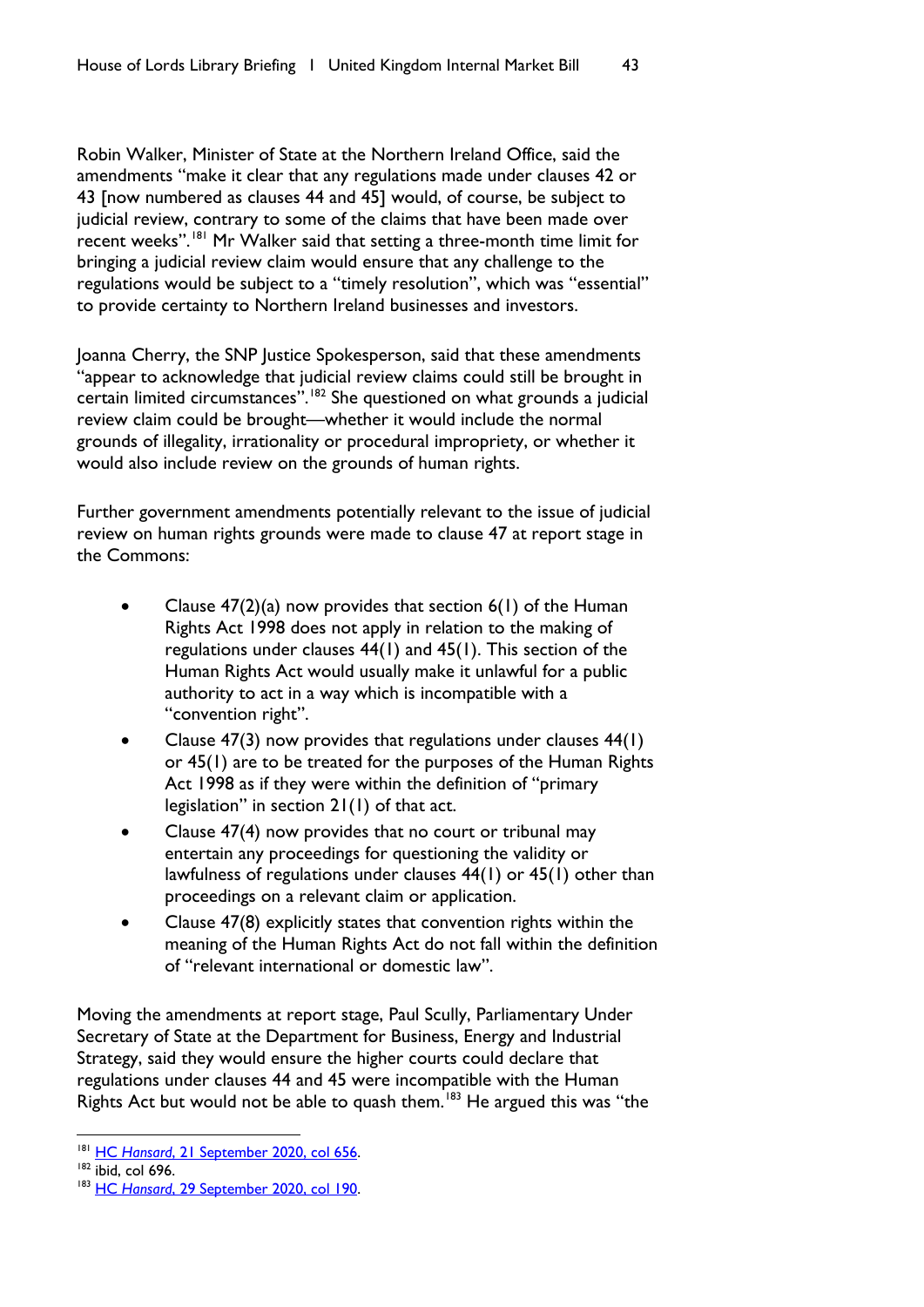Robin Walker, Minister of State at the Northern Ireland Office, said the amendments "make it clear that any regulations made under clauses 42 or 43 [now numbered as clauses 44 and 45] would, of course, be subject to judicial review, contrary to some of the claims that have been made over recent weeks".[181] Mr Walker said that setting a three-month time limit for bringing a judicial review claim would ensure that any challenge to the regulations would be subject to a "timely resolution", which was "essential" to provide certainty to Northern Ireland businesses and investors.

Joanna Cherry, the SNP Justice Spokesperson, said that these amendments "appear to acknowledge that judicial review claims could still be brought in certain limited circumstances".[182] She questioned on what grounds a judicial review claim could be brought—whether it would include the normal grounds of illegality, irrationality or procedural impropriety, or whether it would also include review on the grounds of human rights.

Further government amendments potentially relevant to the issue of judicial review on human rights grounds were made to clause 47 at report stage in the Commons:

- Clause 47(2)(a) now provides that section 6(1) of the Human Rights Act 1998 does not apply in relation to the making of regulations under clauses 44(1) and 45(1). This section of the Human Rights Act would usually make it unlawful for a public authority to act in a way which is incompatible with a "convention right".
- Clause 47(3) now provides that regulations under clauses 44(1) or 45(1) are to be treated for the purposes of the Human Rights Act 1998 as if they were within the definition of "primary legislation" in section 21(1) of that act.
- Clause 47(4) now provides that no court or tribunal may entertain any proceedings for questioning the validity or lawfulness of regulations under clauses 44(1) or 45(1) other than proceedings on a relevant claim or application.
- Clause 47(8) explicitly states that convention rights within the meaning of the Human Rights Act do not fall within the definition of "relevant international or domestic law".

Moving the amendments at report stage, Paul Scully, Parliamentary Under Secretary of State at the Department for Business, Energy and Industrial Strategy, said they would ensure the higher courts could declare that regulations under clauses 44 and 45 were incompatible with the Human Rights Act but would not be able to quash them.[183] He argued this was "the

---

[181] HC *Hansard*, 21 September 2020, col 656.

[182] ibid, col 696.

[183] HC *Hansard*, 29 September 2020, col 190.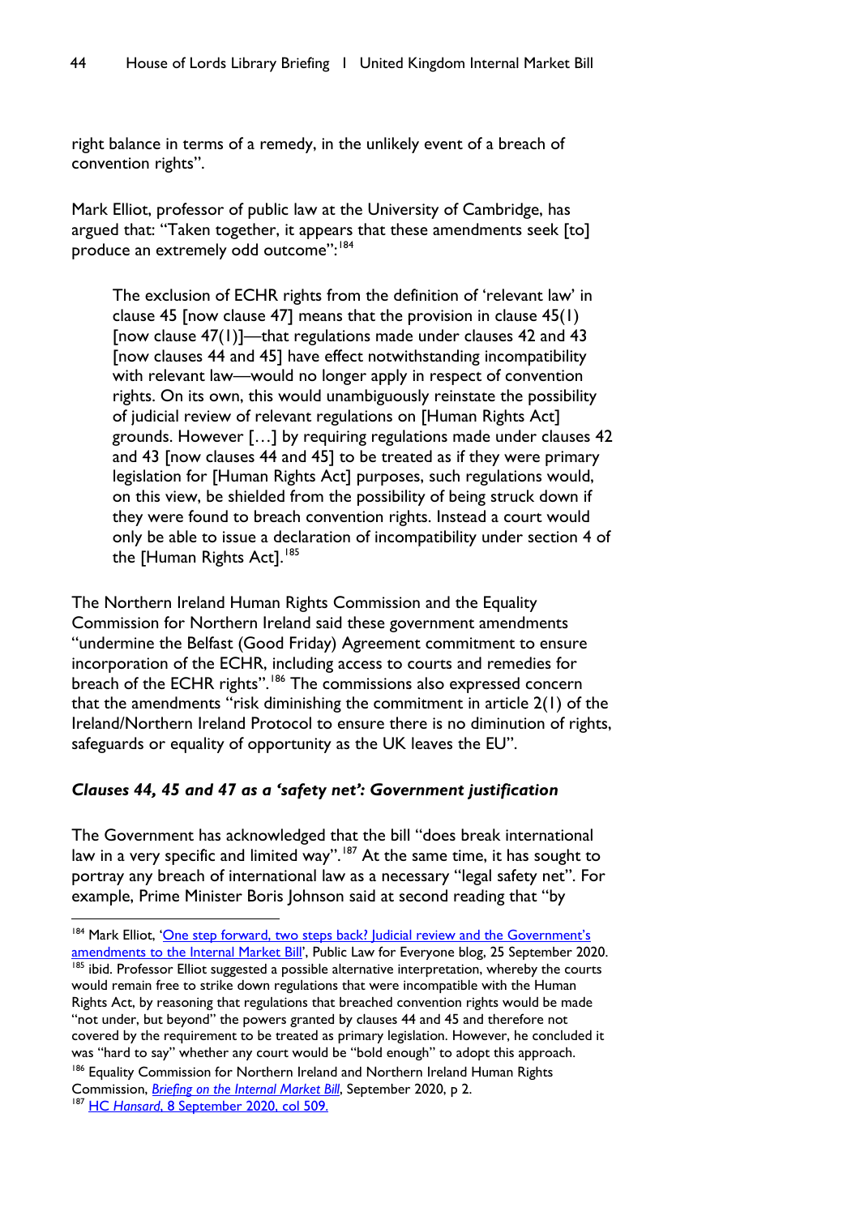right balance in terms of a remedy, in the unlikely event of a breach of convention rights".

Mark Elliot, professor of public law at the University of Cambridge, has argued that: "Taken together, it appears that these amendments seek [to] produce an extremely odd outcome":[184]

> The exclusion of ECHR rights from the definition of 'relevant law' in clause 45 [now clause 47] means that the provision in clause 45(1) [now clause 47(1)]—that regulations made under clauses 42 and 43 [now clauses 44 and 45] have effect notwithstanding incompatibility with relevant law—would no longer apply in respect of convention rights. On its own, this would unambiguously reinstate the possibility of judicial review of relevant regulations on [Human Rights Act] grounds. However […] by requiring regulations made under clauses 42 and 43 [now clauses 44 and 45] to be treated as if they were primary legislation for [Human Rights Act] purposes, such regulations would, on this view, be shielded from the possibility of being struck down if they were found to breach convention rights. Instead a court would only be able to issue a declaration of incompatibility under section 4 of the [Human Rights Act].[185]

The Northern Ireland Human Rights Commission and the Equality Commission for Northern Ireland said these government amendments "undermine the Belfast (Good Friday) Agreement commitment to ensure incorporation of the ECHR, including access to courts and remedies for breach of the ECHR rights".[186] The commissions also expressed concern that the amendments "risk diminishing the commitment in article 2(1) of the Ireland/Northern Ireland Protocol to ensure there is no diminution of rights, safeguards or equality of opportunity as the UK leaves the EU".

### *Clauses 44, 45 and 47 as a 'safety net': Government justification*

The Government has acknowledged that the bill "does break international law in a very specific and limited way".[187] At the same time, it has sought to portray any breach of international law as a necessary "legal safety net". For example, Prime Minister Boris Johnson said at second reading that "by

---

[184] Mark Elliot, 'One step forward, two steps back? Judicial review and the Government's amendments to the Internal Market Bill', Public Law for Everyone blog, 25 September 2020.

[185] ibid. Professor Elliot suggested a possible alternative interpretation, whereby the courts would remain free to strike down regulations that were incompatible with the Human Rights Act, by reasoning that regulations that breached convention rights would be made "not under, but beyond" the powers granted by clauses 44 and 45 and therefore not covered by the requirement to be treated as primary legislation. However, he concluded it was "hard to say" whether any court would be "bold enough" to adopt this approach.

[186] Equality Commission for Northern Ireland and Northern Ireland Human Rights Commission, *Briefing on the Internal Market Bill*, September 2020, p 2.

[187] HC *Hansard*, 8 September 2020, col 509.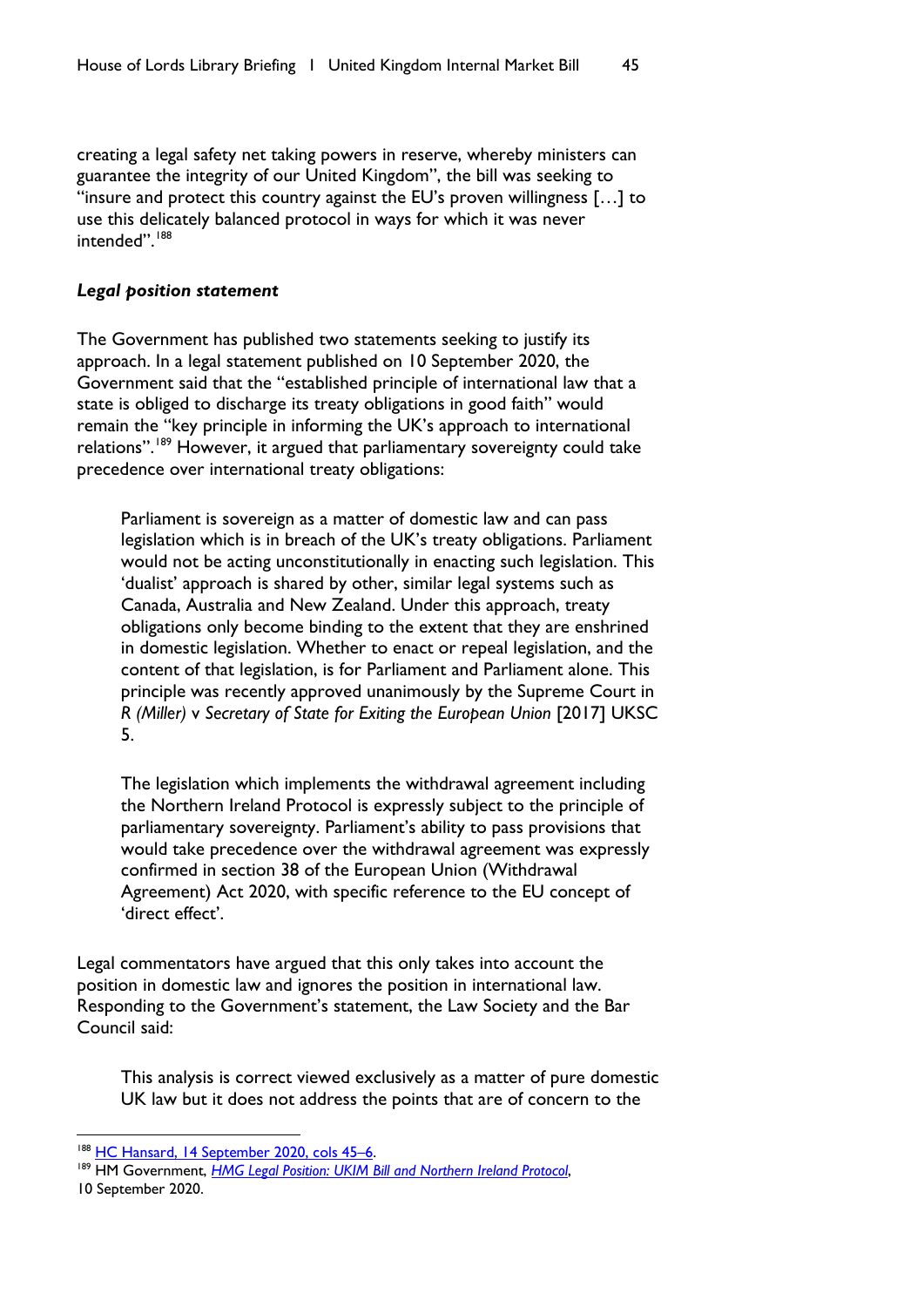creating a legal safety net taking powers in reserve, whereby ministers can guarantee the integrity of our United Kingdom", the bill was seeking to "insure and protect this country against the EU's proven willingness […] to use this delicately balanced protocol in ways for which it was never intended".[188]

***Legal position statement***

The Government has published two statements seeking to justify its approach. In a legal statement published on 10 September 2020, the Government said that the "established principle of international law that a state is obliged to discharge its treaty obligations in good faith" would remain the "key principle in informing the UK's approach to international relations".[189] However, it argued that parliamentary sovereignty could take precedence over international treaty obligations:

> Parliament is sovereign as a matter of domestic law and can pass legislation which is in breach of the UK's treaty obligations. Parliament would not be acting unconstitutionally in enacting such legislation. This 'dualist' approach is shared by other, similar legal systems such as Canada, Australia and New Zealand. Under this approach, treaty obligations only become binding to the extent that they are enshrined in domestic legislation. Whether to enact or repeal legislation, and the content of that legislation, is for Parliament and Parliament alone. This principle was recently approved unanimously by the Supreme Court in *R (Miller)* v *Secretary of State for Exiting the European Union* [2017] UKSC 5.
>
> The legislation which implements the withdrawal agreement including the Northern Ireland Protocol is expressly subject to the principle of parliamentary sovereignty. Parliament's ability to pass provisions that would take precedence over the withdrawal agreement was expressly confirmed in section 38 of the European Union (Withdrawal Agreement) Act 2020, with specific reference to the EU concept of 'direct effect'.

Legal commentators have argued that this only takes into account the position in domestic law and ignores the position in international law. Responding to the Government's statement, the Law Society and the Bar Council said:

> This analysis is correct viewed exclusively as a matter of pure domestic UK law but it does not address the points that are of concern to the

---

[188] HC Hansard, 14 September 2020, cols 45–6.

[189] HM Government, *HMG Legal Position: UKIM Bill and Northern Ireland Protocol*, 10 September 2020.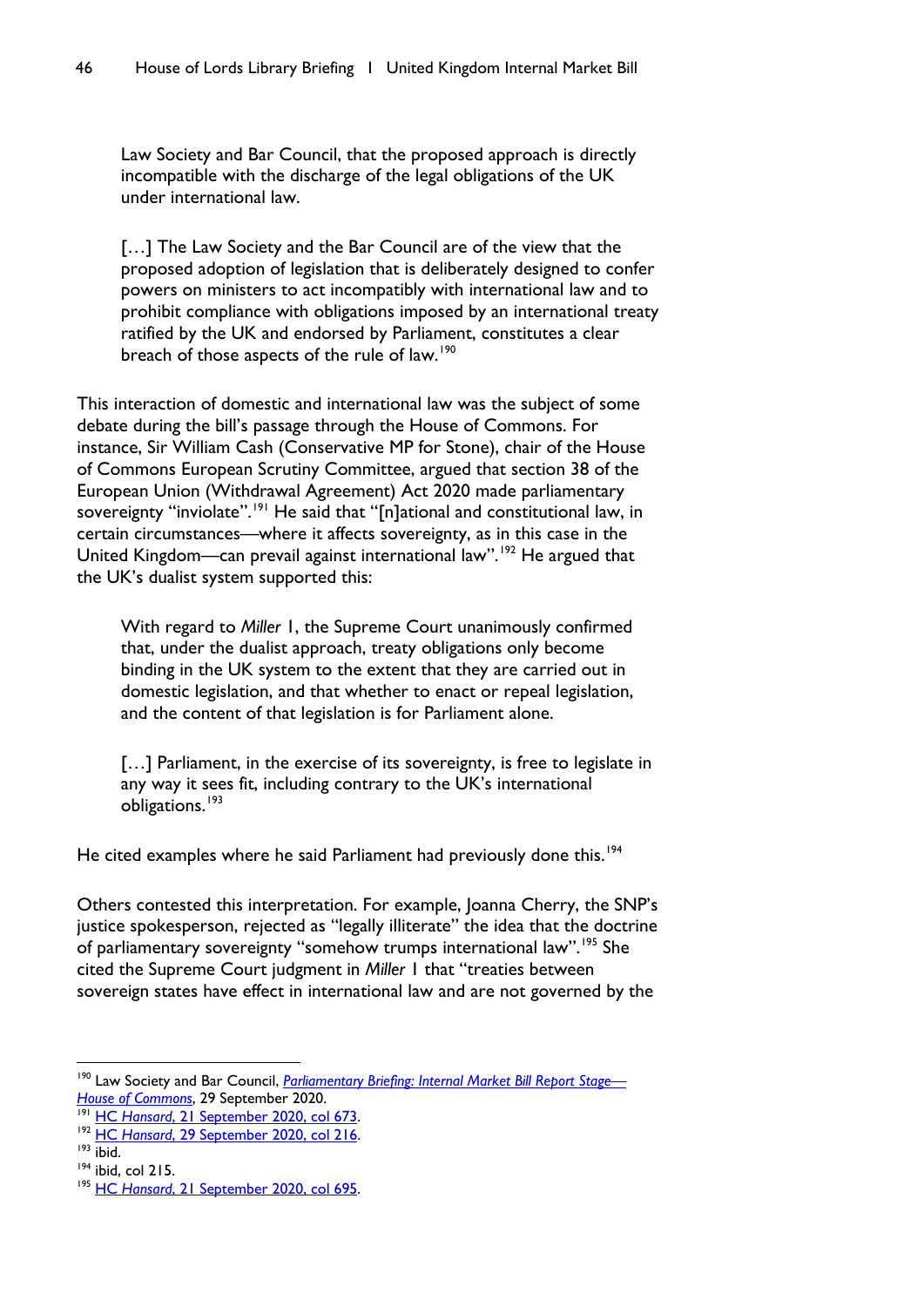> Law Society and Bar Council, that the proposed approach is directly incompatible with the discharge of the legal obligations of the UK under international law.
>
> […] The Law Society and the Bar Council are of the view that the proposed adoption of legislation that is deliberately designed to confer powers on ministers to act incompatibly with international law and to prohibit compliance with obligations imposed by an international treaty ratified by the UK and endorsed by Parliament, constitutes a clear breach of those aspects of the rule of law.[190]

This interaction of domestic and international law was the subject of some debate during the bill's passage through the House of Commons. For instance, Sir William Cash (Conservative MP for Stone), chair of the House of Commons European Scrutiny Committee, argued that section 38 of the European Union (Withdrawal Agreement) Act 2020 made parliamentary sovereignty "inviolate".[191] He said that "[n]ational and constitutional law, in certain circumstances—where it affects sovereignty, as in this case in the United Kingdom—can prevail against international law".[192] He argued that the UK's dualist system supported this:

> With regard to *Miller* 1, the Supreme Court unanimously confirmed that, under the dualist approach, treaty obligations only become binding in the UK system to the extent that they are carried out in domestic legislation, and that whether to enact or repeal legislation, and the content of that legislation is for Parliament alone.
>
> […] Parliament, in the exercise of its sovereignty, is free to legislate in any way it sees fit, including contrary to the UK's international obligations.[193]

He cited examples where he said Parliament had previously done this.[194]

Others contested this interpretation. For example, Joanna Cherry, the SNP's justice spokesperson, rejected as "legally illiterate" the idea that the doctrine of parliamentary sovereignty "somehow trumps international law".[195] She cited the Supreme Court judgment in *Miller* 1 that "treaties between sovereign states have effect in international law and are not governed by the

---

[190] Law Society and Bar Council, *Parliamentary Briefing: Internal Market Bill Report Stage—House of Commons*, 29 September 2020.

[191] HC *Hansard*, 21 September 2020, col 673.

[192] HC *Hansard*, 29 September 2020, col 216.

[193] ibid.

[194] ibid, col 215.

[195] HC *Hansard*, 21 September 2020, col 695.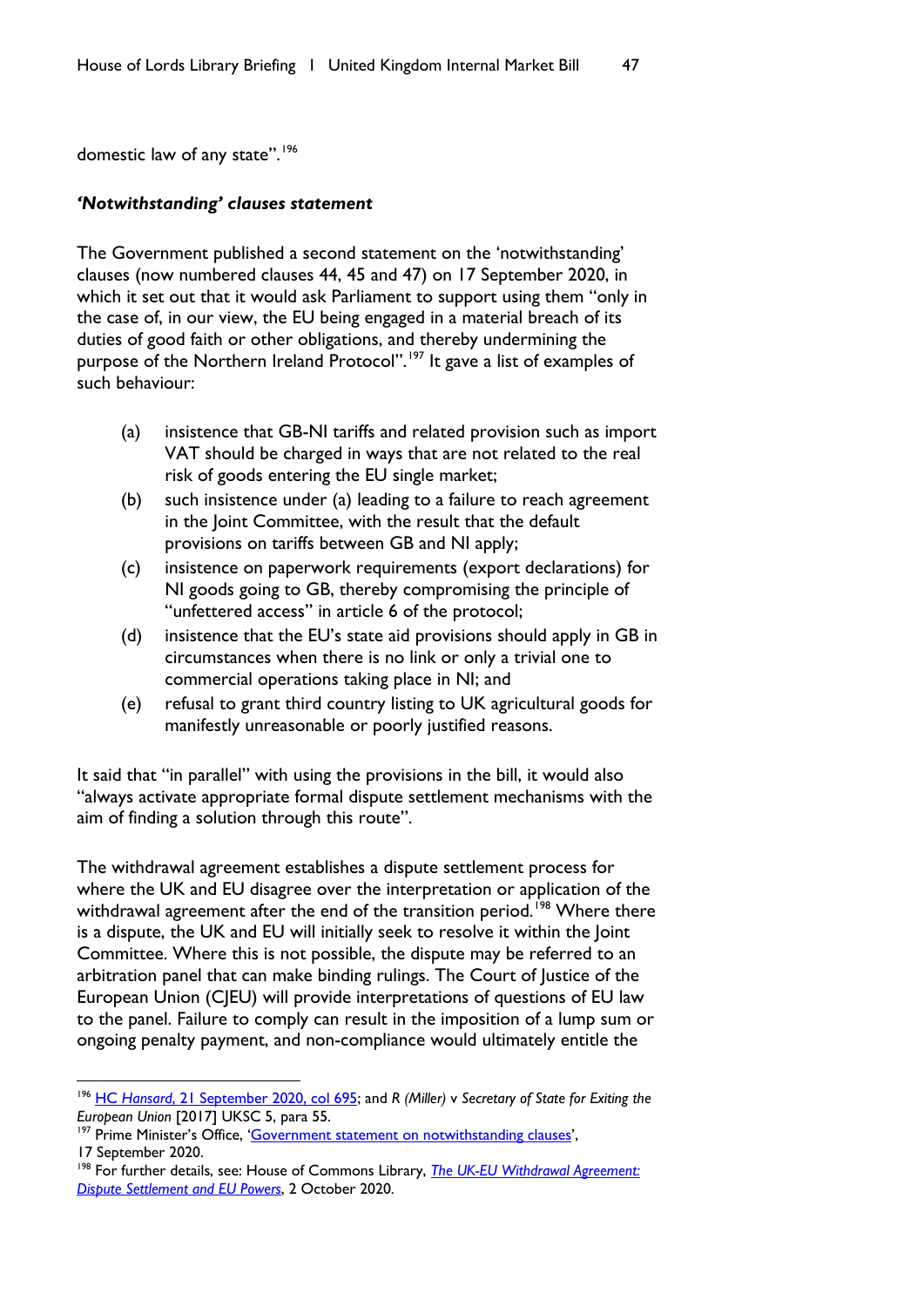domestic law of any state".[196]

### *'Notwithstanding' clauses statement*

The Government published a second statement on the 'notwithstanding' clauses (now numbered clauses 44, 45 and 47) on 17 September 2020, in which it set out that it would ask Parliament to support using them "only in the case of, in our view, the EU being engaged in a material breach of its duties of good faith or other obligations, and thereby undermining the purpose of the Northern Ireland Protocol".[197] It gave a list of examples of such behaviour:

(a) insistence that GB-NI tariffs and related provision such as import VAT should be charged in ways that are not related to the real risk of goods entering the EU single market;

(b) such insistence under (a) leading to a failure to reach agreement in the Joint Committee, with the result that the default provisions on tariffs between GB and NI apply;

(c) insistence on paperwork requirements (export declarations) for NI goods going to GB, thereby compromising the principle of "unfettered access" in article 6 of the protocol;

(d) insistence that the EU's state aid provisions should apply in GB in circumstances when there is no link or only a trivial one to commercial operations taking place in NI; and

(e) refusal to grant third country listing to UK agricultural goods for manifestly unreasonable or poorly justified reasons.

It said that "in parallel" with using the provisions in the bill, it would also "always activate appropriate formal dispute settlement mechanisms with the aim of finding a solution through this route".

The withdrawal agreement establishes a dispute settlement process for where the UK and EU disagree over the interpretation or application of the withdrawal agreement after the end of the transition period.[198] Where there is a dispute, the UK and EU will initially seek to resolve it within the Joint Committee. Where this is not possible, the dispute may be referred to an arbitration panel that can make binding rulings. The Court of Justice of the European Union (CJEU) will provide interpretations of questions of EU law to the panel. Failure to comply can result in the imposition of a lump sum or ongoing penalty payment, and non-compliance would ultimately entitle the

---

[196] HC *Hansard*, 21 September 2020, col 695; and *R (Miller)* v *Secretary of State for Exiting the European Union* [2017] UKSC 5, para 55.

[197] Prime Minister's Office, 'Government statement on notwithstanding clauses', 17 September 2020.

[198] For further details, see: House of Commons Library, *The UK-EU Withdrawal Agreement: Dispute Settlement and EU Powers*, 2 October 2020.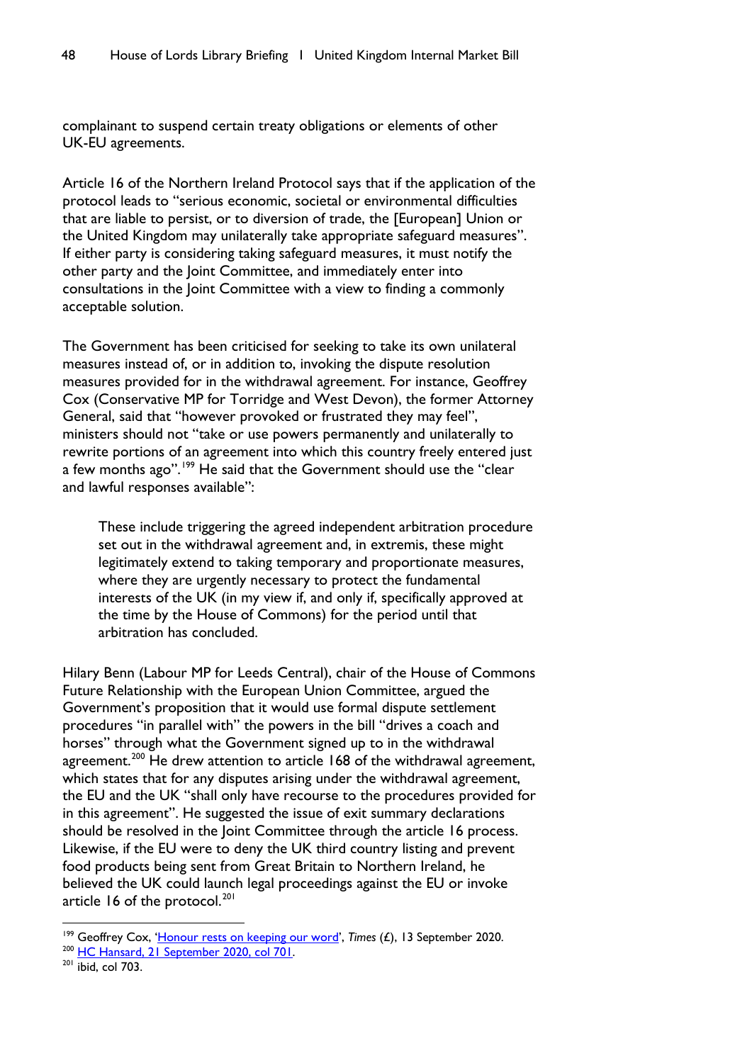complainant to suspend certain treaty obligations or elements of other UK-EU agreements.

Article 16 of the Northern Ireland Protocol says that if the application of the protocol leads to "serious economic, societal or environmental difficulties that are liable to persist, or to diversion of trade, the [European] Union or the United Kingdom may unilaterally take appropriate safeguard measures". If either party is considering taking safeguard measures, it must notify the other party and the Joint Committee, and immediately enter into consultations in the Joint Committee with a view to finding a commonly acceptable solution.

The Government has been criticised for seeking to take its own unilateral measures instead of, or in addition to, invoking the dispute resolution measures provided for in the withdrawal agreement. For instance, Geoffrey Cox (Conservative MP for Torridge and West Devon), the former Attorney General, said that "however provoked or frustrated they may feel", ministers should not "take or use powers permanently and unilaterally to rewrite portions of an agreement into which this country freely entered just a few months ago".[199] He said that the Government should use the "clear and lawful responses available":

> These include triggering the agreed independent arbitration procedure set out in the withdrawal agreement and, in extremis, these might legitimately extend to taking temporary and proportionate measures, where they are urgently necessary to protect the fundamental interests of the UK (in my view if, and only if, specifically approved at the time by the House of Commons) for the period until that arbitration has concluded.

Hilary Benn (Labour MP for Leeds Central), chair of the House of Commons Future Relationship with the European Union Committee, argued the Government's proposition that it would use formal dispute settlement procedures "in parallel with" the powers in the bill "drives a coach and horses" through what the Government signed up to in the withdrawal agreement.[200] He drew attention to article 168 of the withdrawal agreement, which states that for any disputes arising under the withdrawal agreement, the EU and the UK "shall only have recourse to the procedures provided for in this agreement". He suggested the issue of exit summary declarations should be resolved in the Joint Committee through the article 16 process. Likewise, if the EU were to deny the UK third country listing and prevent food products being sent from Great Britain to Northern Ireland, he believed the UK could launch legal proceedings against the EU or invoke article 16 of the protocol.[201]

---

[199] Geoffrey Cox, 'Honour rests on keeping our word', *Times* (£), 13 September 2020.

[200] HC Hansard, 21 September 2020, col 701.

[201] ibid, col 703.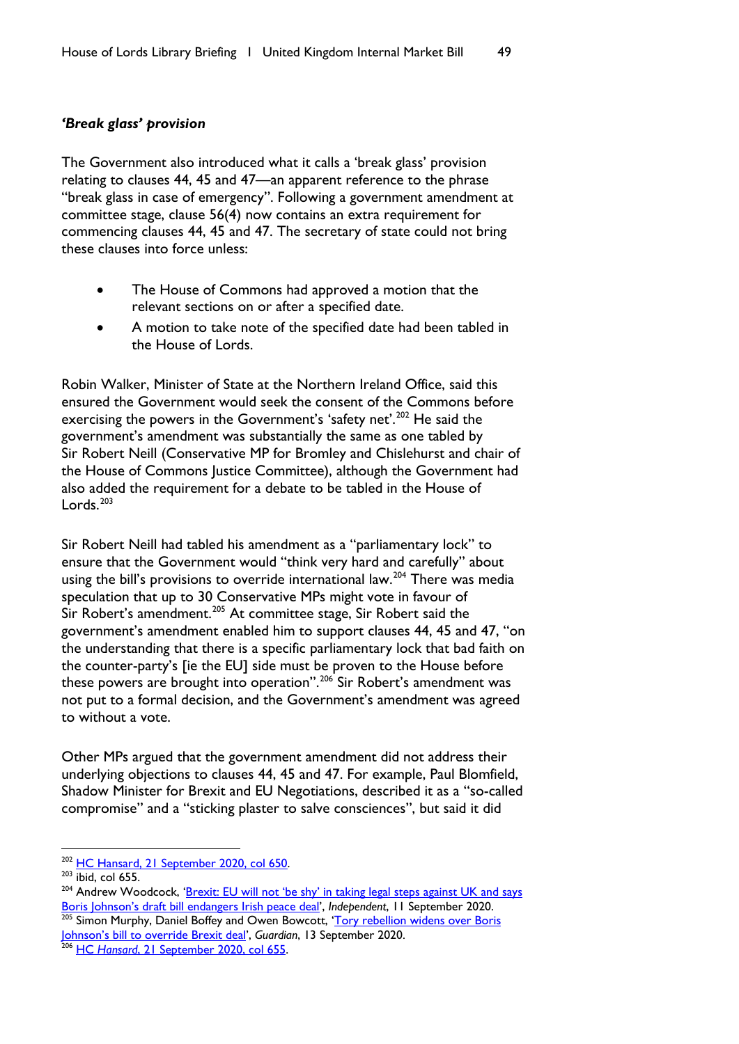### *'Break glass' provision*

The Government also introduced what it calls a 'break glass' provision relating to clauses 44, 45 and 47—an apparent reference to the phrase "break glass in case of emergency". Following a government amendment at committee stage, clause 56(4) now contains an extra requirement for commencing clauses 44, 45 and 47. The secretary of state could not bring these clauses into force unless:

- The House of Commons had approved a motion that the relevant sections on or after a specified date.
- A motion to take note of the specified date had been tabled in the House of Lords.

Robin Walker, Minister of State at the Northern Ireland Office, said this ensured the Government would seek the consent of the Commons before exercising the powers in the Government's 'safety net'.[202] He said the government's amendment was substantially the same as one tabled by Sir Robert Neill (Conservative MP for Bromley and Chislehurst and chair of the House of Commons Justice Committee), although the Government had also added the requirement for a debate to be tabled in the House of Lords.[203]

Sir Robert Neill had tabled his amendment as a "parliamentary lock" to ensure that the Government would "think very hard and carefully" about using the bill's provisions to override international law.[204] There was media speculation that up to 30 Conservative MPs might vote in favour of Sir Robert's amendment.[205] At committee stage, Sir Robert said the government's amendment enabled him to support clauses 44, 45 and 47, "on the understanding that there is a specific parliamentary lock that bad faith on the counter-party's [ie the EU] side must be proven to the House before these powers are brought into operation".[206] Sir Robert's amendment was not put to a formal decision, and the Government's amendment was agreed to without a vote.

Other MPs argued that the government amendment did not address their underlying objections to clauses 44, 45 and 47. For example, Paul Blomfield, Shadow Minister for Brexit and EU Negotiations, described it as a "so-called compromise" and a "sticking plaster to salve consciences", but said it did

---

202 HC Hansard, 21 September 2020, col 650.

203 ibid, col 655.

204 Andrew Woodcock, 'Brexit: EU will not 'be shy' in taking legal steps against UK and says Boris Johnson's draft bill endangers Irish peace deal', *Independent*, 11 September 2020.

205 Simon Murphy, Daniel Boffey and Owen Bowcott, 'Tory rebellion widens over Boris Johnson's bill to override Brexit deal', *Guardian*, 13 September 2020.

206 HC *Hansard*, 21 September 2020, col 655.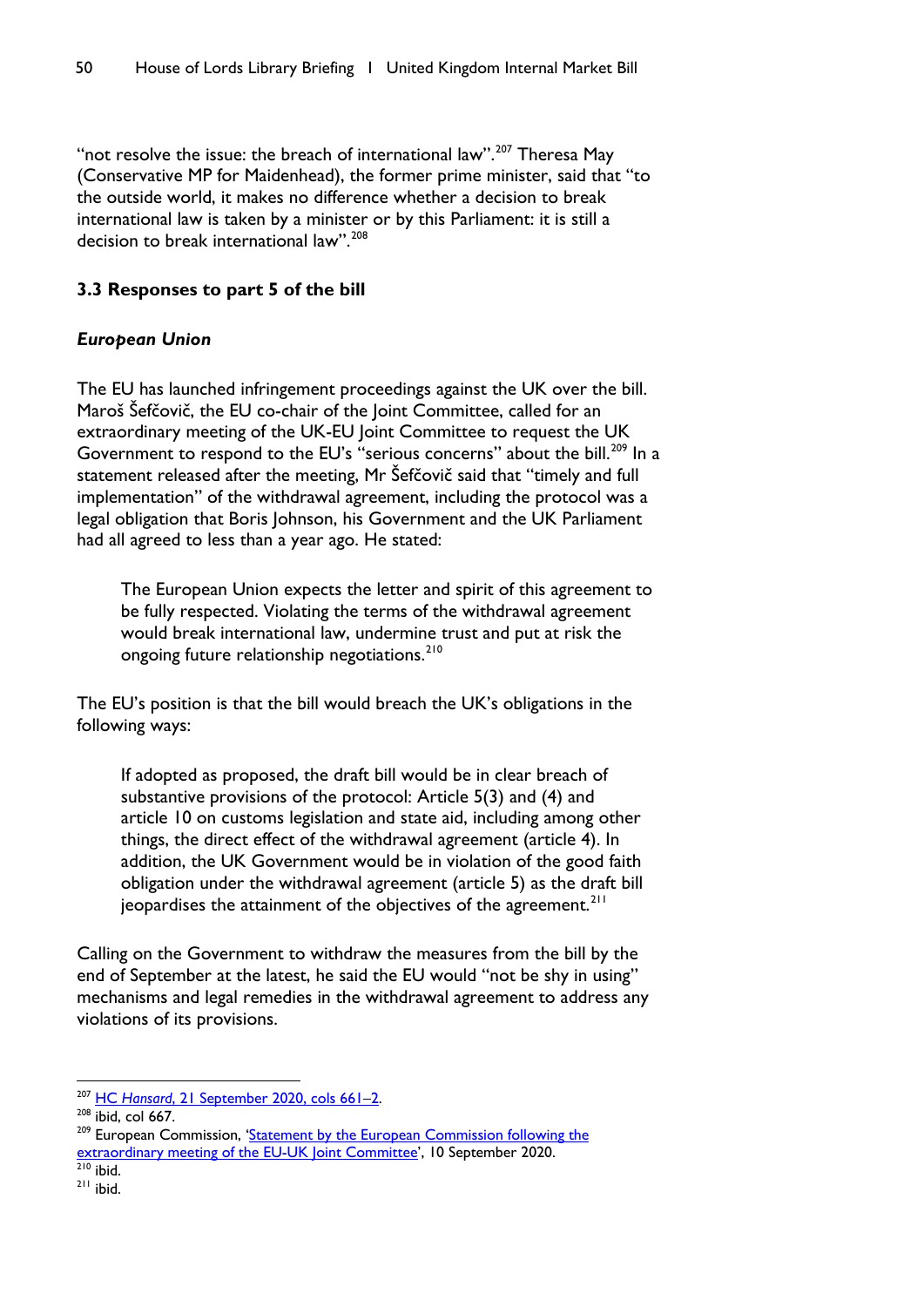"not resolve the issue: the breach of international law".[207] Theresa May (Conservative MP for Maidenhead), the former prime minister, said that "to the outside world, it makes no difference whether a decision to break international law is taken by a minister or by this Parliament: it is still a decision to break international law".[208]

### 3.3 Responses to part 5 of the bill

#### *European Union*

The EU has launched infringement proceedings against the UK over the bill. Maroš Šefčovič, the EU co-chair of the Joint Committee, called for an extraordinary meeting of the UK-EU Joint Committee to request the UK Government to respond to the EU's "serious concerns" about the bill.[209] In a statement released after the meeting, Mr Šefčovič said that "timely and full implementation" of the withdrawal agreement, including the protocol was a legal obligation that Boris Johnson, his Government and the UK Parliament had all agreed to less than a year ago. He stated:

> The European Union expects the letter and spirit of this agreement to be fully respected. Violating the terms of the withdrawal agreement would break international law, undermine trust and put at risk the ongoing future relationship negotiations.[210]

The EU's position is that the bill would breach the UK's obligations in the following ways:

> If adopted as proposed, the draft bill would be in clear breach of substantive provisions of the protocol: Article 5(3) and (4) and article 10 on customs legislation and state aid, including among other things, the direct effect of the withdrawal agreement (article 4). In addition, the UK Government would be in violation of the good faith obligation under the withdrawal agreement (article 5) as the draft bill jeopardises the attainment of the objectives of the agreement.[211]

Calling on the Government to withdraw the measures from the bill by the end of September at the latest, he said the EU would "not be shy in using" mechanisms and legal remedies in the withdrawal agreement to address any violations of its provisions.

---

[207] HC *Hansard*, 21 September 2020, cols 661–2.
[208] ibid, col 667.
[209] European Commission, 'Statement by the European Commission following the extraordinary meeting of the EU-UK Joint Committee', 10 September 2020.
[210] ibid.
[211] ibid.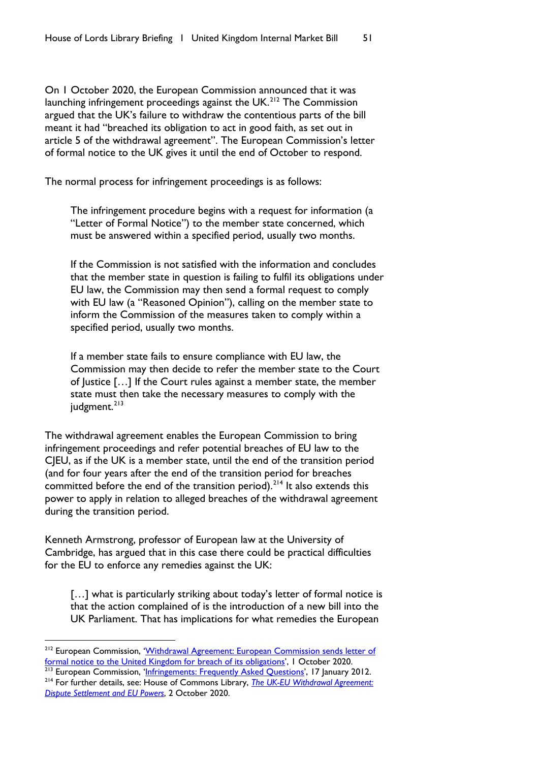On 1 October 2020, the European Commission announced that it was launching infringement proceedings against the UK.[212] The Commission argued that the UK's failure to withdraw the contentious parts of the bill meant it had "breached its obligation to act in good faith, as set out in article 5 of the withdrawal agreement". The European Commission's letter of formal notice to the UK gives it until the end of October to respond.

The normal process for infringement proceedings is as follows:

> The infringement procedure begins with a request for information (a "Letter of Formal Notice") to the member state concerned, which must be answered within a specified period, usually two months.
>
> If the Commission is not satisfied with the information and concludes that the member state in question is failing to fulfil its obligations under EU law, the Commission may then send a formal request to comply with EU law (a "Reasoned Opinion"), calling on the member state to inform the Commission of the measures taken to comply within a specified period, usually two months.
>
> If a member state fails to ensure compliance with EU law, the Commission may then decide to refer the member state to the Court of Justice […] If the Court rules against a member state, the member state must then take the necessary measures to comply with the judgment.[213]

The withdrawal agreement enables the European Commission to bring infringement proceedings and refer potential breaches of EU law to the CJEU, as if the UK is a member state, until the end of the transition period (and for four years after the end of the transition period for breaches committed before the end of the transition period).[214] It also extends this power to apply in relation to alleged breaches of the withdrawal agreement during the transition period.

Kenneth Armstrong, professor of European law at the University of Cambridge, has argued that in this case there could be practical difficulties for the EU to enforce any remedies against the UK:

> […] what is particularly striking about today's letter of formal notice is that the action complained of is the introduction of a new bill into the UK Parliament. That has implications for what remedies the European

---

[212] European Commission, 'Withdrawal Agreement: European Commission sends letter of formal notice to the United Kingdom for breach of its obligations', 1 October 2020.

[213] European Commission, 'Infringements: Frequently Asked Questions', 17 January 2012.

[214] For further details, see: House of Commons Library, *The UK-EU Withdrawal Agreement: Dispute Settlement and EU Powers*, 2 October 2020.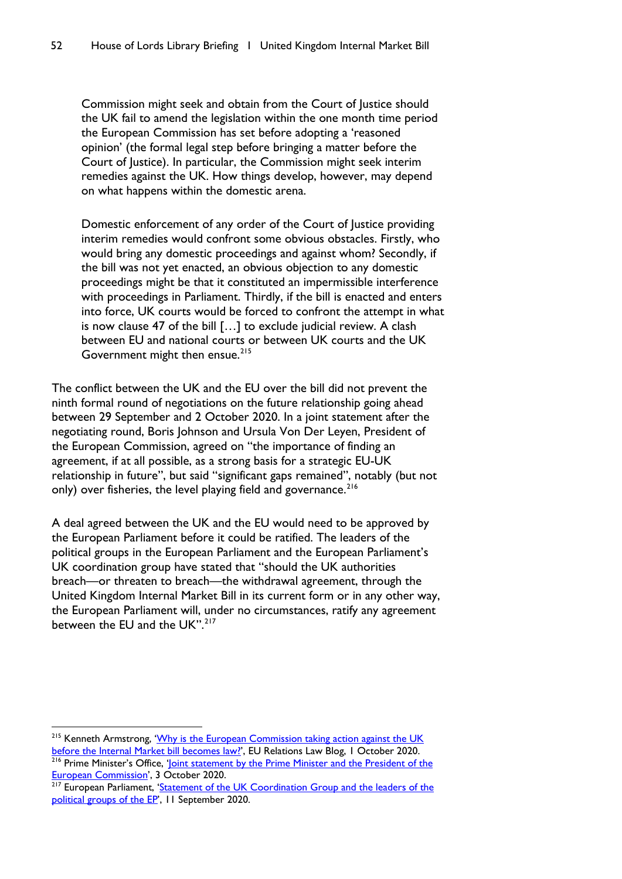> Commission might seek and obtain from the Court of Justice should the UK fail to amend the legislation within the one month time period the European Commission has set before adopting a 'reasoned opinion' (the formal legal step before bringing a matter before the Court of Justice). In particular, the Commission might seek interim remedies against the UK. How things develop, however, may depend on what happens within the domestic arena.
>
> Domestic enforcement of any order of the Court of Justice providing interim remedies would confront some obvious obstacles. Firstly, who would bring any domestic proceedings and against whom? Secondly, if the bill was not yet enacted, an obvious objection to any domestic proceedings might be that it constituted an impermissible interference with proceedings in Parliament. Thirdly, if the bill is enacted and enters into force, UK courts would be forced to confront the attempt in what is now clause 47 of the bill […] to exclude judicial review. A clash between EU and national courts or between UK courts and the UK Government might then ensue.[215]

The conflict between the UK and the EU over the bill did not prevent the ninth formal round of negotiations on the future relationship going ahead between 29 September and 2 October 2020. In a joint statement after the negotiating round, Boris Johnson and Ursula Von Der Leyen, President of the European Commission, agreed on "the importance of finding an agreement, if at all possible, as a strong basis for a strategic EU-UK relationship in future", but said "significant gaps remained", notably (but not only) over fisheries, the level playing field and governance.[216]

A deal agreed between the UK and the EU would need to be approved by the European Parliament before it could be ratified. The leaders of the political groups in the European Parliament and the European Parliament's UK coordination group have stated that "should the UK authorities breach—or threaten to breach—the withdrawal agreement, through the United Kingdom Internal Market Bill in its current form or in any other way, the European Parliament will, under no circumstances, ratify any agreement between the EU and the UK".[217]

---

[215] Kenneth Armstrong, 'Why is the European Commission taking action against the UK before the Internal Market bill becomes law?', EU Relations Law Blog, 1 October 2020.

[216] Prime Minister's Office, 'Joint statement by the Prime Minister and the President of the European Commission', 3 October 2020.

[217] European Parliament, 'Statement of the UK Coordination Group and the leaders of the political groups of the EP', 11 September 2020.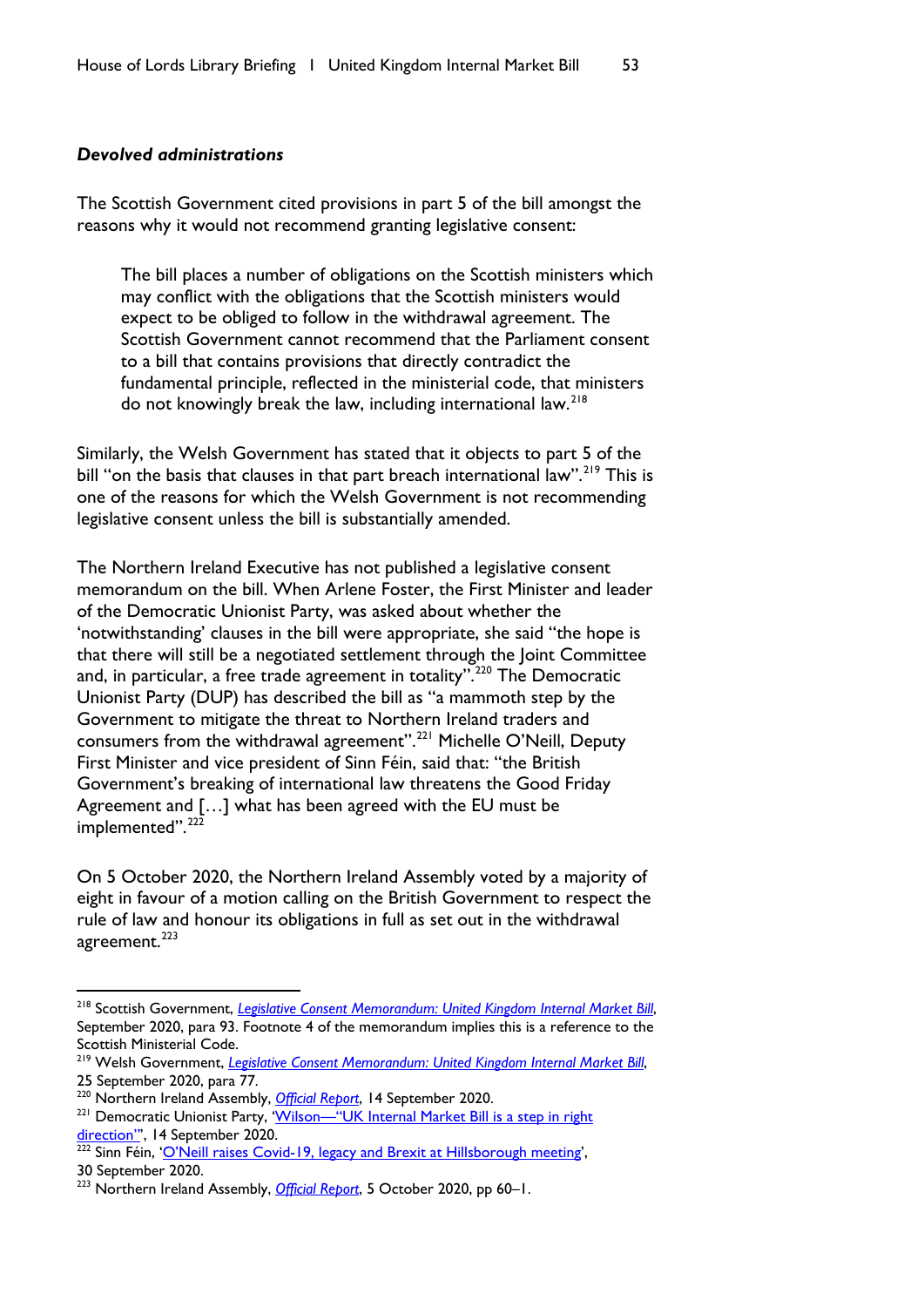#### *Devolved administrations*

The Scottish Government cited provisions in part 5 of the bill amongst the reasons why it would not recommend granting legislative consent:

> The bill places a number of obligations on the Scottish ministers which may conflict with the obligations that the Scottish ministers would expect to be obliged to follow in the withdrawal agreement. The Scottish Government cannot recommend that the Parliament consent to a bill that contains provisions that directly contradict the fundamental principle, reflected in the ministerial code, that ministers do not knowingly break the law, including international law.[218]

Similarly, the Welsh Government has stated that it objects to part 5 of the bill "on the basis that clauses in that part breach international law".[219] This is one of the reasons for which the Welsh Government is not recommending legislative consent unless the bill is substantially amended.

The Northern Ireland Executive has not published a legislative consent memorandum on the bill. When Arlene Foster, the First Minister and leader of the Democratic Unionist Party, was asked about whether the 'notwithstanding' clauses in the bill were appropriate, she said "the hope is that there will still be a negotiated settlement through the Joint Committee and, in particular, a free trade agreement in totality".[220] The Democratic Unionist Party (DUP) has described the bill as "a mammoth step by the Government to mitigate the threat to Northern Ireland traders and consumers from the withdrawal agreement".[221] Michelle O'Neill, Deputy First Minister and vice president of Sinn Féin, said that: "the British Government's breaking of international law threatens the Good Friday Agreement and […] what has been agreed with the EU must be implemented".[222]

On 5 October 2020, the Northern Ireland Assembly voted by a majority of eight in favour of a motion calling on the British Government to respect the rule of law and honour its obligations in full as set out in the withdrawal agreement.[223]

---

[218] Scottish Government, *Legislative Consent Memorandum: United Kingdom Internal Market Bill*, September 2020, para 93. Footnote 4 of the memorandum implies this is a reference to the Scottish Ministerial Code.

[219] Welsh Government, *Legislative Consent Memorandum: United Kingdom Internal Market Bill*, 25 September 2020, para 77.

[220] Northern Ireland Assembly, *Official Report*, 14 September 2020.

[221] Democratic Unionist Party, 'Wilson—"UK Internal Market Bill is a step in right direction"', 14 September 2020.

[222] Sinn Féin, 'O'Neill raises Covid-19, legacy and Brexit at Hillsborough meeting', 30 September 2020.

[223] Northern Ireland Assembly, *Official Report*, 5 October 2020, pp 60–1.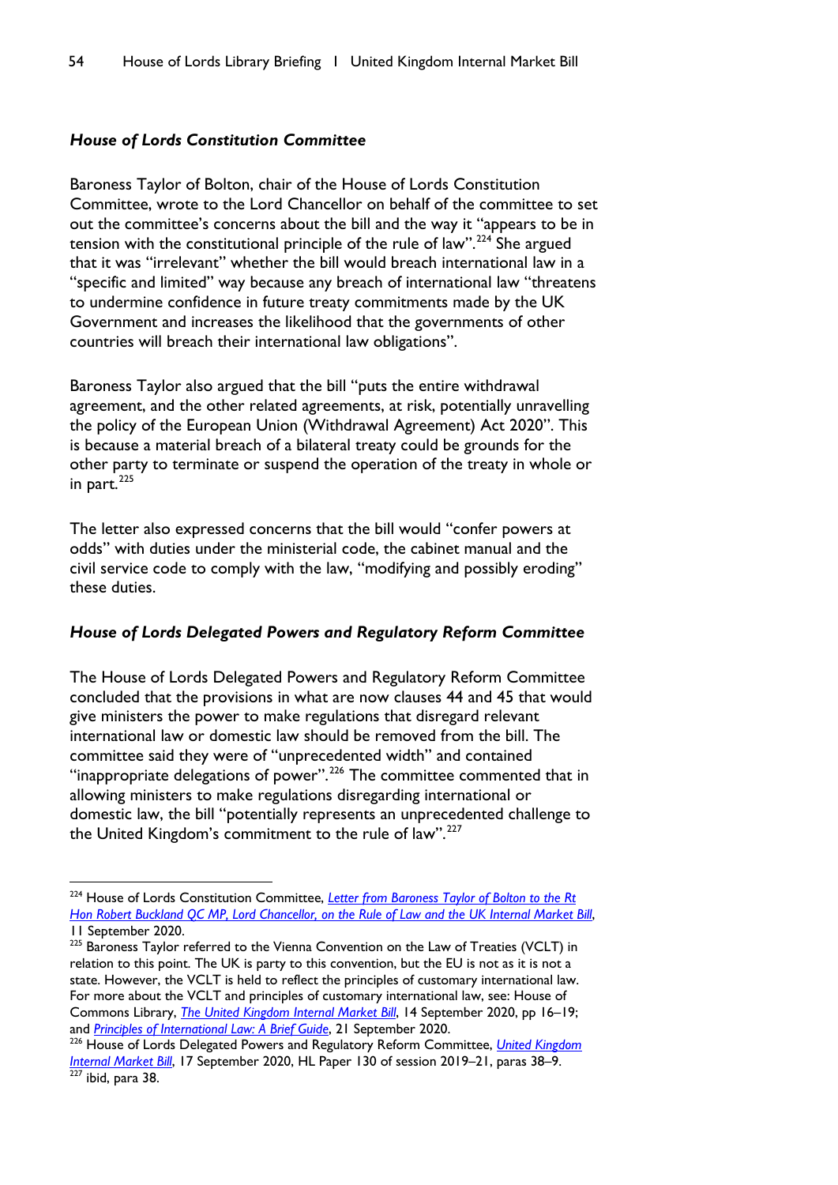### *House of Lords Constitution Committee*

Baroness Taylor of Bolton, chair of the House of Lords Constitution Committee, wrote to the Lord Chancellor on behalf of the committee to set out the committee's concerns about the bill and the way it "appears to be in tension with the constitutional principle of the rule of law".[224] She argued that it was "irrelevant" whether the bill would breach international law in a "specific and limited" way because any breach of international law "threatens to undermine confidence in future treaty commitments made by the UK Government and increases the likelihood that the governments of other countries will breach their international law obligations".

Baroness Taylor also argued that the bill "puts the entire withdrawal agreement, and the other related agreements, at risk, potentially unravelling the policy of the European Union (Withdrawal Agreement) Act 2020". This is because a material breach of a bilateral treaty could be grounds for the other party to terminate or suspend the operation of the treaty in whole or in part.[225]

The letter also expressed concerns that the bill would "confer powers at odds" with duties under the ministerial code, the cabinet manual and the civil service code to comply with the law, "modifying and possibly eroding" these duties.

### *House of Lords Delegated Powers and Regulatory Reform Committee*

The House of Lords Delegated Powers and Regulatory Reform Committee concluded that the provisions in what are now clauses 44 and 45 that would give ministers the power to make regulations that disregard relevant international law or domestic law should be removed from the bill. The committee said they were of "unprecedented width" and contained "inappropriate delegations of power".[226] The committee commented that in allowing ministers to make regulations disregarding international or domestic law, the bill "potentially represents an unprecedented challenge to the United Kingdom's commitment to the rule of law".[227]

---

[224] House of Lords Constitution Committee, *Letter from Baroness Taylor of Bolton to the Rt Hon Robert Buckland QC MP, Lord Chancellor, on the Rule of Law and the UK Internal Market Bill*, 11 September 2020.

[225] Baroness Taylor referred to the Vienna Convention on the Law of Treaties (VCLT) in relation to this point. The UK is party to this convention, but the EU is not as it is not a state. However, the VCLT is held to reflect the principles of customary international law. For more about the VCLT and principles of customary international law, see: House of Commons Library, *The United Kingdom Internal Market Bill*, 14 September 2020, pp 16–19; and *Principles of International Law: A Brief Guide*, 21 September 2020.

[226] House of Lords Delegated Powers and Regulatory Reform Committee, *United Kingdom Internal Market Bill*, 17 September 2020, HL Paper 130 of session 2019–21, paras 38–9.

[227] ibid, para 38.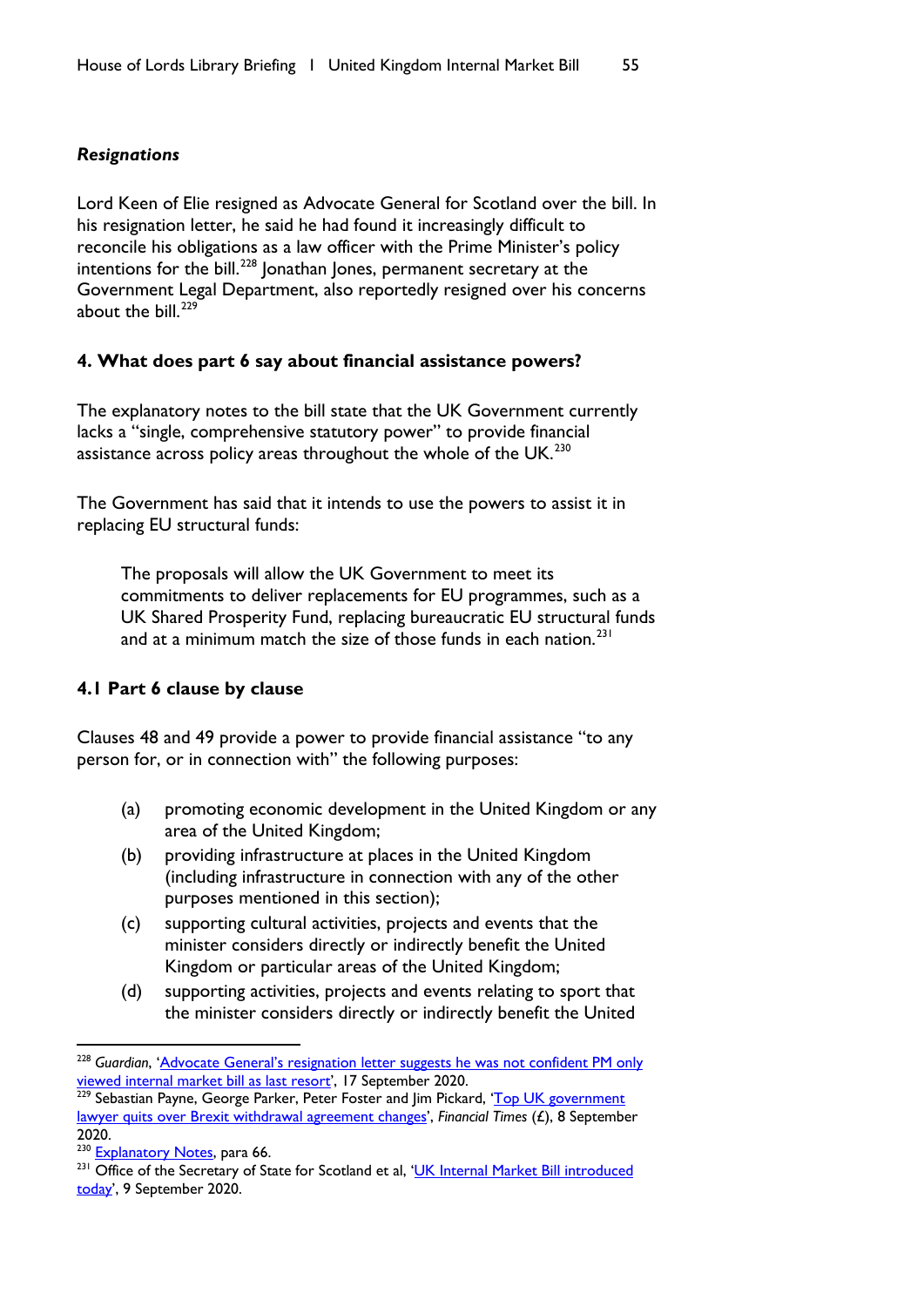***Resignations***

Lord Keen of Elie resigned as Advocate General for Scotland over the bill. In his resignation letter, he said he had found it increasingly difficult to reconcile his obligations as a law officer with the Prime Minister's policy intentions for the bill.[228] Jonathan Jones, permanent secretary at the Government Legal Department, also reportedly resigned over his concerns about the bill.[229]

## 4. What does part 6 say about financial assistance powers?

The explanatory notes to the bill state that the UK Government currently lacks a "single, comprehensive statutory power" to provide financial assistance across policy areas throughout the whole of the UK.[230]

The Government has said that it intends to use the powers to assist it in replacing EU structural funds:

> The proposals will allow the UK Government to meet its commitments to deliver replacements for EU programmes, such as a UK Shared Prosperity Fund, replacing bureaucratic EU structural funds and at a minimum match the size of those funds in each nation.[231]

### 4.1 Part 6 clause by clause

Clauses 48 and 49 provide a power to provide financial assistance "to any person for, or in connection with" the following purposes:

> (a) promoting economic development in the United Kingdom or any area of the United Kingdom;
>
> (b) providing infrastructure at places in the United Kingdom (including infrastructure in connection with any of the other purposes mentioned in this section);
>
> (c) supporting cultural activities, projects and events that the minister considers directly or indirectly benefit the United Kingdom or particular areas of the United Kingdom;
>
> (d) supporting activities, projects and events relating to sport that the minister considers directly or indirectly benefit the United

---

[228] *Guardian*, 'Advocate General's resignation letter suggests he was not confident PM only viewed internal market bill as last resort', 17 September 2020.

[229] Sebastian Payne, George Parker, Peter Foster and Jim Pickard, 'Top UK government lawyer quits over Brexit withdrawal agreement changes', *Financial Times* (£), 8 September 2020.

[230] Explanatory Notes, para 66.

[231] Office of the Secretary of State for Scotland et al, 'UK Internal Market Bill introduced today', 9 September 2020.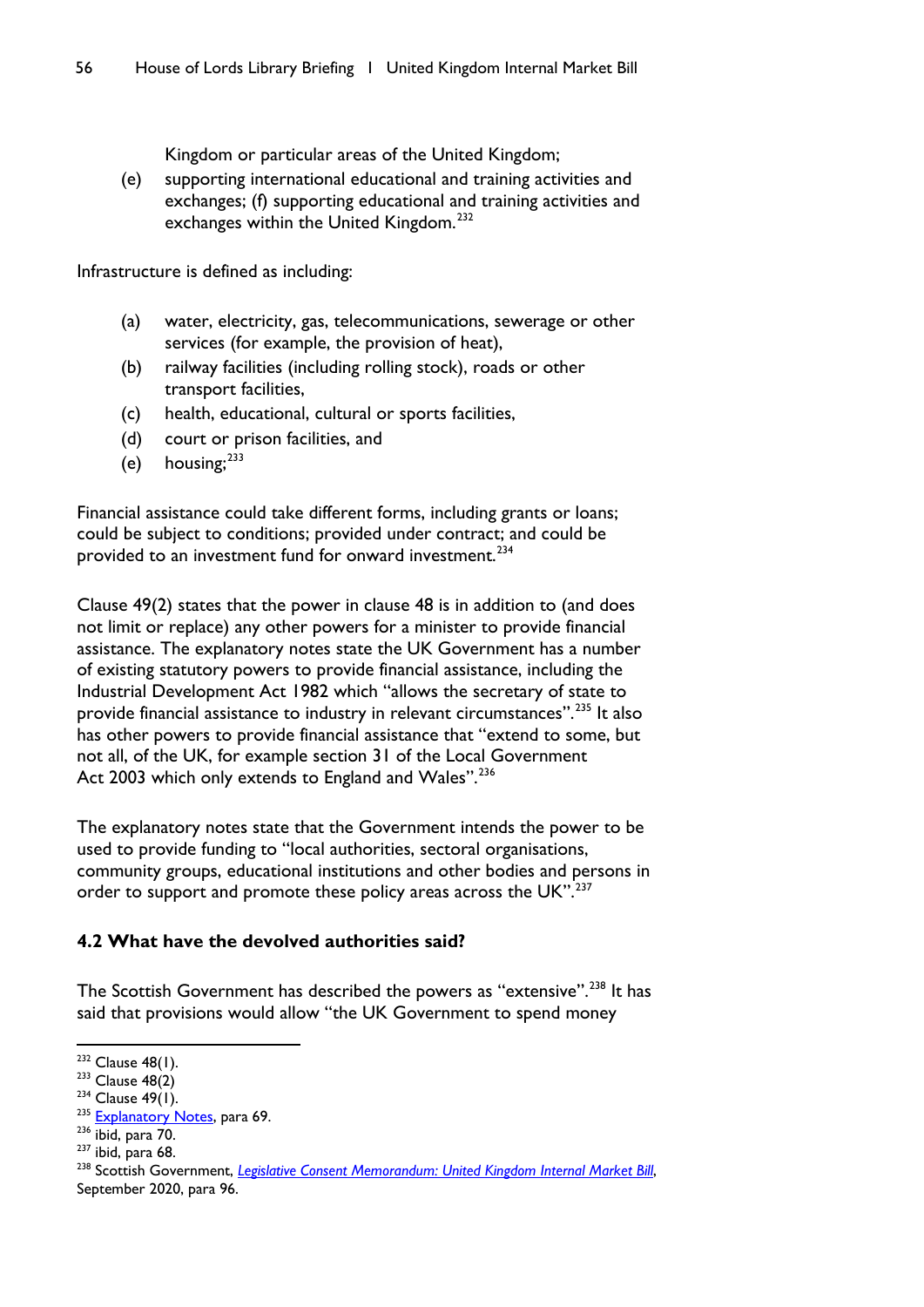Kingdom or particular areas of the United Kingdom;

(e) supporting international educational and training activities and exchanges; (f) supporting educational and training activities and exchanges within the United Kingdom.[232]

Infrastructure is defined as including:

(a) water, electricity, gas, telecommunications, sewerage or other services (for example, the provision of heat),
(b) railway facilities (including rolling stock), roads or other transport facilities,
(c) health, educational, cultural or sports facilities,
(d) court or prison facilities, and
(e) housing;[233]

Financial assistance could take different forms, including grants or loans; could be subject to conditions; provided under contract; and could be provided to an investment fund for onward investment.[234]

Clause 49(2) states that the power in clause 48 is in addition to (and does not limit or replace) any other powers for a minister to provide financial assistance. The explanatory notes state the UK Government has a number of existing statutory powers to provide financial assistance, including the Industrial Development Act 1982 which "allows the secretary of state to provide financial assistance to industry in relevant circumstances".[235] It also has other powers to provide financial assistance that "extend to some, but not all, of the UK, for example section 31 of the Local Government Act 2003 which only extends to England and Wales".[236]

The explanatory notes state that the Government intends the power to be used to provide funding to "local authorities, sectoral organisations, community groups, educational institutions and other bodies and persons in order to support and promote these policy areas across the UK".[237]

### 4.2 What have the devolved authorities said?

The Scottish Government has described the powers as "extensive".[238] It has said that provisions would allow "the UK Government to spend money

---

232 Clause 48(1).
233 Clause 48(2)
234 Clause 49(1).
235 Explanatory Notes, para 69.
236 ibid, para 70.
237 ibid, para 68.
238 Scottish Government, *Legislative Consent Memorandum: United Kingdom Internal Market Bill*, September 2020, para 96.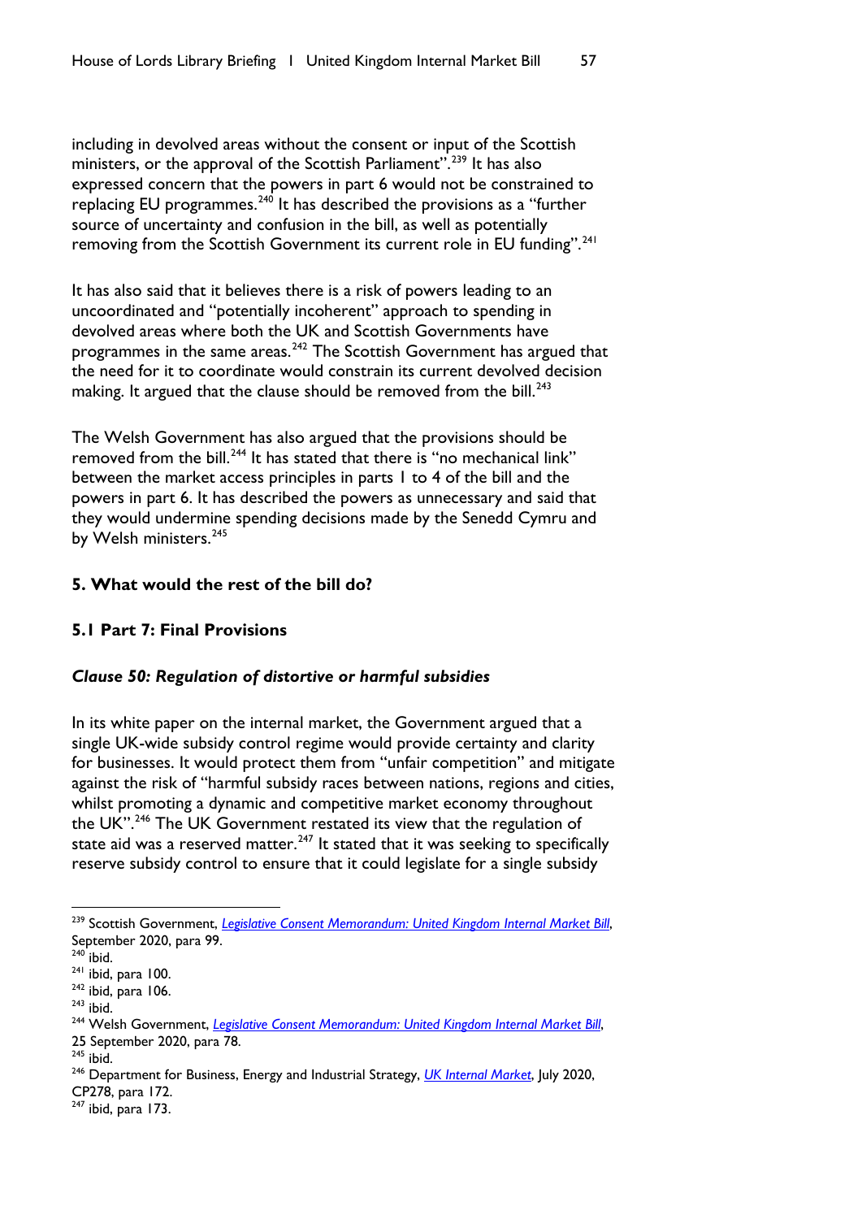including in devolved areas without the consent or input of the Scottish ministers, or the approval of the Scottish Parliament".[239] It has also expressed concern that the powers in part 6 would not be constrained to replacing EU programmes.[240] It has described the provisions as a "further source of uncertainty and confusion in the bill, as well as potentially removing from the Scottish Government its current role in EU funding".[241]

It has also said that it believes there is a risk of powers leading to an uncoordinated and "potentially incoherent" approach to spending in devolved areas where both the UK and Scottish Governments have programmes in the same areas.[242] The Scottish Government has argued that the need for it to coordinate would constrain its current devolved decision making. It argued that the clause should be removed from the bill.[243]

The Welsh Government has also argued that the provisions should be removed from the bill.[244] It has stated that there is "no mechanical link" between the market access principles in parts 1 to 4 of the bill and the powers in part 6. It has described the powers as unnecessary and said that they would undermine spending decisions made by the Senedd Cymru and by Welsh ministers.[245]

## 5. What would the rest of the bill do?

### 5.1 Part 7: Final Provisions

#### *Clause 50: Regulation of distortive or harmful subsidies*

In its white paper on the internal market, the Government argued that a single UK-wide subsidy control regime would provide certainty and clarity for businesses. It would protect them from "unfair competition" and mitigate against the risk of "harmful subsidy races between nations, regions and cities, whilst promoting a dynamic and competitive market economy throughout the UK".[246] The UK Government restated its view that the regulation of state aid was a reserved matter.[247] It stated that it was seeking to specifically reserve subsidy control to ensure that it could legislate for a single subsidy

---

[239] Scottish Government, *Legislative Consent Memorandum: United Kingdom Internal Market Bill*, September 2020, para 99.
[240] ibid.
[241] ibid, para 100.
[242] ibid, para 106.
[243] ibid.
[244] Welsh Government, *Legislative Consent Memorandum: United Kingdom Internal Market Bill*, 25 September 2020, para 78.
[245] ibid.
[246] Department for Business, Energy and Industrial Strategy, *UK Internal Market*, July 2020, CP278, para 172.
[247] ibid, para 173.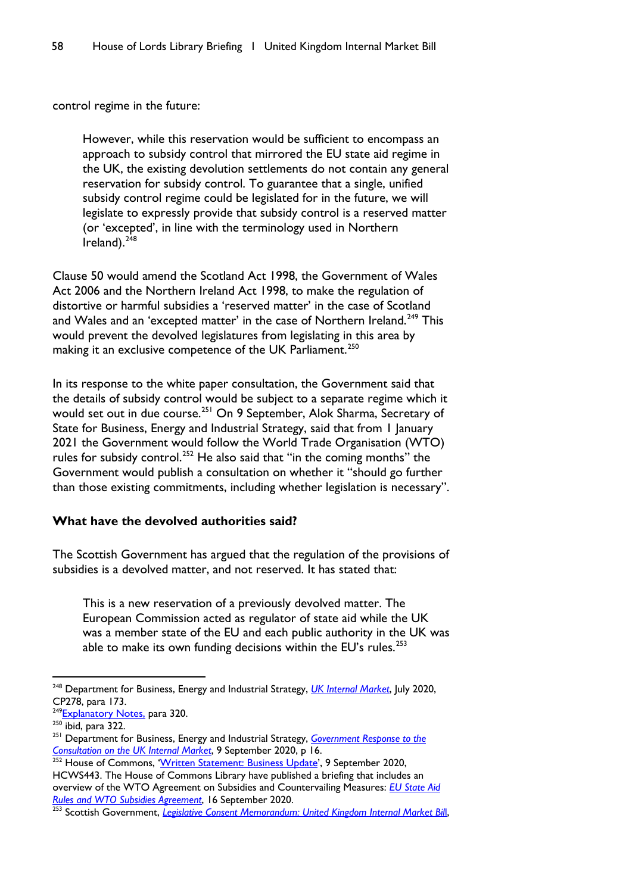control regime in the future:

> However, while this reservation would be sufficient to encompass an approach to subsidy control that mirrored the EU state aid regime in the UK, the existing devolution settlements do not contain any general reservation for subsidy control. To guarantee that a single, unified subsidy control regime could be legislated for in the future, we will legislate to expressly provide that subsidy control is a reserved matter (or 'excepted', in line with the terminology used in Northern Ireland).[248]

Clause 50 would amend the Scotland Act 1998, the Government of Wales Act 2006 and the Northern Ireland Act 1998, to make the regulation of distortive or harmful subsidies a 'reserved matter' in the case of Scotland and Wales and an 'excepted matter' in the case of Northern Ireland.[249] This would prevent the devolved legislatures from legislating in this area by making it an exclusive competence of the UK Parliament.[250]

In its response to the white paper consultation, the Government said that the details of subsidy control would be subject to a separate regime which it would set out in due course.[251] On 9 September, Alok Sharma, Secretary of State for Business, Energy and Industrial Strategy, said that from 1 January 2021 the Government would follow the World Trade Organisation (WTO) rules for subsidy control.[252] He also said that "in the coming months" the Government would publish a consultation on whether it "should go further than those existing commitments, including whether legislation is necessary".

### What have the devolved authorities said?

The Scottish Government has argued that the regulation of the provisions of subsidies is a devolved matter, and not reserved. It has stated that:

> This is a new reservation of a previously devolved matter. The European Commission acted as regulator of state aid while the UK was a member state of the EU and each public authority in the UK was able to make its own funding decisions within the EU's rules.[253]

---

[248] Department for Business, Energy and Industrial Strategy, *UK Internal Market*, July 2020, CP278, para 173.

[249] Explanatory Notes, para 320.

[250] ibid, para 322.

[251] Department for Business, Energy and Industrial Strategy, *Government Response to the Consultation on the UK Internal Market*, 9 September 2020, p 16.

[252] House of Commons, 'Written Statement: Business Update', 9 September 2020, HCWS443. The House of Commons Library have published a briefing that includes an overview of the WTO Agreement on Subsidies and Countervailing Measures: *EU State Aid Rules and WTO Subsidies Agreement*, 16 September 2020.

[253] Scottish Government, *Legislative Consent Memorandum: United Kingdom Internal Market Bill*,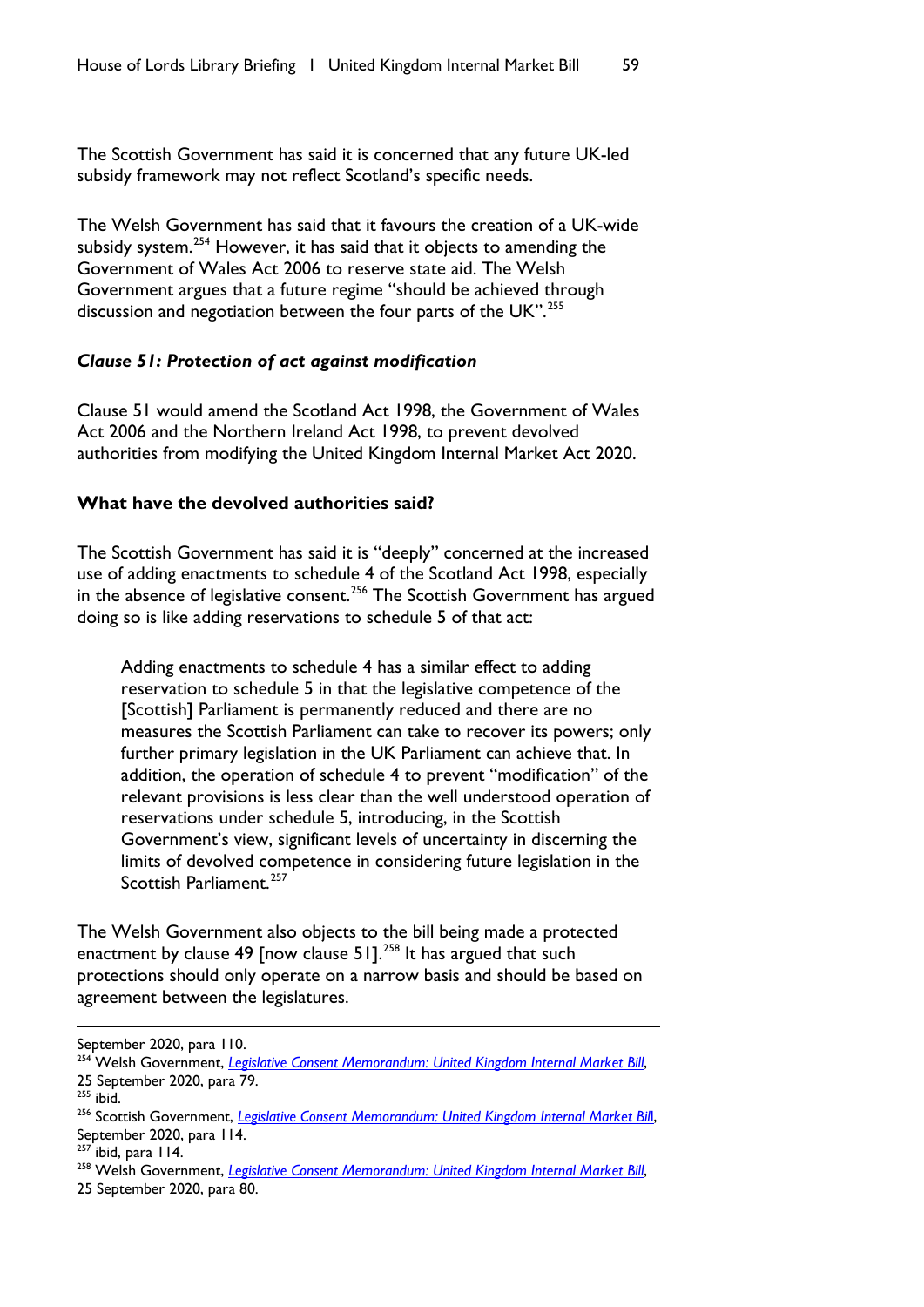The Scottish Government has said it is concerned that any future UK-led subsidy framework may not reflect Scotland's specific needs.

The Welsh Government has said that it favours the creation of a UK-wide subsidy system.[254] However, it has said that it objects to amending the Government of Wales Act 2006 to reserve state aid. The Welsh Government argues that a future regime "should be achieved through discussion and negotiation between the four parts of the UK".[255]

### *Clause 51: Protection of act against modification*

Clause 51 would amend the Scotland Act 1998, the Government of Wales Act 2006 and the Northern Ireland Act 1998, to prevent devolved authorities from modifying the United Kingdom Internal Market Act 2020.

### What have the devolved authorities said?

The Scottish Government has said it is "deeply" concerned at the increased use of adding enactments to schedule 4 of the Scotland Act 1998, especially in the absence of legislative consent.[256] The Scottish Government has argued doing so is like adding reservations to schedule 5 of that act:

> Adding enactments to schedule 4 has a similar effect to adding reservation to schedule 5 in that the legislative competence of the [Scottish] Parliament is permanently reduced and there are no measures the Scottish Parliament can take to recover its powers; only further primary legislation in the UK Parliament can achieve that. In addition, the operation of schedule 4 to prevent "modification" of the relevant provisions is less clear than the well understood operation of reservations under schedule 5, introducing, in the Scottish Government's view, significant levels of uncertainty in discerning the limits of devolved competence in considering future legislation in the Scottish Parliament.[257]

The Welsh Government also objects to the bill being made a protected enactment by clause 49 [now clause 51].[258] It has argued that such protections should only operate on a narrow basis and should be based on agreement between the legislatures.

---

September 2020, para 110.

[254] Welsh Government, *Legislative Consent Memorandum: United Kingdom Internal Market Bill*, 25 September 2020, para 79.

[255] ibid.

[256] Scottish Government, *Legislative Consent Memorandum: United Kingdom Internal Market Bill*, September 2020, para 114.

[257] ibid, para 114.

[258] Welsh Government, *Legislative Consent Memorandum: United Kingdom Internal Market Bill*, 25 September 2020, para 80.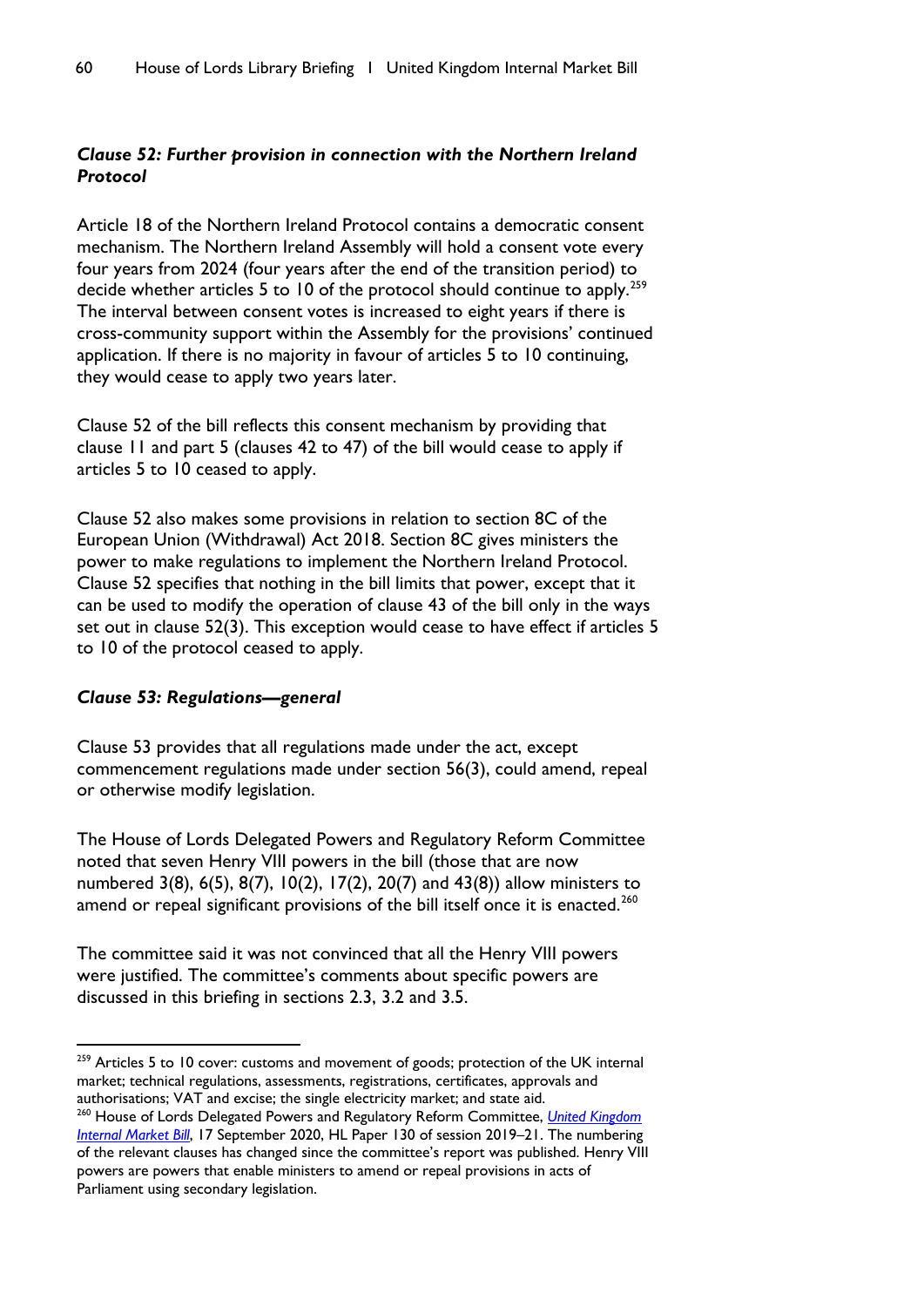### *Clause 52: Further provision in connection with the Northern Ireland Protocol*

Article 18 of the Northern Ireland Protocol contains a democratic consent mechanism. The Northern Ireland Assembly will hold a consent vote every four years from 2024 (four years after the end of the transition period) to decide whether articles 5 to 10 of the protocol should continue to apply.[259] The interval between consent votes is increased to eight years if there is cross-community support within the Assembly for the provisions' continued application. If there is no majority in favour of articles 5 to 10 continuing, they would cease to apply two years later.

Clause 52 of the bill reflects this consent mechanism by providing that clause 11 and part 5 (clauses 42 to 47) of the bill would cease to apply if articles 5 to 10 ceased to apply.

Clause 52 also makes some provisions in relation to section 8C of the European Union (Withdrawal) Act 2018. Section 8C gives ministers the power to make regulations to implement the Northern Ireland Protocol. Clause 52 specifies that nothing in the bill limits that power, except that it can be used to modify the operation of clause 43 of the bill only in the ways set out in clause 52(3). This exception would cease to have effect if articles 5 to 10 of the protocol ceased to apply.

### *Clause 53: Regulations—general*

Clause 53 provides that all regulations made under the act, except commencement regulations made under section 56(3), could amend, repeal or otherwise modify legislation.

The House of Lords Delegated Powers and Regulatory Reform Committee noted that seven Henry VIII powers in the bill (those that are now numbered 3(8), 6(5), 8(7), 10(2), 17(2), 20(7) and 43(8)) allow ministers to amend or repeal significant provisions of the bill itself once it is enacted.[260]

The committee said it was not convinced that all the Henry VIII powers were justified. The committee's comments about specific powers are discussed in this briefing in sections 2.3, 3.2 and 3.5.

---

[259] Articles 5 to 10 cover: customs and movement of goods; protection of the UK internal market; technical regulations, assessments, registrations, certificates, approvals and authorisations; VAT and excise; the single electricity market; and state aid.

[260] House of Lords Delegated Powers and Regulatory Reform Committee, *United Kingdom Internal Market Bill*, 17 September 2020, HL Paper 130 of session 2019–21. The numbering of the relevant clauses has changed since the committee's report was published. Henry VIII powers are powers that enable ministers to amend or repeal provisions in acts of Parliament using secondary legislation.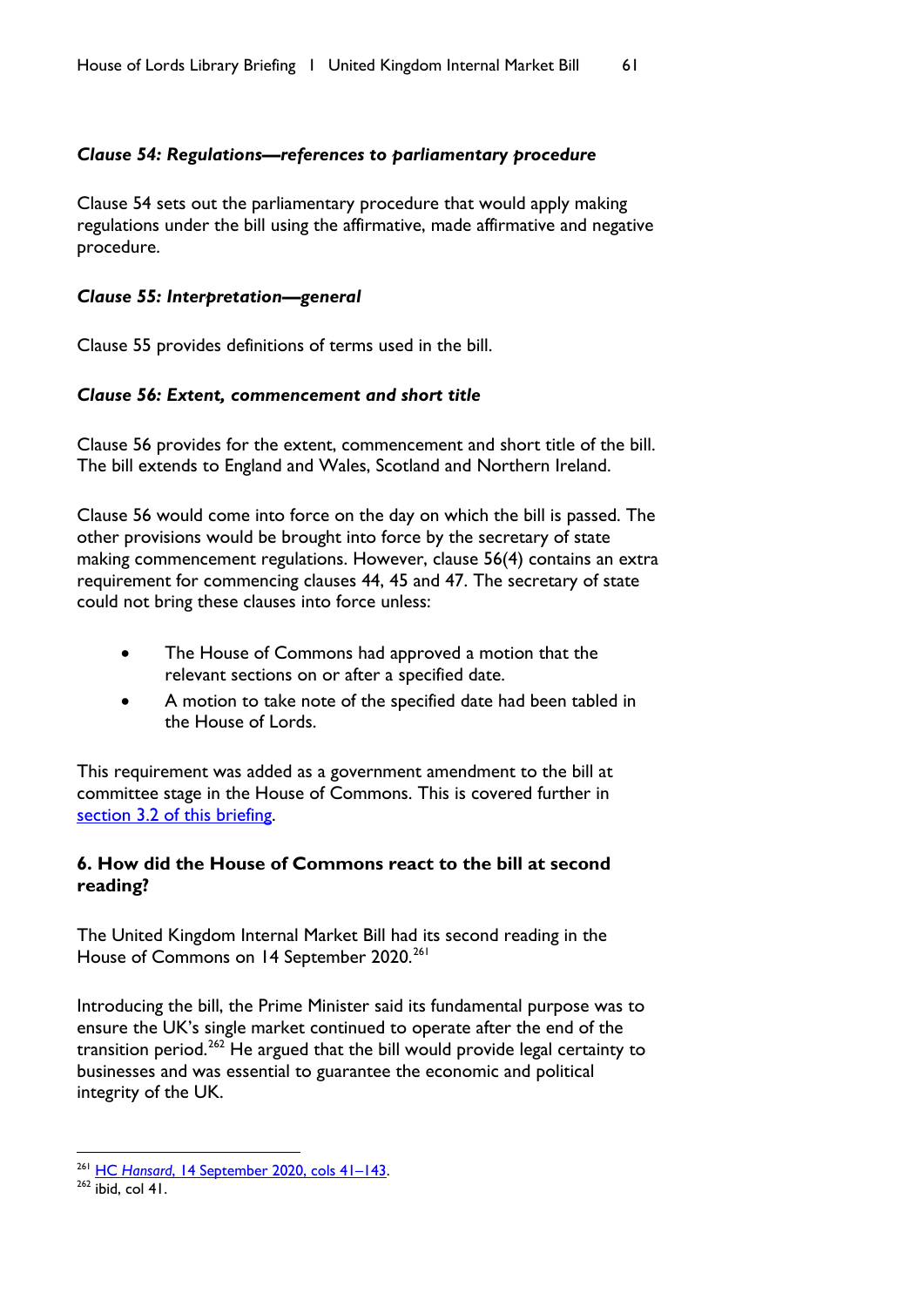#### *Clause 54: Regulations—references to parliamentary procedure*

Clause 54 sets out the parliamentary procedure that would apply making regulations under the bill using the affirmative, made affirmative and negative procedure.

#### *Clause 55: Interpretation—general*

Clause 55 provides definitions of terms used in the bill.

#### *Clause 56: Extent, commencement and short title*

Clause 56 provides for the extent, commencement and short title of the bill. The bill extends to England and Wales, Scotland and Northern Ireland.

Clause 56 would come into force on the day on which the bill is passed. The other provisions would be brought into force by the secretary of state making commencement regulations. However, clause 56(4) contains an extra requirement for commencing clauses 44, 45 and 47. The secretary of state could not bring these clauses into force unless:

- The House of Commons had approved a motion that the relevant sections on or after a specified date.
- A motion to take note of the specified date had been tabled in the House of Lords.

This requirement was added as a government amendment to the bill at committee stage in the House of Commons. This is covered further in [section 3.2 of this briefing](#).

### 6. How did the House of Commons react to the bill at second reading?

The United Kingdom Internal Market Bill had its second reading in the House of Commons on 14 September 2020.[261]

Introducing the bill, the Prime Minister said its fundamental purpose was to ensure the UK's single market continued to operate after the end of the transition period.[262] He argued that the bill would provide legal certainty to businesses and was essential to guarantee the economic and political integrity of the UK.

---

[261] HC *Hansard*, 14 September 2020, cols 41–143.
[262] ibid, col 41.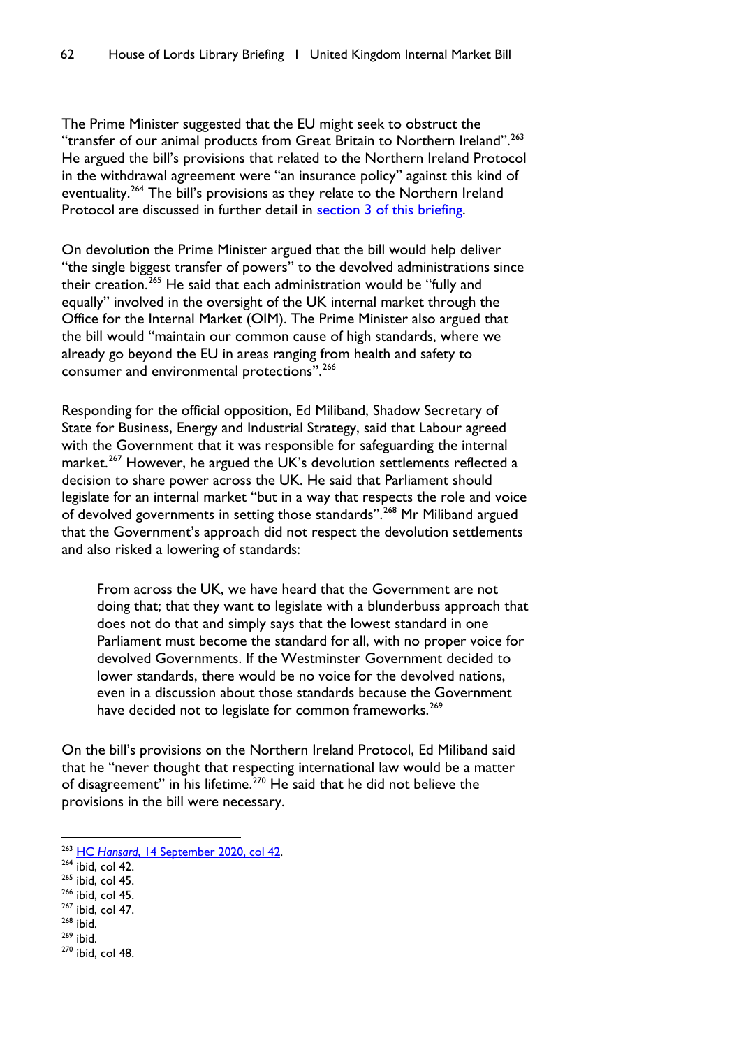The Prime Minister suggested that the EU might seek to obstruct the "transfer of our animal products from Great Britain to Northern Ireland".[263] He argued the bill's provisions that related to the Northern Ireland Protocol in the withdrawal agreement were "an insurance policy" against this kind of eventuality.[264] The bill's provisions as they relate to the Northern Ireland Protocol are discussed in further detail in [section 3 of this briefing](#).

On devolution the Prime Minister argued that the bill would help deliver "the single biggest transfer of powers" to the devolved administrations since their creation.[265] He said that each administration would be "fully and equally" involved in the oversight of the UK internal market through the Office for the Internal Market (OIM). The Prime Minister also argued that the bill would "maintain our common cause of high standards, where we already go beyond the EU in areas ranging from health and safety to consumer and environmental protections".[266]

Responding for the official opposition, Ed Miliband, Shadow Secretary of State for Business, Energy and Industrial Strategy, said that Labour agreed with the Government that it was responsible for safeguarding the internal market.[267] However, he argued the UK's devolution settlements reflected a decision to share power across the UK. He said that Parliament should legislate for an internal market "but in a way that respects the role and voice of devolved governments in setting those standards".[268] Mr Miliband argued that the Government's approach did not respect the devolution settlements and also risked a lowering of standards:

> From across the UK, we have heard that the Government are not doing that; that they want to legislate with a blunderbuss approach that does not do that and simply says that the lowest standard in one Parliament must become the standard for all, with no proper voice for devolved Governments. If the Westminster Government decided to lower standards, there would be no voice for the devolved nations, even in a discussion about those standards because the Government have decided not to legislate for common frameworks.[269]

On the bill's provisions on the Northern Ireland Protocol, Ed Miliband said that he "never thought that respecting international law would be a matter of disagreement" in his lifetime.[270] He said that he did not believe the provisions in the bill were necessary.

---

[263] HC *Hansard*, 14 September 2020, col 42.
[264] ibid, col 42.
[265] ibid, col 45.
[266] ibid, col 45.
[267] ibid, col 47.
[268] ibid.
[269] ibid.
[270] ibid, col 48.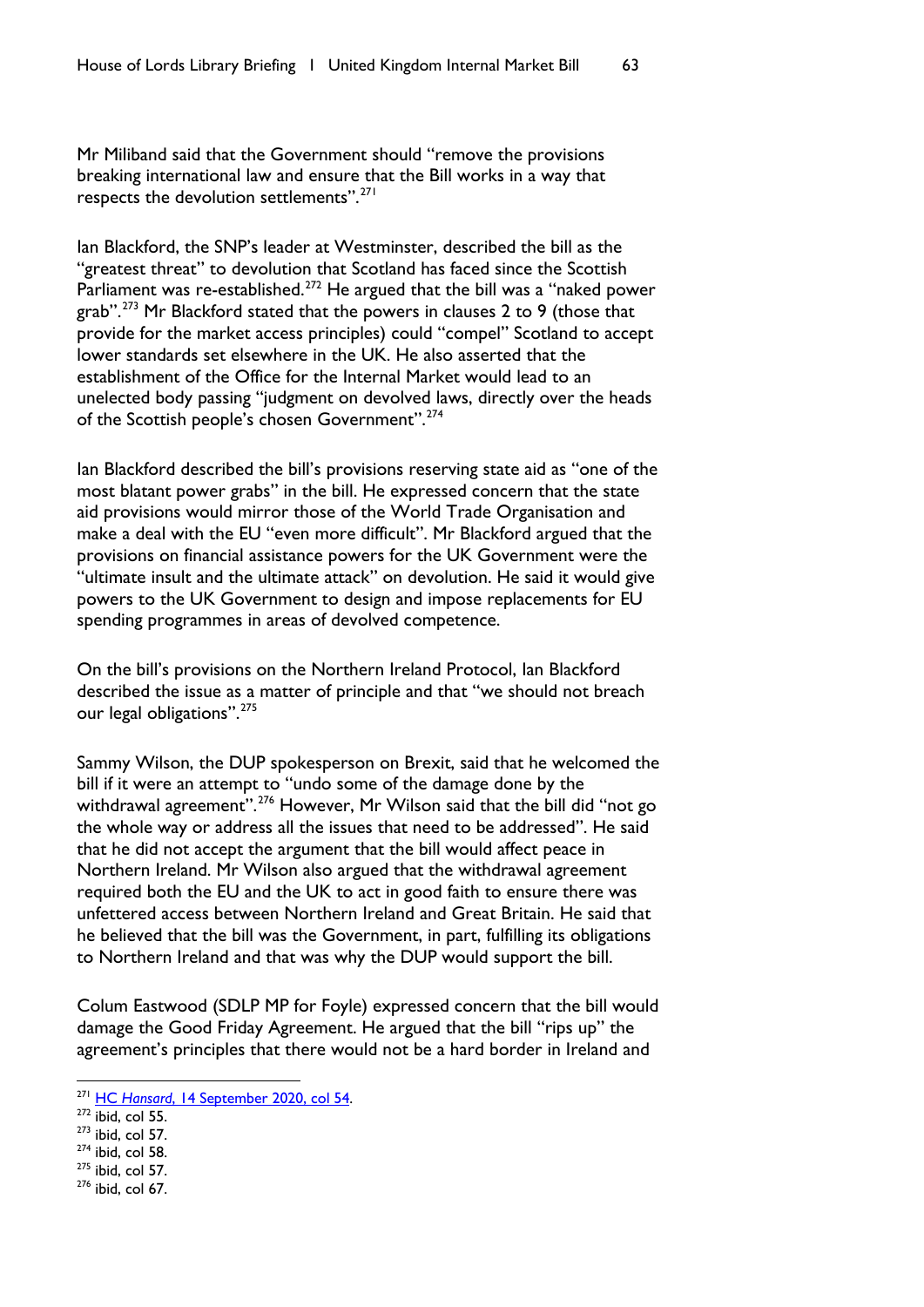Mr Miliband said that the Government should "remove the provisions breaking international law and ensure that the Bill works in a way that respects the devolution settlements".[271]

Ian Blackford, the SNP's leader at Westminster, described the bill as the "greatest threat" to devolution that Scotland has faced since the Scottish Parliament was re-established.[272] He argued that the bill was a "naked power grab".[273] Mr Blackford stated that the powers in clauses 2 to 9 (those that provide for the market access principles) could "compel" Scotland to accept lower standards set elsewhere in the UK. He also asserted that the establishment of the Office for the Internal Market would lead to an unelected body passing "judgment on devolved laws, directly over the heads of the Scottish people's chosen Government".[274]

Ian Blackford described the bill's provisions reserving state aid as "one of the most blatant power grabs" in the bill. He expressed concern that the state aid provisions would mirror those of the World Trade Organisation and make a deal with the EU "even more difficult". Mr Blackford argued that the provisions on financial assistance powers for the UK Government were the "ultimate insult and the ultimate attack" on devolution. He said it would give powers to the UK Government to design and impose replacements for EU spending programmes in areas of devolved competence.

On the bill's provisions on the Northern Ireland Protocol, Ian Blackford described the issue as a matter of principle and that "we should not breach our legal obligations".[275]

Sammy Wilson, the DUP spokesperson on Brexit, said that he welcomed the bill if it were an attempt to "undo some of the damage done by the withdrawal agreement".[276] However, Mr Wilson said that the bill did "not go the whole way or address all the issues that need to be addressed". He said that he did not accept the argument that the bill would affect peace in Northern Ireland. Mr Wilson also argued that the withdrawal agreement required both the EU and the UK to act in good faith to ensure there was unfettered access between Northern Ireland and Great Britain. He said that he believed that the bill was the Government, in part, fulfilling its obligations to Northern Ireland and that was why the DUP would support the bill.

Colum Eastwood (SDLP MP for Foyle) expressed concern that the bill would damage the Good Friday Agreement. He argued that the bill "rips up" the agreement's principles that there would not be a hard border in Ireland and

---

[271] HC *Hansard*, 14 September 2020, col 54.

[272] ibid, col 55.

[273] ibid, col 57.

[274] ibid, col 58.

[275] ibid, col 57.

[276] ibid, col 67.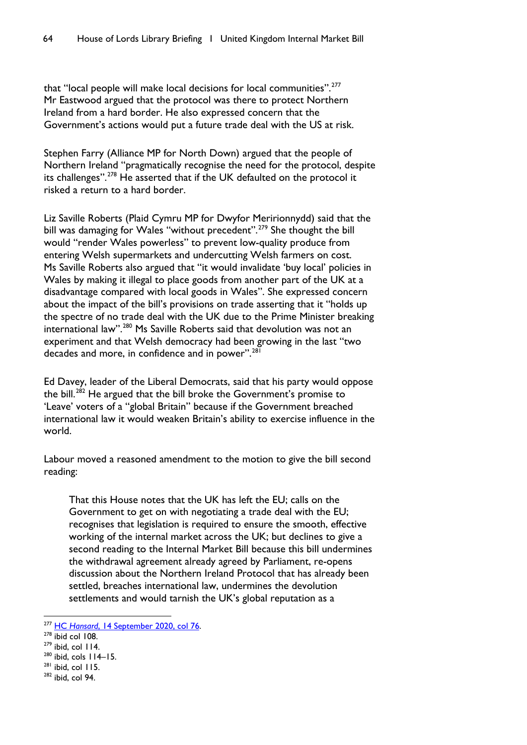that "local people will make local decisions for local communities".[277] Mr Eastwood argued that the protocol was there to protect Northern Ireland from a hard border. He also expressed concern that the Government's actions would put a future trade deal with the US at risk.

Stephen Farry (Alliance MP for North Down) argued that the people of Northern Ireland "pragmatically recognise the need for the protocol, despite its challenges".[278] He asserted that if the UK defaulted on the protocol it risked a return to a hard border.

Liz Saville Roberts (Plaid Cymru MP for Dwyfor Meririonnydd) said that the bill was damaging for Wales "without precedent".[279] She thought the bill would "render Wales powerless" to prevent low-quality produce from entering Welsh supermarkets and undercutting Welsh farmers on cost. Ms Saville Roberts also argued that "it would invalidate 'buy local' policies in Wales by making it illegal to place goods from another part of the UK at a disadvantage compared with local goods in Wales". She expressed concern about the impact of the bill's provisions on trade asserting that it "holds up the spectre of no trade deal with the UK due to the Prime Minister breaking international law".[280] Ms Saville Roberts said that devolution was not an experiment and that Welsh democracy had been growing in the last "two decades and more, in confidence and in power".[281]

Ed Davey, leader of the Liberal Democrats, said that his party would oppose the bill.[282] He argued that the bill broke the Government's promise to 'Leave' voters of a "global Britain" because if the Government breached international law it would weaken Britain's ability to exercise influence in the world.

Labour moved a reasoned amendment to the motion to give the bill second reading:

> That this House notes that the UK has left the EU; calls on the Government to get on with negotiating a trade deal with the EU; recognises that legislation is required to ensure the smooth, effective working of the internal market across the UK; but declines to give a second reading to the Internal Market Bill because this bill undermines the withdrawal agreement already agreed by Parliament, re-opens discussion about the Northern Ireland Protocol that has already been settled, breaches international law, undermines the devolution settlements and would tarnish the UK's global reputation as a

---

[277] HC *Hansard*, 14 September 2020, col 76.
[278] ibid col 108.
[279] ibid, col 114.
[280] ibid, cols 114–15.
[281] ibid, col 115.
[282] ibid, col 94.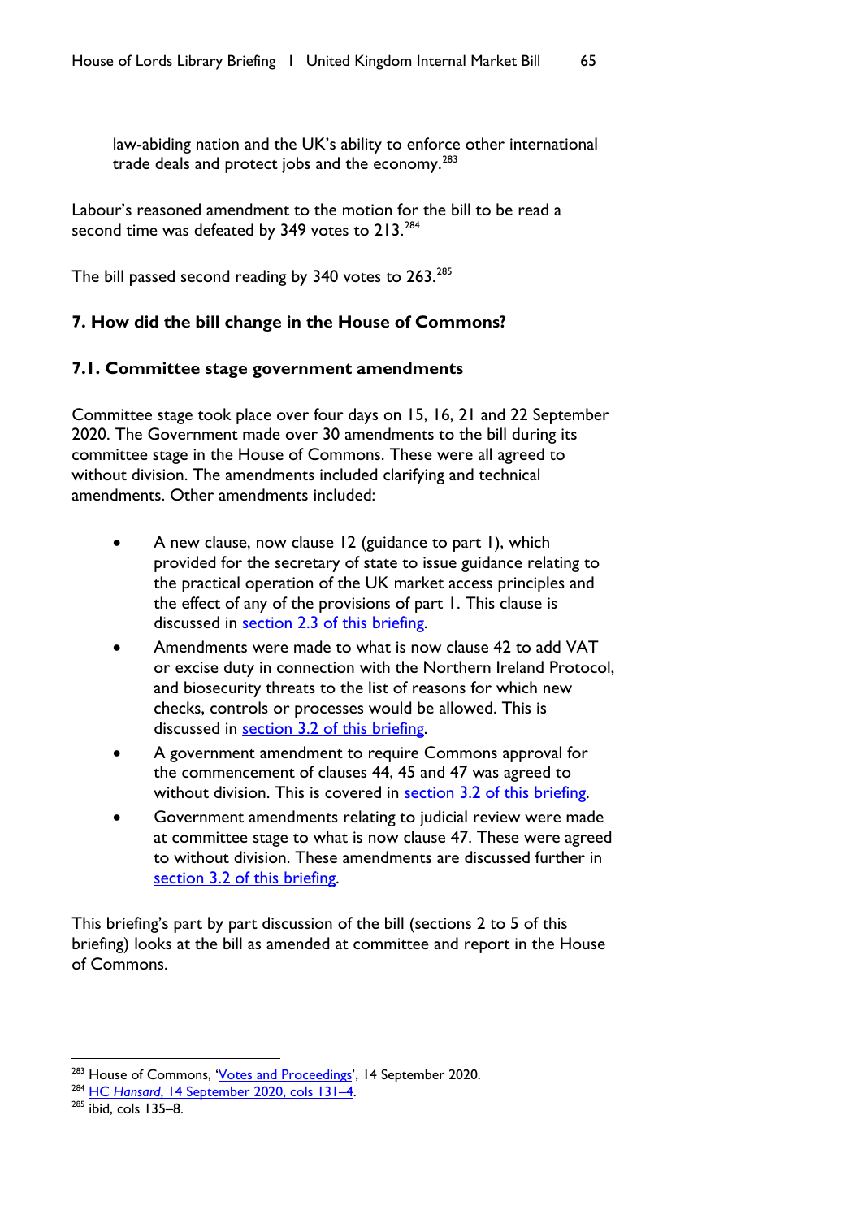law-abiding nation and the UK's ability to enforce other international trade deals and protect jobs and the economy.[283]

Labour's reasoned amendment to the motion for the bill to be read a second time was defeated by 349 votes to 213.[284]

The bill passed second reading by 340 votes to 263.[285]

## 7. How did the bill change in the House of Commons?

### 7.1. Committee stage government amendments

Committee stage took place over four days on 15, 16, 21 and 22 September 2020. The Government made over 30 amendments to the bill during its committee stage in the House of Commons. These were all agreed to without division. The amendments included clarifying and technical amendments. Other amendments included:

- A new clause, now clause 12 (guidance to part 1), which provided for the secretary of state to issue guidance relating to the practical operation of the UK market access principles and the effect of any of the provisions of part 1. This clause is discussed in section 2.3 of this briefing.
- Amendments were made to what is now clause 42 to add VAT or excise duty in connection with the Northern Ireland Protocol, and biosecurity threats to the list of reasons for which new checks, controls or processes would be allowed. This is discussed in section 3.2 of this briefing.
- A government amendment to require Commons approval for the commencement of clauses 44, 45 and 47 was agreed to without division. This is covered in section 3.2 of this briefing.
- Government amendments relating to judicial review were made at committee stage to what is now clause 47. These were agreed to without division. These amendments are discussed further in section 3.2 of this briefing.

This briefing's part by part discussion of the bill (sections 2 to 5 of this briefing) looks at the bill as amended at committee and report in the House of Commons.

---

[283] House of Commons, 'Votes and Proceedings', 14 September 2020.

[284] HC *Hansard*, 14 September 2020, cols 131–4.

[285] ibid, cols 135–8.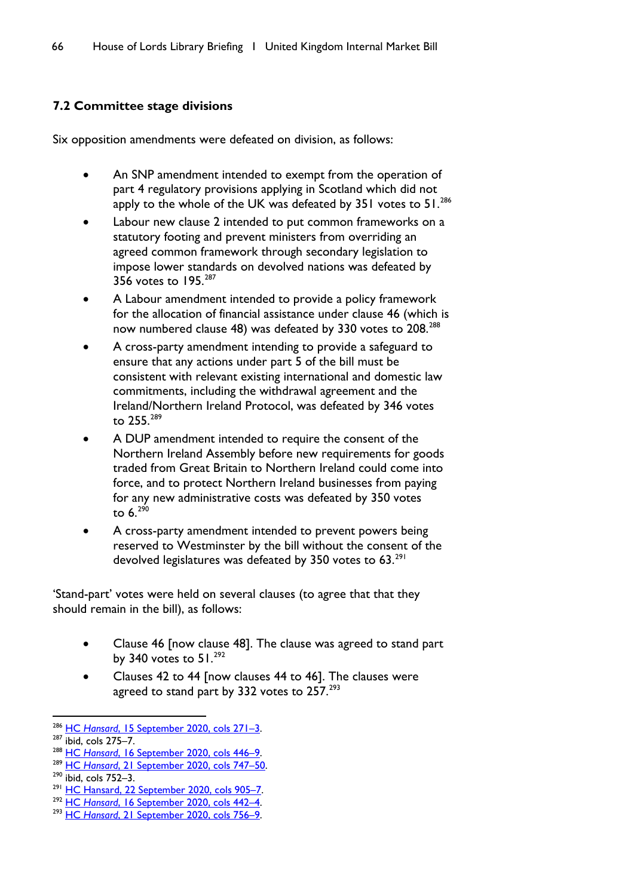### 7.2 Committee stage divisions

Six opposition amendments were defeated on division, as follows:

- An SNP amendment intended to exempt from the operation of part 4 regulatory provisions applying in Scotland which did not apply to the whole of the UK was defeated by 351 votes to 51.[286]
- Labour new clause 2 intended to put common frameworks on a statutory footing and prevent ministers from overriding an agreed common framework through secondary legislation to impose lower standards on devolved nations was defeated by 356 votes to 195.[287]
- A Labour amendment intended to provide a policy framework for the allocation of financial assistance under clause 46 (which is now numbered clause 48) was defeated by 330 votes to 208.[288]
- A cross-party amendment intending to provide a safeguard to ensure that any actions under part 5 of the bill must be consistent with relevant existing international and domestic law commitments, including the withdrawal agreement and the Ireland/Northern Ireland Protocol, was defeated by 346 votes to 255.[289]
- A DUP amendment intended to require the consent of the Northern Ireland Assembly before new requirements for goods traded from Great Britain to Northern Ireland could come into force, and to protect Northern Ireland businesses from paying for any new administrative costs was defeated by 350 votes to 6.[290]
- A cross-party amendment intended to prevent powers being reserved to Westminster by the bill without the consent of the devolved legislatures was defeated by 350 votes to 63.[291]

'Stand-part' votes were held on several clauses (to agree that that they should remain in the bill), as follows:

- Clause 46 [now clause 48]. The clause was agreed to stand part by 340 votes to 51.[292]
- Clauses 42 to 44 [now clauses 44 to 46]. The clauses were agreed to stand part by 332 votes to 257.[293]

---

[286] HC *Hansard*, 15 September 2020, cols 271–3.
[287] ibid, cols 275–7.
[288] HC *Hansard*, 16 September 2020, cols 446–9.
[289] HC *Hansard*, 21 September 2020, cols 747–50.
[290] ibid, cols 752–3.
[291] HC Hansard, 22 September 2020, cols 905–7.
[292] HC *Hansard*, 16 September 2020, cols 442–4.
[293] HC *Hansard*, 21 September 2020, cols 756–9.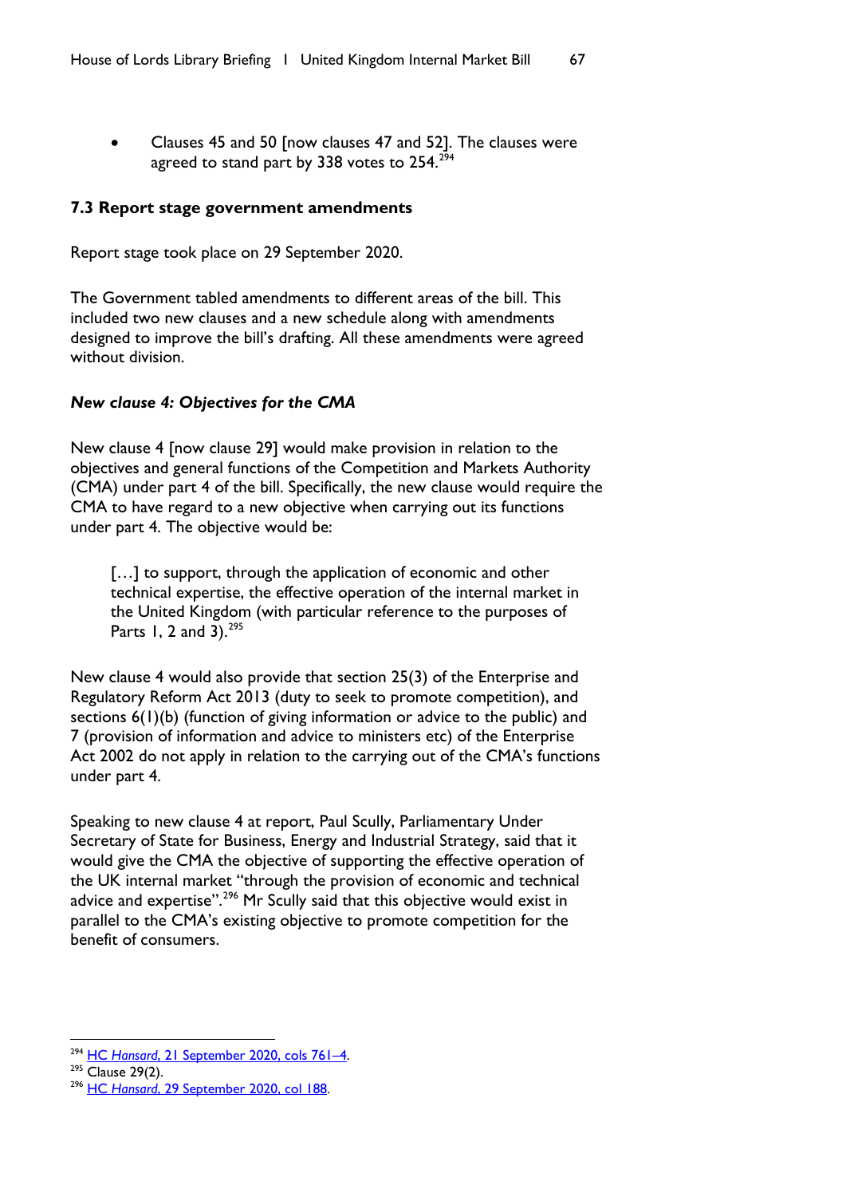- Clauses 45 and 50 [now clauses 47 and 52]. The clauses were agreed to stand part by 338 votes to 254.[294]

### 7.3 Report stage government amendments

Report stage took place on 29 September 2020.

The Government tabled amendments to different areas of the bill. This included two new clauses and a new schedule along with amendments designed to improve the bill's drafting. All these amendments were agreed without division.

#### *New clause 4: Objectives for the CMA*

New clause 4 [now clause 29] would make provision in relation to the objectives and general functions of the Competition and Markets Authority (CMA) under part 4 of the bill. Specifically, the new clause would require the CMA to have regard to a new objective when carrying out its functions under part 4. The objective would be:

> […] to support, through the application of economic and other technical expertise, the effective operation of the internal market in the United Kingdom (with particular reference to the purposes of Parts 1, 2 and 3).[295]

New clause 4 would also provide that section 25(3) of the Enterprise and Regulatory Reform Act 2013 (duty to seek to promote competition), and sections 6(1)(b) (function of giving information or advice to the public) and 7 (provision of information and advice to ministers etc) of the Enterprise Act 2002 do not apply in relation to the carrying out of the CMA's functions under part 4.

Speaking to new clause 4 at report, Paul Scully, Parliamentary Under Secretary of State for Business, Energy and Industrial Strategy, said that it would give the CMA the objective of supporting the effective operation of the UK internal market "through the provision of economic and technical advice and expertise".[296] Mr Scully said that this objective would exist in parallel to the CMA's existing objective to promote competition for the benefit of consumers.

---

[294] HC *Hansard*, 21 September 2020, cols 761–4.

[295] Clause 29(2).

[296] HC *Hansard*, 29 September 2020, col 188.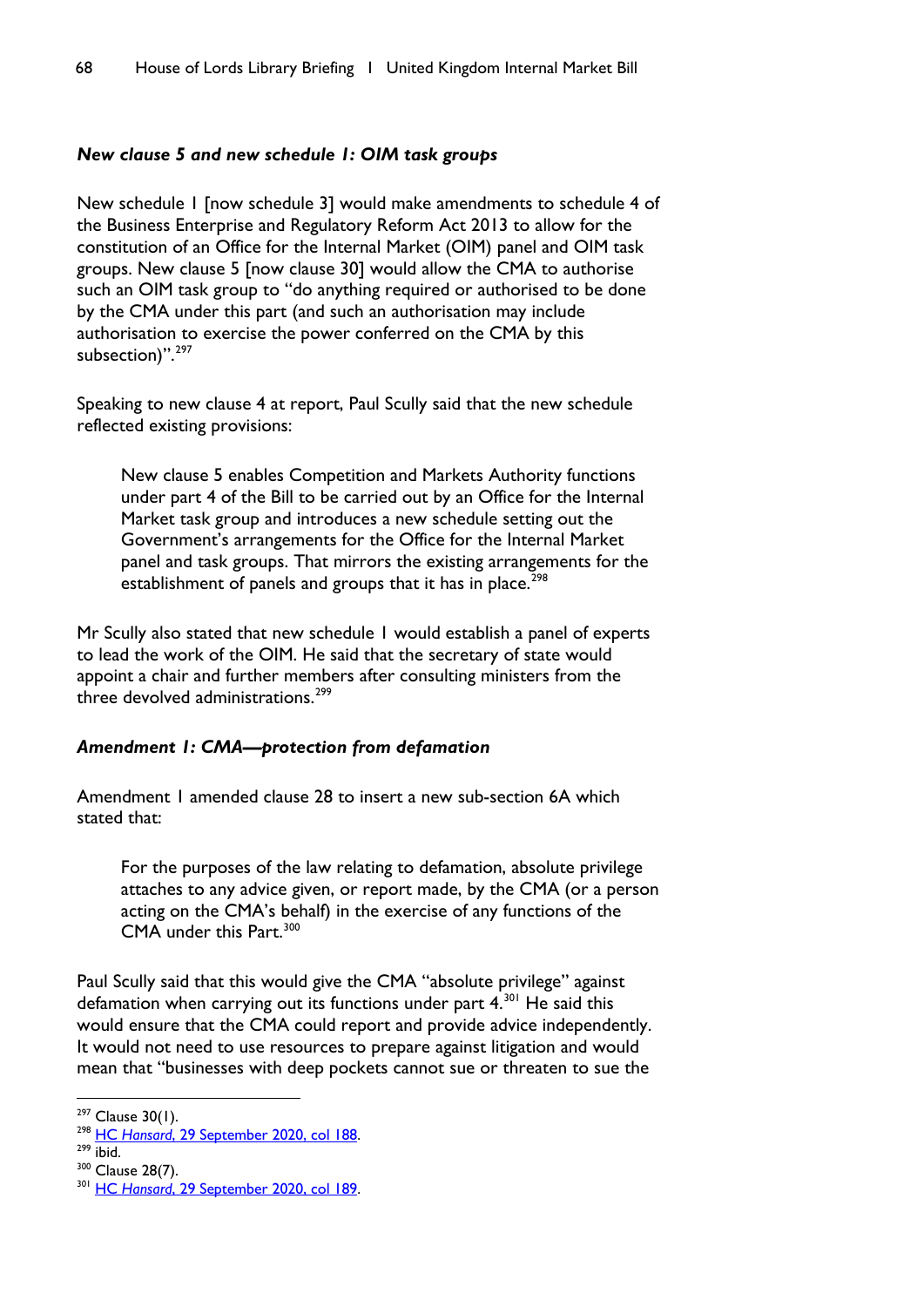### *New clause 5 and new schedule 1: OIM task groups*

New schedule 1 [now schedule 3] would make amendments to schedule 4 of the Business Enterprise and Regulatory Reform Act 2013 to allow for the constitution of an Office for the Internal Market (OIM) panel and OIM task groups. New clause 5 [now clause 30] would allow the CMA to authorise such an OIM task group to "do anything required or authorised to be done by the CMA under this part (and such an authorisation may include authorisation to exercise the power conferred on the CMA by this subsection)".[297]

Speaking to new clause 4 at report, Paul Scully said that the new schedule reflected existing provisions:

> New clause 5 enables Competition and Markets Authority functions under part 4 of the Bill to be carried out by an Office for the Internal Market task group and introduces a new schedule setting out the Government's arrangements for the Office for the Internal Market panel and task groups. That mirrors the existing arrangements for the establishment of panels and groups that it has in place.[298]

Mr Scully also stated that new schedule 1 would establish a panel of experts to lead the work of the OIM. He said that the secretary of state would appoint a chair and further members after consulting ministers from the three devolved administrations.[299]

### *Amendment 1: CMA—protection from defamation*

Amendment 1 amended clause 28 to insert a new sub-section 6A which stated that:

> For the purposes of the law relating to defamation, absolute privilege attaches to any advice given, or report made, by the CMA (or a person acting on the CMA's behalf) in the exercise of any functions of the CMA under this Part.[300]

Paul Scully said that this would give the CMA "absolute privilege" against defamation when carrying out its functions under part 4.[301] He said this would ensure that the CMA could report and provide advice independently. It would not need to use resources to prepare against litigation and would mean that "businesses with deep pockets cannot sue or threaten to sue the

---

[297] Clause 30(1).

[298] HC *Hansard*, 29 September 2020, col 188.

[299] ibid.

[300] Clause 28(7).

[301] HC *Hansard*, 29 September 2020, col 189.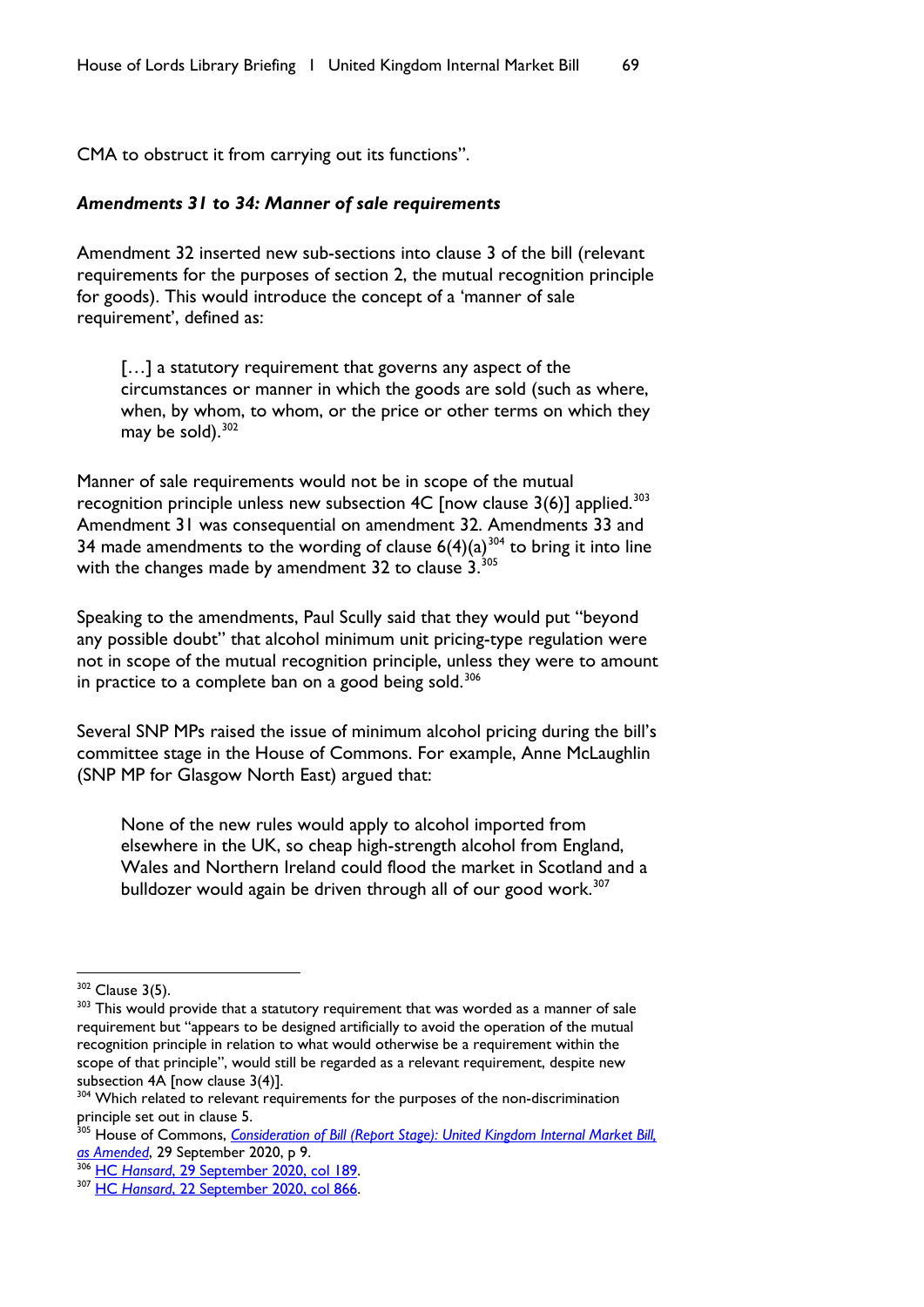CMA to obstruct it from carrying out its functions".

***Amendments 31 to 34: Manner of sale requirements***

Amendment 32 inserted new sub-sections into clause 3 of the bill (relevant requirements for the purposes of section 2, the mutual recognition principle for goods). This would introduce the concept of a 'manner of sale requirement', defined as:

> […] a statutory requirement that governs any aspect of the circumstances or manner in which the goods are sold (such as where, when, by whom, to whom, or the price or other terms on which they may be sold).[302]

Manner of sale requirements would not be in scope of the mutual recognition principle unless new subsection 4C [now clause 3(6)] applied.[303] Amendment 31 was consequential on amendment 32. Amendments 33 and 34 made amendments to the wording of clause 6(4)(a)[304] to bring it into line with the changes made by amendment 32 to clause 3.[305]

Speaking to the amendments, Paul Scully said that they would put "beyond any possible doubt" that alcohol minimum unit pricing-type regulation were not in scope of the mutual recognition principle, unless they were to amount in practice to a complete ban on a good being sold.[306]

Several SNP MPs raised the issue of minimum alcohol pricing during the bill's committee stage in the House of Commons. For example, Anne McLaughlin (SNP MP for Glasgow North East) argued that:

> None of the new rules would apply to alcohol imported from elsewhere in the UK, so cheap high-strength alcohol from England, Wales and Northern Ireland could flood the market in Scotland and a bulldozer would again be driven through all of our good work.[307]

---

[302] Clause 3(5).

[303] This would provide that a statutory requirement that was worded as a manner of sale requirement but "appears to be designed artificially to avoid the operation of the mutual recognition principle in relation to what would otherwise be a requirement within the scope of that principle", would still be regarded as a relevant requirement, despite new subsection 4A [now clause 3(4)].

[304] Which related to relevant requirements for the purposes of the non-discrimination principle set out in clause 5.

[305] House of Commons, *Consideration of Bill (Report Stage): United Kingdom Internal Market Bill, as Amended*, 29 September 2020, p 9.

[306] HC *Hansard*, 29 September 2020, col 189.

[307] HC *Hansard*, 22 September 2020, col 866.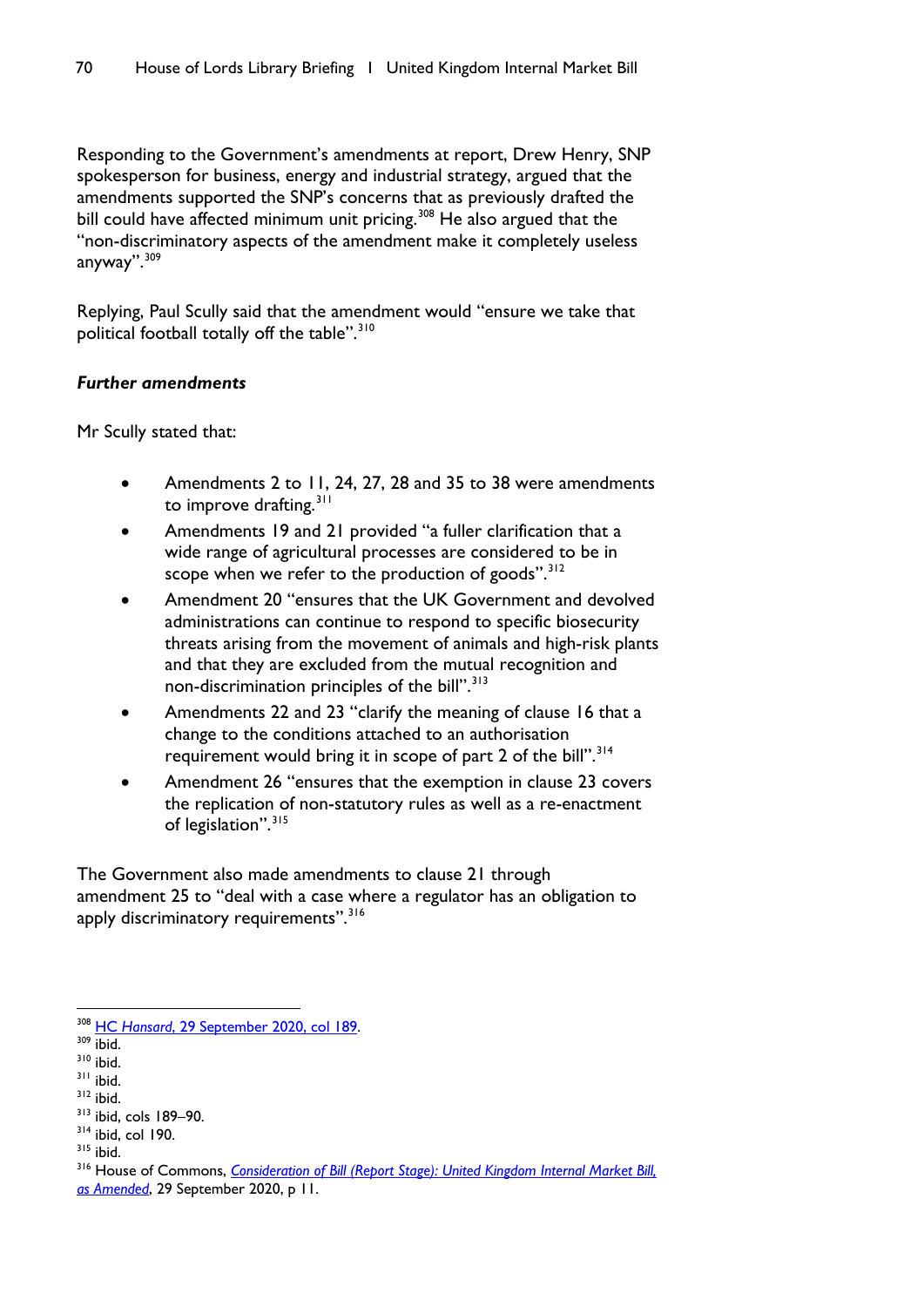Responding to the Government's amendments at report, Drew Henry, SNP spokesperson for business, energy and industrial strategy, argued that the amendments supported the SNP's concerns that as previously drafted the bill could have affected minimum unit pricing.[308] He also argued that the "non-discriminatory aspects of the amendment make it completely useless anyway".[309]

Replying, Paul Scully said that the amendment would "ensure we take that political football totally off the table".[310]

***Further amendments***

Mr Scully stated that:

- Amendments 2 to 11, 24, 27, 28 and 35 to 38 were amendments to improve drafting.[311]
- Amendments 19 and 21 provided "a fuller clarification that a wide range of agricultural processes are considered to be in scope when we refer to the production of goods".[312]
- Amendment 20 "ensures that the UK Government and devolved administrations can continue to respond to specific biosecurity threats arising from the movement of animals and high-risk plants and that they are excluded from the mutual recognition and non-discrimination principles of the bill".[313]
- Amendments 22 and 23 "clarify the meaning of clause 16 that a change to the conditions attached to an authorisation requirement would bring it in scope of part 2 of the bill".[314]
- Amendment 26 "ensures that the exemption in clause 23 covers the replication of non-statutory rules as well as a re-enactment of legislation".[315]

The Government also made amendments to clause 21 through amendment 25 to "deal with a case where a regulator has an obligation to apply discriminatory requirements".[316]

---

[308] HC *Hansard*, 29 September 2020, col 189.
[309] ibid.
[310] ibid.
[311] ibid.
[312] ibid.
[313] ibid, cols 189–90.
[314] ibid, col 190.
[315] ibid.
[316] House of Commons, *Consideration of Bill (Report Stage): United Kingdom Internal Market Bill, as Amended*, 29 September 2020, p 11.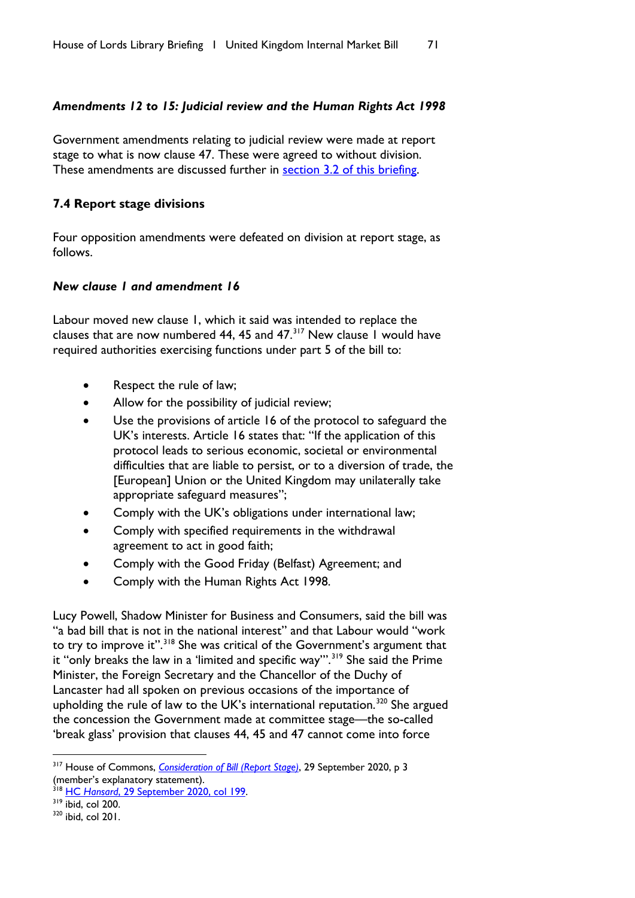### *Amendments 12 to 15: Judicial review and the Human Rights Act 1998*

Government amendments relating to judicial review were made at report stage to what is now clause 47. These were agreed to without division. These amendments are discussed further in section 3.2 of this briefing.

## 7.4 Report stage divisions

Four opposition amendments were defeated on division at report stage, as follows.

### *New clause 1 and amendment 16*

Labour moved new clause 1, which it said was intended to replace the clauses that are now numbered 44, 45 and 47.[317] New clause 1 would have required authorities exercising functions under part 5 of the bill to:

- Respect the rule of law;
- Allow for the possibility of judicial review;
- Use the provisions of article 16 of the protocol to safeguard the UK's interests. Article 16 states that: "If the application of this protocol leads to serious economic, societal or environmental difficulties that are liable to persist, or to a diversion of trade, the [European] Union or the United Kingdom may unilaterally take appropriate safeguard measures";
- Comply with the UK's obligations under international law;
- Comply with specified requirements in the withdrawal agreement to act in good faith;
- Comply with the Good Friday (Belfast) Agreement; and
- Comply with the Human Rights Act 1998.

Lucy Powell, Shadow Minister for Business and Consumers, said the bill was "a bad bill that is not in the national interest" and that Labour would "work to try to improve it".[318] She was critical of the Government's argument that it "only breaks the law in a 'limited and specific way'".[319] She said the Prime Minister, the Foreign Secretary and the Chancellor of the Duchy of Lancaster had all spoken on previous occasions of the importance of upholding the rule of law to the UK's international reputation.[320] She argued the concession the Government made at committee stage—the so-called 'break glass' provision that clauses 44, 45 and 47 cannot come into force

---

[317] House of Commons, *Consideration of Bill (Report Stage)*, 29 September 2020, p 3 (member's explanatory statement).
[318] HC *Hansard*, 29 September 2020, col 199.
[319] ibid, col 200.
[320] ibid, col 201.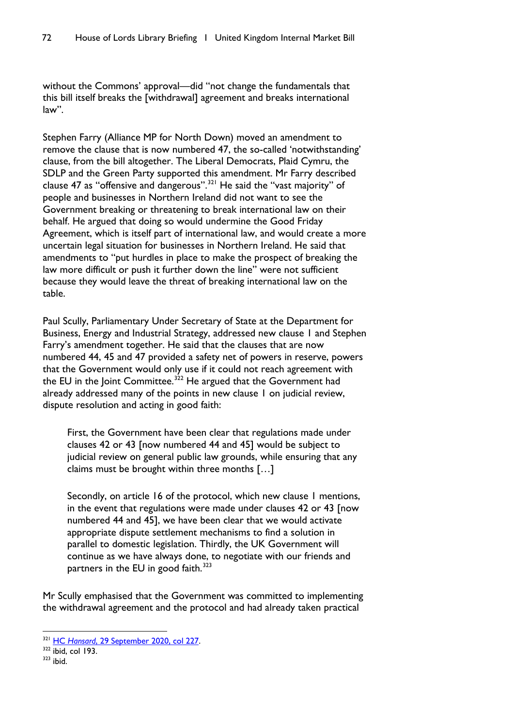without the Commons' approval—did "not change the fundamentals that this bill itself breaks the [withdrawal] agreement and breaks international law".

Stephen Farry (Alliance MP for North Down) moved an amendment to remove the clause that is now numbered 47, the so-called 'notwithstanding' clause, from the bill altogether. The Liberal Democrats, Plaid Cymru, the SDLP and the Green Party supported this amendment. Mr Farry described clause 47 as "offensive and dangerous".[321] He said the "vast majority" of people and businesses in Northern Ireland did not want to see the Government breaking or threatening to break international law on their behalf. He argued that doing so would undermine the Good Friday Agreement, which is itself part of international law, and would create a more uncertain legal situation for businesses in Northern Ireland. He said that amendments to "put hurdles in place to make the prospect of breaking the law more difficult or push it further down the line" were not sufficient because they would leave the threat of breaking international law on the table.

Paul Scully, Parliamentary Under Secretary of State at the Department for Business, Energy and Industrial Strategy, addressed new clause 1 and Stephen Farry's amendment together. He said that the clauses that are now numbered 44, 45 and 47 provided a safety net of powers in reserve, powers that the Government would only use if it could not reach agreement with the EU in the Joint Committee.[322] He argued that the Government had already addressed many of the points in new clause 1 on judicial review, dispute resolution and acting in good faith:

> First, the Government have been clear that regulations made under clauses 42 or 43 [now numbered 44 and 45] would be subject to judicial review on general public law grounds, while ensuring that any claims must be brought within three months […]
>
> Secondly, on article 16 of the protocol, which new clause 1 mentions, in the event that regulations were made under clauses 42 or 43 [now numbered 44 and 45], we have been clear that we would activate appropriate dispute settlement mechanisms to find a solution in parallel to domestic legislation. Thirdly, the UK Government will continue as we have always done, to negotiate with our friends and partners in the EU in good faith.[323]

Mr Scully emphasised that the Government was committed to implementing the withdrawal agreement and the protocol and had already taken practical

---

[321] HC *Hansard*, 29 September 2020, col 227.

[322] ibid, col 193.

[323] ibid.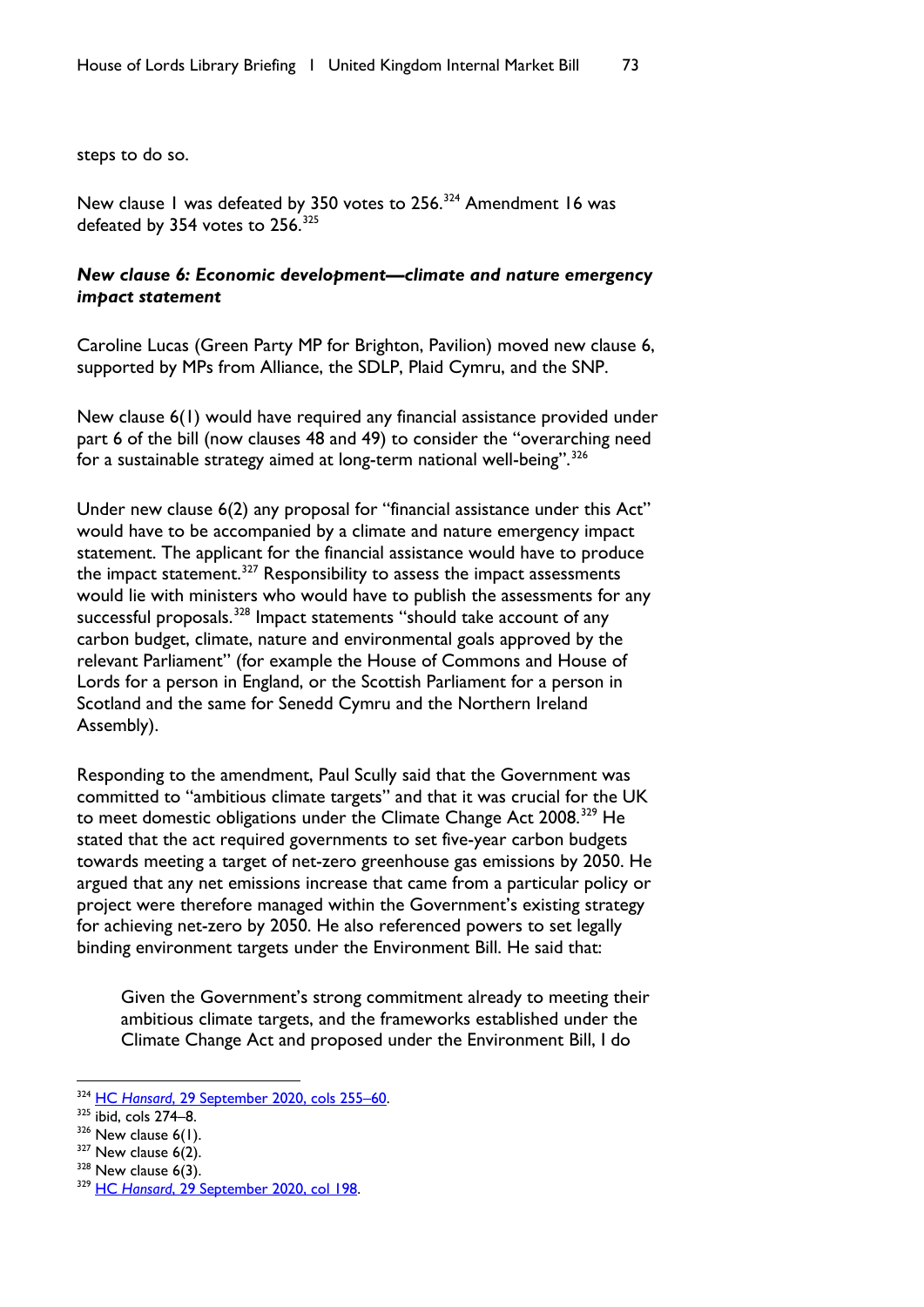steps to do so.

New clause 1 was defeated by 350 votes to 256.[324] Amendment 16 was defeated by 354 votes to 256.[325]

### *New clause 6: Economic development—climate and nature emergency impact statement*

Caroline Lucas (Green Party MP for Brighton, Pavilion) moved new clause 6, supported by MPs from Alliance, the SDLP, Plaid Cymru, and the SNP.

New clause 6(1) would have required any financial assistance provided under part 6 of the bill (now clauses 48 and 49) to consider the "overarching need for a sustainable strategy aimed at long-term national well-being".[326]

Under new clause 6(2) any proposal for "financial assistance under this Act" would have to be accompanied by a climate and nature emergency impact statement. The applicant for the financial assistance would have to produce the impact statement.[327] Responsibility to assess the impact assessments would lie with ministers who would have to publish the assessments for any successful proposals.[328] Impact statements "should take account of any carbon budget, climate, nature and environmental goals approved by the relevant Parliament" (for example the House of Commons and House of Lords for a person in England, or the Scottish Parliament for a person in Scotland and the same for Senedd Cymru and the Northern Ireland Assembly).

Responding to the amendment, Paul Scully said that the Government was committed to "ambitious climate targets" and that it was crucial for the UK to meet domestic obligations under the Climate Change Act 2008.[329] He stated that the act required governments to set five-year carbon budgets towards meeting a target of net-zero greenhouse gas emissions by 2050. He argued that any net emissions increase that came from a particular policy or project were therefore managed within the Government's existing strategy for achieving net-zero by 2050. He also referenced powers to set legally binding environment targets under the Environment Bill. He said that:

> Given the Government's strong commitment already to meeting their ambitious climate targets, and the frameworks established under the Climate Change Act and proposed under the Environment Bill, I do

---

[324] HC *Hansard*, 29 September 2020, cols 255–60.

[325] ibid, cols 274–8.

[326] New clause 6(1).

[327] New clause 6(2).

[328] New clause 6(3).

[329] HC *Hansard*, 29 September 2020, col 198.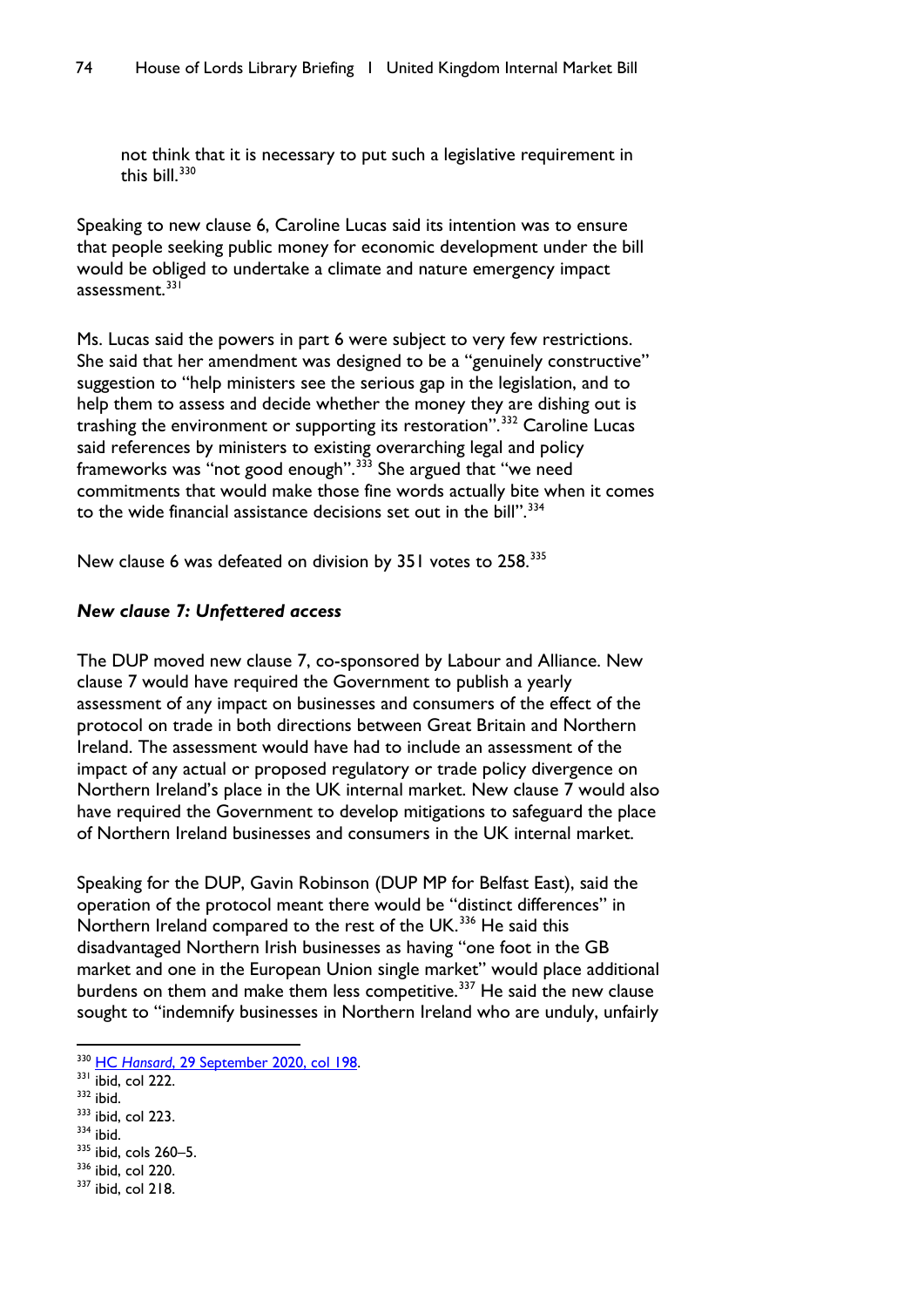not think that it is necessary to put such a legislative requirement in this bill.[330]

Speaking to new clause 6, Caroline Lucas said its intention was to ensure that people seeking public money for economic development under the bill would be obliged to undertake a climate and nature emergency impact assessment.[331]

Ms. Lucas said the powers in part 6 were subject to very few restrictions. She said that her amendment was designed to be a "genuinely constructive" suggestion to "help ministers see the serious gap in the legislation, and to help them to assess and decide whether the money they are dishing out is trashing the environment or supporting its restoration".[332] Caroline Lucas said references by ministers to existing overarching legal and policy frameworks was "not good enough".[333] She argued that "we need commitments that would make those fine words actually bite when it comes to the wide financial assistance decisions set out in the bill".[334]

New clause 6 was defeated on division by 351 votes to 258.[335]

### *New clause 7: Unfettered access*

The DUP moved new clause 7, co-sponsored by Labour and Alliance. New clause 7 would have required the Government to publish a yearly assessment of any impact on businesses and consumers of the effect of the protocol on trade in both directions between Great Britain and Northern Ireland. The assessment would have had to include an assessment of the impact of any actual or proposed regulatory or trade policy divergence on Northern Ireland's place in the UK internal market. New clause 7 would also have required the Government to develop mitigations to safeguard the place of Northern Ireland businesses and consumers in the UK internal market.

Speaking for the DUP, Gavin Robinson (DUP MP for Belfast East), said the operation of the protocol meant there would be "distinct differences" in Northern Ireland compared to the rest of the UK.[336] He said this disadvantaged Northern Irish businesses as having "one foot in the GB market and one in the European Union single market" would place additional burdens on them and make them less competitive.[337] He said the new clause sought to "indemnify businesses in Northern Ireland who are unduly, unfairly

[330] HC *Hansard*, 29 September 2020, col 198.
[331] ibid, col 222.
[332] ibid.
[333] ibid, col 223.
[334] ibid.
[335] ibid, cols 260–5.
[336] ibid, col 220.
[337] ibid, col 218.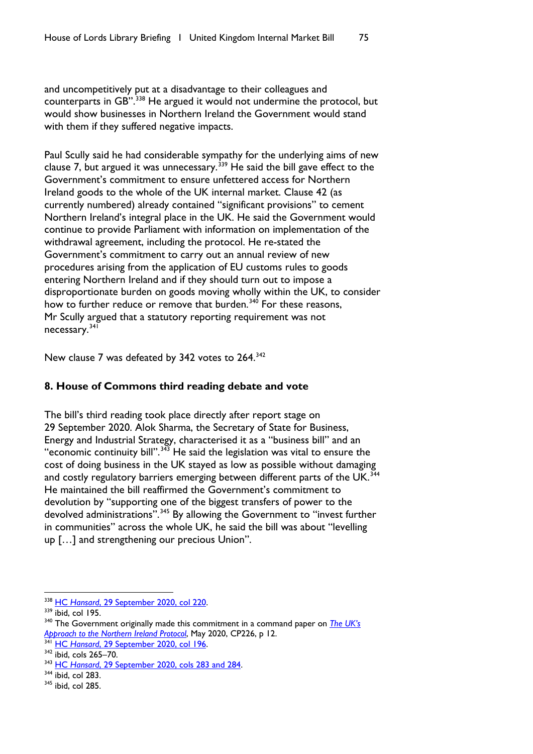and uncompetitively put at a disadvantage to their colleagues and counterparts in GB".[338] He argued it would not undermine the protocol, but would show businesses in Northern Ireland the Government would stand with them if they suffered negative impacts.

Paul Scully said he had considerable sympathy for the underlying aims of new clause 7, but argued it was unnecessary.[339] He said the bill gave effect to the Government's commitment to ensure unfettered access for Northern Ireland goods to the whole of the UK internal market. Clause 42 (as currently numbered) already contained "significant provisions" to cement Northern Ireland's integral place in the UK. He said the Government would continue to provide Parliament with information on implementation of the withdrawal agreement, including the protocol. He re-stated the Government's commitment to carry out an annual review of new procedures arising from the application of EU customs rules to goods entering Northern Ireland and if they should turn out to impose a disproportionate burden on goods moving wholly within the UK, to consider how to further reduce or remove that burden.[340] For these reasons, Mr Scully argued that a statutory reporting requirement was not necessary.[341]

New clause 7 was defeated by 342 votes to 264.[342]

## 8. House of Commons third reading debate and vote

The bill's third reading took place directly after report stage on 29 September 2020. Alok Sharma, the Secretary of State for Business, Energy and Industrial Strategy, characterised it as a "business bill" and an "economic continuity bill".[343] He said the legislation was vital to ensure the cost of doing business in the UK stayed as low as possible without damaging and costly regulatory barriers emerging between different parts of the UK.[344] He maintained the bill reaffirmed the Government's commitment to devolution by "supporting one of the biggest transfers of power to the devolved administrations".[345] By allowing the Government to "invest further in communities" across the whole UK, he said the bill was about "levelling up […] and strengthening our precious Union".

---

338 HC *Hansard*, 29 September 2020, col 220.

339 ibid, col 195.

340 The Government originally made this commitment in a command paper on *The UK's Approach to the Northern Ireland Protocol*, May 2020, CP226, p 12.

341 HC *Hansard*, 29 September 2020, col 196.

342 ibid, cols 265–70.

343 HC *Hansard*, 29 September 2020, cols 283 and 284.

344 ibid, col 283.

345 ibid, col 285.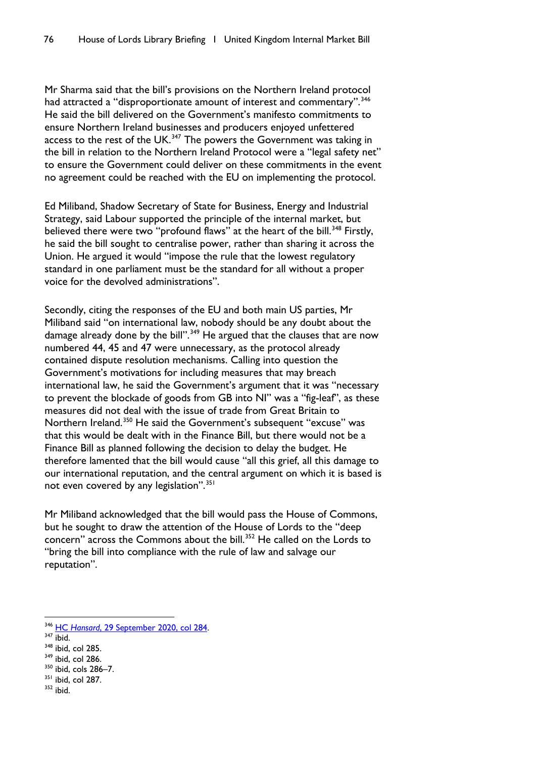Mr Sharma said that the bill's provisions on the Northern Ireland protocol had attracted a "disproportionate amount of interest and commentary".[346] He said the bill delivered on the Government's manifesto commitments to ensure Northern Ireland businesses and producers enjoyed unfettered access to the rest of the UK.[347] The powers the Government was taking in the bill in relation to the Northern Ireland Protocol were a "legal safety net" to ensure the Government could deliver on these commitments in the event no agreement could be reached with the EU on implementing the protocol.

Ed Miliband, Shadow Secretary of State for Business, Energy and Industrial Strategy, said Labour supported the principle of the internal market, but believed there were two "profound flaws" at the heart of the bill.[348] Firstly, he said the bill sought to centralise power, rather than sharing it across the Union. He argued it would "impose the rule that the lowest regulatory standard in one parliament must be the standard for all without a proper voice for the devolved administrations".

Secondly, citing the responses of the EU and both main US parties, Mr Miliband said "on international law, nobody should be any doubt about the damage already done by the bill".[349] He argued that the clauses that are now numbered 44, 45 and 47 were unnecessary, as the protocol already contained dispute resolution mechanisms. Calling into question the Government's motivations for including measures that may breach international law, he said the Government's argument that it was "necessary to prevent the blockade of goods from GB into NI" was a "fig-leaf", as these measures did not deal with the issue of trade from Great Britain to Northern Ireland.[350] He said the Government's subsequent "excuse" was that this would be dealt with in the Finance Bill, but there would not be a Finance Bill as planned following the decision to delay the budget. He therefore lamented that the bill would cause "all this grief, all this damage to our international reputation, and the central argument on which it is based is not even covered by any legislation".[351]

Mr Miliband acknowledged that the bill would pass the House of Commons, but he sought to draw the attention of the House of Lords to the "deep concern" across the Commons about the bill.[352] He called on the Lords to "bring the bill into compliance with the rule of law and salvage our reputation".

---

[346] HC *Hansard*, 29 September 2020, col 284.
[347] ibid.
[348] ibid, col 285.
[349] ibid, col 286.
[350] ibid, cols 286–7.
[351] ibid, col 287.
[352] ibid.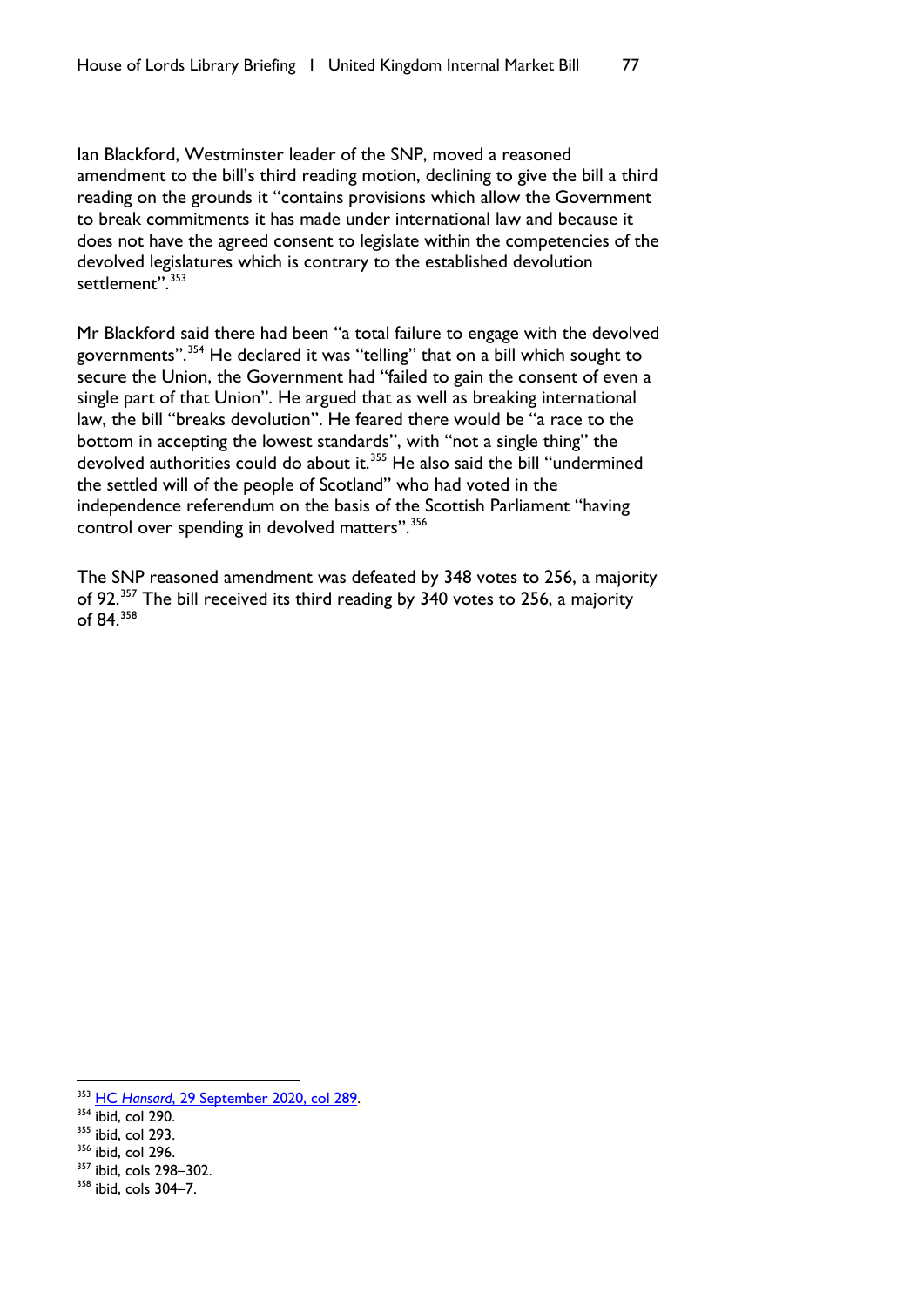Ian Blackford, Westminster leader of the SNP, moved a reasoned amendment to the bill's third reading motion, declining to give the bill a third reading on the grounds it "contains provisions which allow the Government to break commitments it has made under international law and because it does not have the agreed consent to legislate within the competencies of the devolved legislatures which is contrary to the established devolution settlement".[353]

Mr Blackford said there had been "a total failure to engage with the devolved governments".[354] He declared it was "telling" that on a bill which sought to secure the Union, the Government had "failed to gain the consent of even a single part of that Union". He argued that as well as breaking international law, the bill "breaks devolution". He feared there would be "a race to the bottom in accepting the lowest standards", with "not a single thing" the devolved authorities could do about it.[355] He also said the bill "undermined the settled will of the people of Scotland" who had voted in the independence referendum on the basis of the Scottish Parliament "having control over spending in devolved matters".[356]

The SNP reasoned amendment was defeated by 348 votes to 256, a majority of 92.[357] The bill received its third reading by 340 votes to 256, a majority of 84.[358]

---

[353] HC *Hansard*, 29 September 2020, col 289.
[354] ibid, col 290.
[355] ibid, col 293.
[356] ibid, col 296.
[357] ibid, cols 298–302.
[358] ibid, cols 304–7.